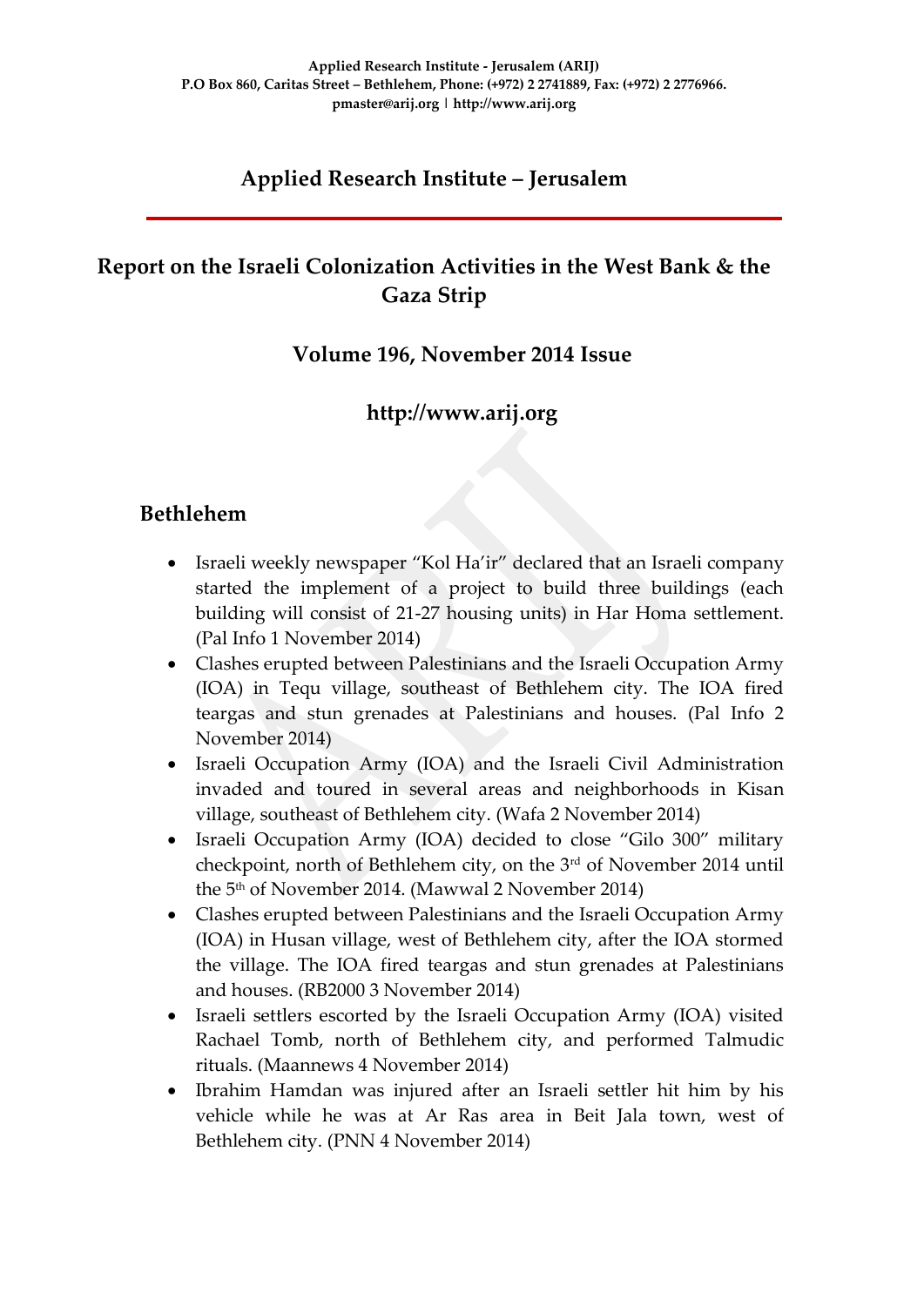Applied Research Institute - Jerusalem (ARIJ)
P.O Box 860, Caritas Street – Bethlehem, Phone: (+972) 2 2741889, Fax: (+972) 2 2776966.
pmaster@arij.org | http://www.arij.org

## Applied Research Institute – Jerusalem

# Report on the Israeli Colonization Activities in the West Bank & the Gaza Strip

### Volume 196, November 2014 Issue

### http://www.arij.org

## Bethlehem

- Israeli weekly newspaper "Kol Ha'ir" declared that an Israeli company started the implement of a project to build three buildings (each building will consist of 21-27 housing units) in Har Homa settlement. (Pal Info 1 November 2014)
- Clashes erupted between Palestinians and the Israeli Occupation Army (IOA) in Tequ village, southeast of Bethlehem city. The IOA fired teargas and stun grenades at Palestinians and houses. (Pal Info 2 November 2014)
- Israeli Occupation Army (IOA) and the Israeli Civil Administration invaded and toured in several areas and neighborhoods in Kisan village, southeast of Bethlehem city. (Wafa 2 November 2014)
- Israeli Occupation Army (IOA) decided to close "Gilo 300" military checkpoint, north of Bethlehem city, on the 3rd of November 2014 until the 5th of November 2014. (Mawwal 2 November 2014)
- Clashes erupted between Palestinians and the Israeli Occupation Army (IOA) in Husan village, west of Bethlehem city, after the IOA stormed the village. The IOA fired teargas and stun grenades at Palestinians and houses. (RB2000 3 November 2014)
- Israeli settlers escorted by the Israeli Occupation Army (IOA) visited Rachael Tomb, north of Bethlehem city, and performed Talmudic rituals. (Maannews 4 November 2014)
- Ibrahim Hamdan was injured after an Israeli settler hit him by his vehicle while he was at Ar Ras area in Beit Jala town, west of Bethlehem city. (PNN 4 November 2014)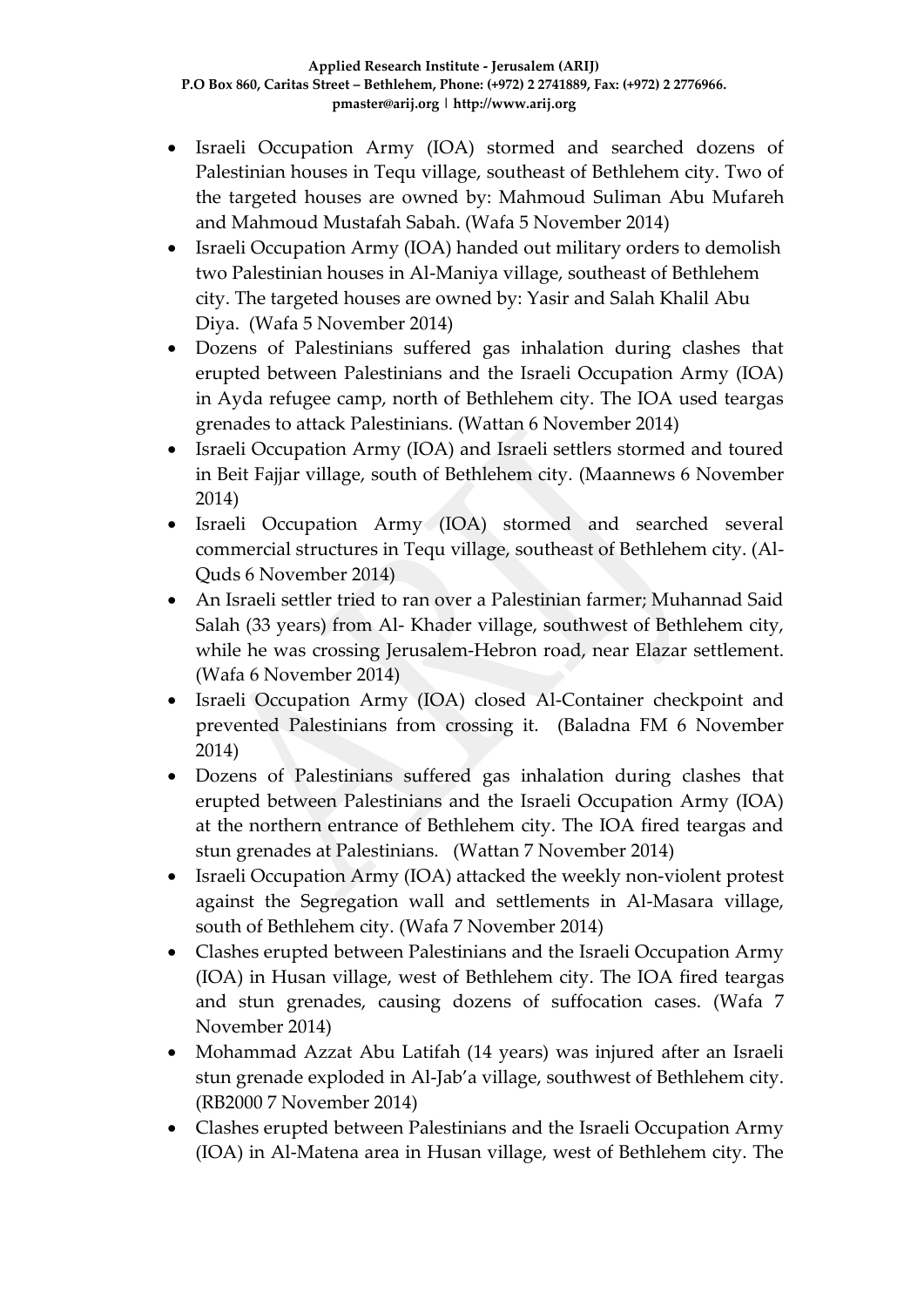- Israeli Occupation Army (IOA) stormed and searched dozens of Palestinian houses in Tequ village, southeast of Bethlehem city. Two of the targeted houses are owned by: Mahmoud Suliman Abu Mufareh and Mahmoud Mustafah Sabah. (Wafa 5 November 2014)
- Israeli Occupation Army (IOA) handed out military orders to demolish two Palestinian houses in Al-Maniya village, southeast of Bethlehem city. The targeted houses are owned by: Yasir and Salah Khalil Abu Diya. (Wafa 5 November 2014)
- Dozens of Palestinians suffered gas inhalation during clashes that erupted between Palestinians and the Israeli Occupation Army (IOA) in Ayda refugee camp, north of Bethlehem city. The IOA used teargas grenades to attack Palestinians. (Wattan 6 November 2014)
- Israeli Occupation Army (IOA) and Israeli settlers stormed and toured in Beit Fajjar village, south of Bethlehem city. (Maannews 6 November 2014)
- Israeli Occupation Army (IOA) stormed and searched several commercial structures in Tequ village, southeast of Bethlehem city. (Al-Quds 6 November 2014)
- An Israeli settler tried to ran over a Palestinian farmer; Muhannad Said Salah (33 years) from Al- Khader village, southwest of Bethlehem city, while he was crossing Jerusalem-Hebron road, near Elazar settlement. (Wafa 6 November 2014)
- Israeli Occupation Army (IOA) closed Al-Container checkpoint and prevented Palestinians from crossing it. (Baladna FM 6 November 2014)
- Dozens of Palestinians suffered gas inhalation during clashes that erupted between Palestinians and the Israeli Occupation Army (IOA) at the northern entrance of Bethlehem city. The IOA fired teargas and stun grenades at Palestinians. (Wattan 7 November 2014)
- Israeli Occupation Army (IOA) attacked the weekly non-violent protest against the Segregation wall and settlements in Al-Masara village, south of Bethlehem city. (Wafa 7 November 2014)
- Clashes erupted between Palestinians and the Israeli Occupation Army (IOA) in Husan village, west of Bethlehem city. The IOA fired teargas and stun grenades, causing dozens of suffocation cases. (Wafa 7 November 2014)
- Mohammad Azzat Abu Latifah (14 years) was injured after an Israeli stun grenade exploded in Al-Jab'a village, southwest of Bethlehem city. (RB2000 7 November 2014)
- Clashes erupted between Palestinians and the Israeli Occupation Army (IOA) in Al-Matena area in Husan village, west of Bethlehem city. The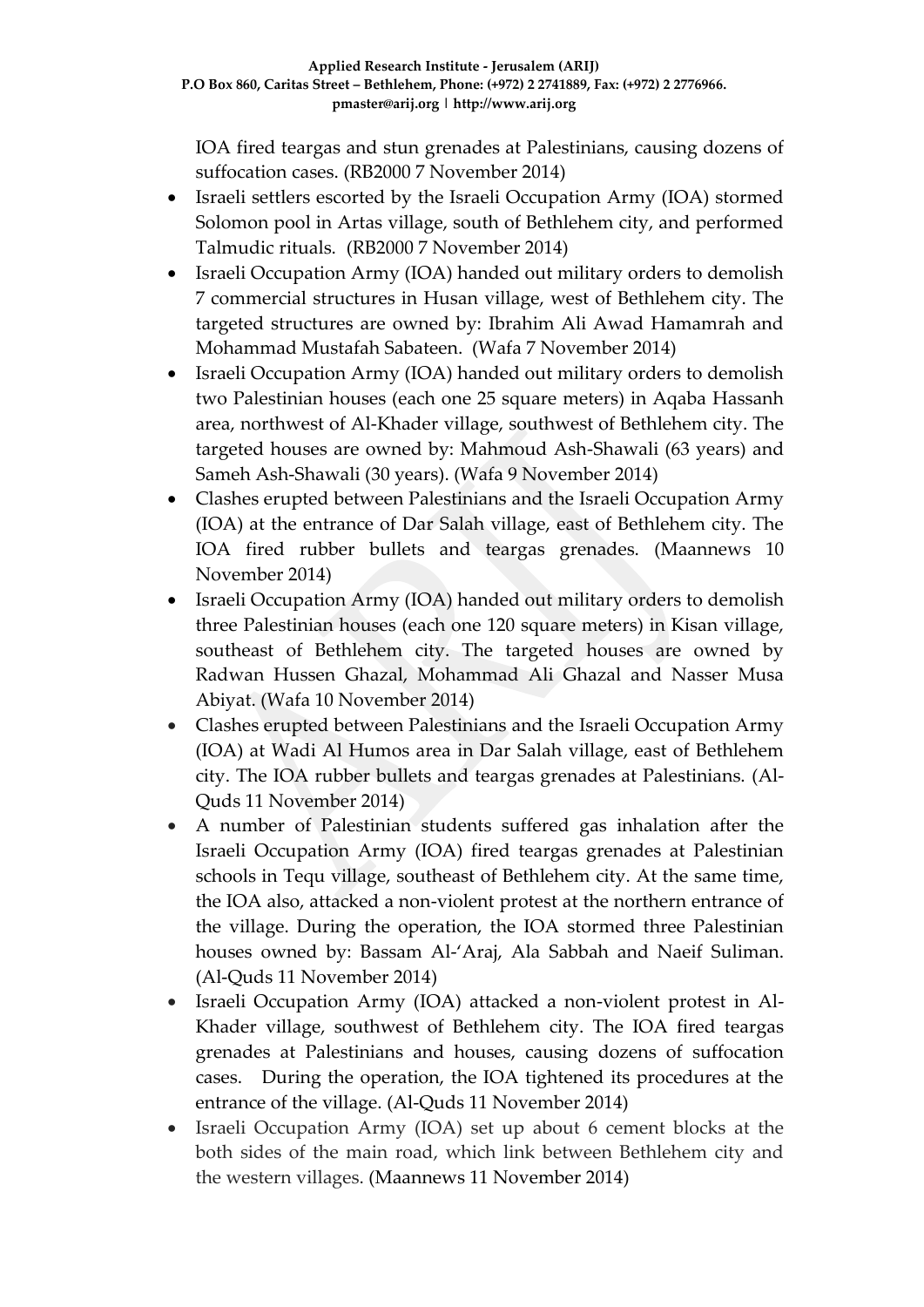IOA fired teargas and stun grenades at Palestinians, causing dozens of suffocation cases. (RB2000 7 November 2014)

- Israeli settlers escorted by the Israeli Occupation Army (IOA) stormed Solomon pool in Artas village, south of Bethlehem city, and performed Talmudic rituals. (RB2000 7 November 2014)
- Israeli Occupation Army (IOA) handed out military orders to demolish 7 commercial structures in Husan village, west of Bethlehem city. The targeted structures are owned by: Ibrahim Ali Awad Hamamrah and Mohammad Mustafah Sabateen. (Wafa 7 November 2014)
- Israeli Occupation Army (IOA) handed out military orders to demolish two Palestinian houses (each one 25 square meters) in Aqaba Hassanh area, northwest of Al-Khader village, southwest of Bethlehem city. The targeted houses are owned by: Mahmoud Ash-Shawali (63 years) and Sameh Ash-Shawali (30 years). (Wafa 9 November 2014)
- Clashes erupted between Palestinians and the Israeli Occupation Army (IOA) at the entrance of Dar Salah village, east of Bethlehem city. The IOA fired rubber bullets and teargas grenades. (Maannews 10 November 2014)
- Israeli Occupation Army (IOA) handed out military orders to demolish three Palestinian houses (each one 120 square meters) in Kisan village, southeast of Bethlehem city. The targeted houses are owned by Radwan Hussen Ghazal, Mohammad Ali Ghazal and Nasser Musa Abiyat. (Wafa 10 November 2014)
- Clashes erupted between Palestinians and the Israeli Occupation Army (IOA) at Wadi Al Humos area in Dar Salah village, east of Bethlehem city. The IOA rubber bullets and teargas grenades at Palestinians. (Al-Quds 11 November 2014)
- A number of Palestinian students suffered gas inhalation after the Israeli Occupation Army (IOA) fired teargas grenades at Palestinian schools in Tequ village, southeast of Bethlehem city. At the same time, the IOA also, attacked a non-violent protest at the northern entrance of the village. During the operation, the IOA stormed three Palestinian houses owned by: Bassam Al-'Araj, Ala Sabbah and Naeif Suliman. (Al-Quds 11 November 2014)
- Israeli Occupation Army (IOA) attacked a non-violent protest in Al-Khader village, southwest of Bethlehem city. The IOA fired teargas grenades at Palestinians and houses, causing dozens of suffocation cases. During the operation, the IOA tightened its procedures at the entrance of the village. (Al-Quds 11 November 2014)
- Israeli Occupation Army (IOA) set up about 6 cement blocks at the both sides of the main road, which link between Bethlehem city and the western villages. (Maannews 11 November 2014)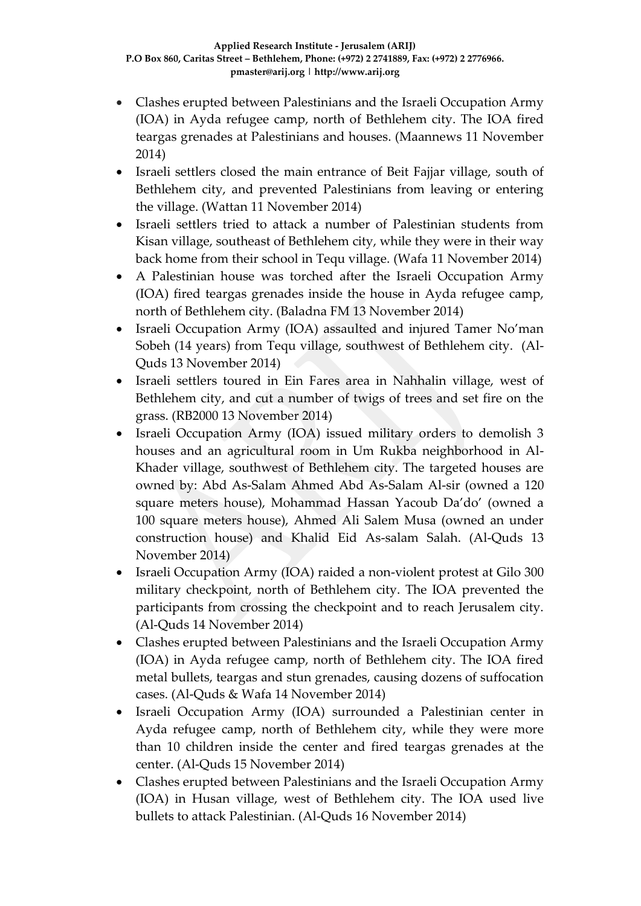- Clashes erupted between Palestinians and the Israeli Occupation Army (IOA) in Ayda refugee camp, north of Bethlehem city. The IOA fired teargas grenades at Palestinians and houses. (Maannews 11 November 2014)
- Israeli settlers closed the main entrance of Beit Fajjar village, south of Bethlehem city, and prevented Palestinians from leaving or entering the village. (Wattan 11 November 2014)
- Israeli settlers tried to attack a number of Palestinian students from Kisan village, southeast of Bethlehem city, while they were in their way back home from their school in Tequ village. (Wafa 11 November 2014)
- A Palestinian house was torched after the Israeli Occupation Army (IOA) fired teargas grenades inside the house in Ayda refugee camp, north of Bethlehem city. (Baladna FM 13 November 2014)
- Israeli Occupation Army (IOA) assaulted and injured Tamer No'man Sobeh (14 years) from Tequ village, southwest of Bethlehem city. (Al-Quds 13 November 2014)
- Israeli settlers toured in Ein Fares area in Nahhalin village, west of Bethlehem city, and cut a number of twigs of trees and set fire on the grass. (RB2000 13 November 2014)
- Israeli Occupation Army (IOA) issued military orders to demolish 3 houses and an agricultural room in Um Rukba neighborhood in Al-Khader village, southwest of Bethlehem city. The targeted houses are owned by: Abd As-Salam Ahmed Abd As-Salam Al-sir (owned a 120 square meters house), Mohammad Hassan Yacoub Da'do' (owned a 100 square meters house), Ahmed Ali Salem Musa (owned an under construction house) and Khalid Eid As-salam Salah. (Al-Quds 13 November 2014)
- Israeli Occupation Army (IOA) raided a non-violent protest at Gilo 300 military checkpoint, north of Bethlehem city. The IOA prevented the participants from crossing the checkpoint and to reach Jerusalem city. (Al-Quds 14 November 2014)
- Clashes erupted between Palestinians and the Israeli Occupation Army (IOA) in Ayda refugee camp, north of Bethlehem city. The IOA fired metal bullets, teargas and stun grenades, causing dozens of suffocation cases. (Al-Quds & Wafa 14 November 2014)
- Israeli Occupation Army (IOA) surrounded a Palestinian center in Ayda refugee camp, north of Bethlehem city, while they were more than 10 children inside the center and fired teargas grenades at the center. (Al-Quds 15 November 2014)
- Clashes erupted between Palestinians and the Israeli Occupation Army (IOA) in Husan village, west of Bethlehem city. The IOA used live bullets to attack Palestinian. (Al-Quds 16 November 2014)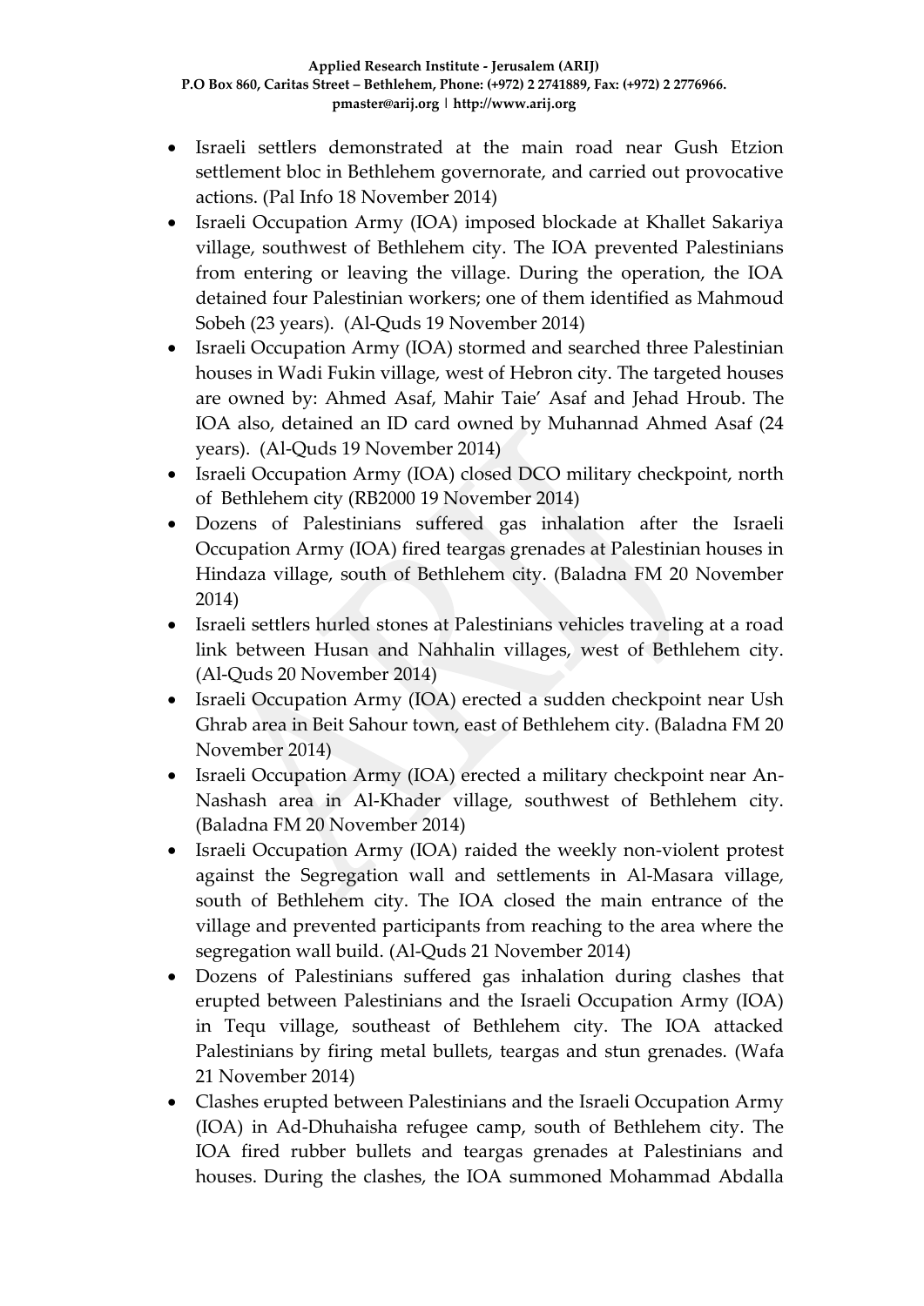- Israeli settlers demonstrated at the main road near Gush Etzion settlement bloc in Bethlehem governorate, and carried out provocative actions. (Pal Info 18 November 2014)
- Israeli Occupation Army (IOA) imposed blockade at Khallet Sakariya village, southwest of Bethlehem city. The IOA prevented Palestinians from entering or leaving the village. During the operation, the IOA detained four Palestinian workers; one of them identified as Mahmoud Sobeh (23 years). (Al-Quds 19 November 2014)
- Israeli Occupation Army (IOA) stormed and searched three Palestinian houses in Wadi Fukin village, west of Hebron city. The targeted houses are owned by: Ahmed Asaf, Mahir Taie' Asaf and Jehad Hroub. The IOA also, detained an ID card owned by Muhannad Ahmed Asaf (24 years). (Al-Quds 19 November 2014)
- Israeli Occupation Army (IOA) closed DCO military checkpoint, north of Bethlehem city (RB2000 19 November 2014)
- Dozens of Palestinians suffered gas inhalation after the Israeli Occupation Army (IOA) fired teargas grenades at Palestinian houses in Hindaza village, south of Bethlehem city. (Baladna FM 20 November 2014)
- Israeli settlers hurled stones at Palestinians vehicles traveling at a road link between Husan and Nahhalin villages, west of Bethlehem city. (Al-Quds 20 November 2014)
- Israeli Occupation Army (IOA) erected a sudden checkpoint near Ush Ghrab area in Beit Sahour town, east of Bethlehem city. (Baladna FM 20 November 2014)
- Israeli Occupation Army (IOA) erected a military checkpoint near An-Nashash area in Al-Khader village, southwest of Bethlehem city. (Baladna FM 20 November 2014)
- Israeli Occupation Army (IOA) raided the weekly non-violent protest against the Segregation wall and settlements in Al-Masara village, south of Bethlehem city. The IOA closed the main entrance of the village and prevented participants from reaching to the area where the segregation wall build. (Al-Quds 21 November 2014)
- Dozens of Palestinians suffered gas inhalation during clashes that erupted between Palestinians and the Israeli Occupation Army (IOA) in Tequ village, southeast of Bethlehem city. The IOA attacked Palestinians by firing metal bullets, teargas and stun grenades. (Wafa 21 November 2014)
- Clashes erupted between Palestinians and the Israeli Occupation Army (IOA) in Ad-Dhuhaisha refugee camp, south of Bethlehem city. The IOA fired rubber bullets and teargas grenades at Palestinians and houses. During the clashes, the IOA summoned Mohammad Abdalla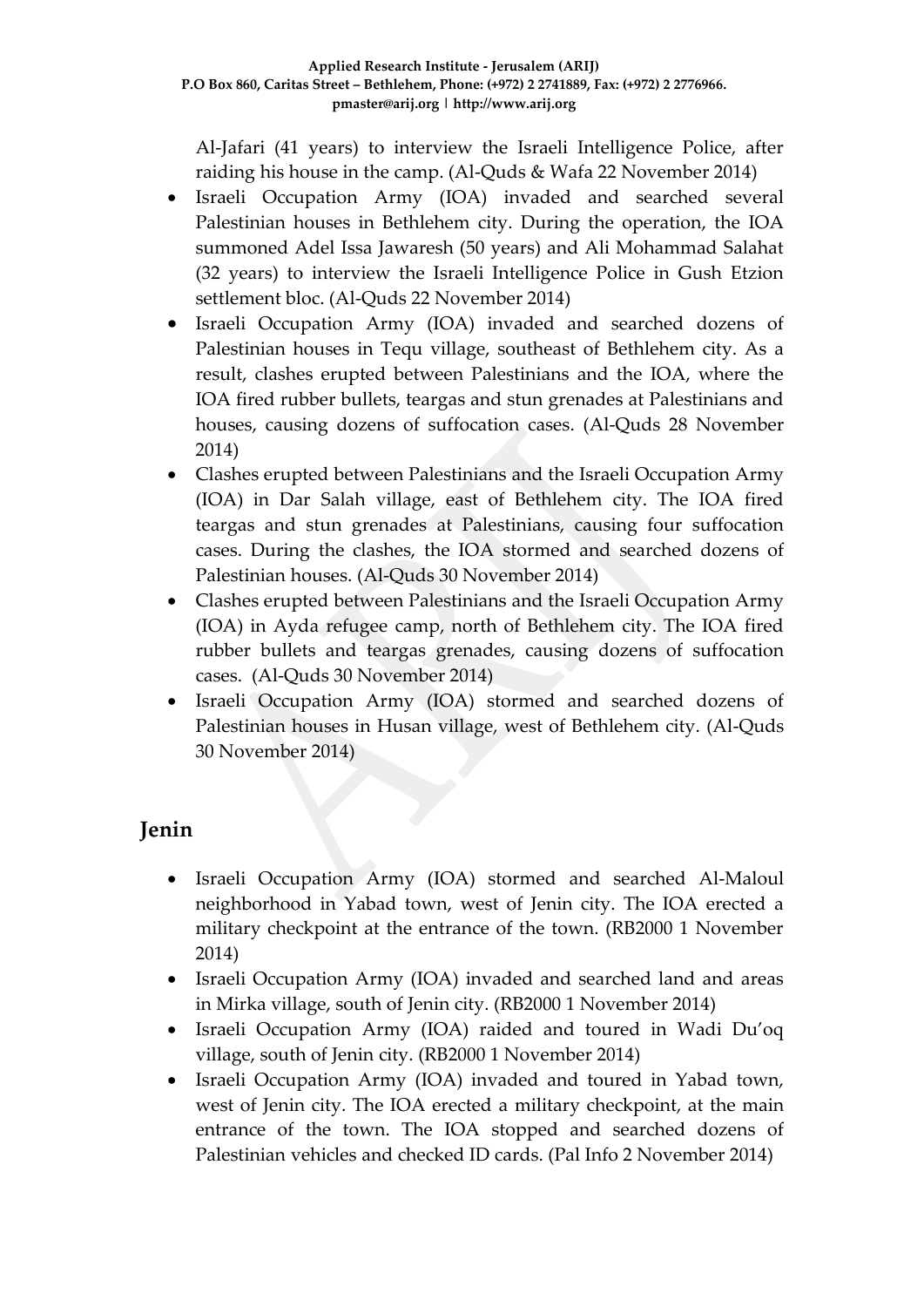Al-Jafari (41 years) to interview the Israeli Intelligence Police, after raiding his house in the camp. (Al-Quds & Wafa 22 November 2014)

- Israeli Occupation Army (IOA) invaded and searched several Palestinian houses in Bethlehem city. During the operation, the IOA summoned Adel Issa Jawaresh (50 years) and Ali Mohammad Salahat (32 years) to interview the Israeli Intelligence Police in Gush Etzion settlement bloc. (Al-Quds 22 November 2014)
- Israeli Occupation Army (IOA) invaded and searched dozens of Palestinian houses in Tequ village, southeast of Bethlehem city. As a result, clashes erupted between Palestinians and the IOA, where the IOA fired rubber bullets, teargas and stun grenades at Palestinians and houses, causing dozens of suffocation cases. (Al-Quds 28 November 2014)
- Clashes erupted between Palestinians and the Israeli Occupation Army (IOA) in Dar Salah village, east of Bethlehem city. The IOA fired teargas and stun grenades at Palestinians, causing four suffocation cases. During the clashes, the IOA stormed and searched dozens of Palestinian houses. (Al-Quds 30 November 2014)
- Clashes erupted between Palestinians and the Israeli Occupation Army (IOA) in Ayda refugee camp, north of Bethlehem city. The IOA fired rubber bullets and teargas grenades, causing dozens of suffocation cases. (Al-Quds 30 November 2014)
- Israeli Occupation Army (IOA) stormed and searched dozens of Palestinian houses in Husan village, west of Bethlehem city. (Al-Quds 30 November 2014)

## Jenin

- Israeli Occupation Army (IOA) stormed and searched Al-Maloul neighborhood in Yabad town, west of Jenin city. The IOA erected a military checkpoint at the entrance of the town. (RB2000 1 November 2014)
- Israeli Occupation Army (IOA) invaded and searched land and areas in Mirka village, south of Jenin city. (RB2000 1 November 2014)
- Israeli Occupation Army (IOA) raided and toured in Wadi Du'oq village, south of Jenin city. (RB2000 1 November 2014)
- Israeli Occupation Army (IOA) invaded and toured in Yabad town, west of Jenin city. The IOA erected a military checkpoint, at the main entrance of the town. The IOA stopped and searched dozens of Palestinian vehicles and checked ID cards. (Pal Info 2 November 2014)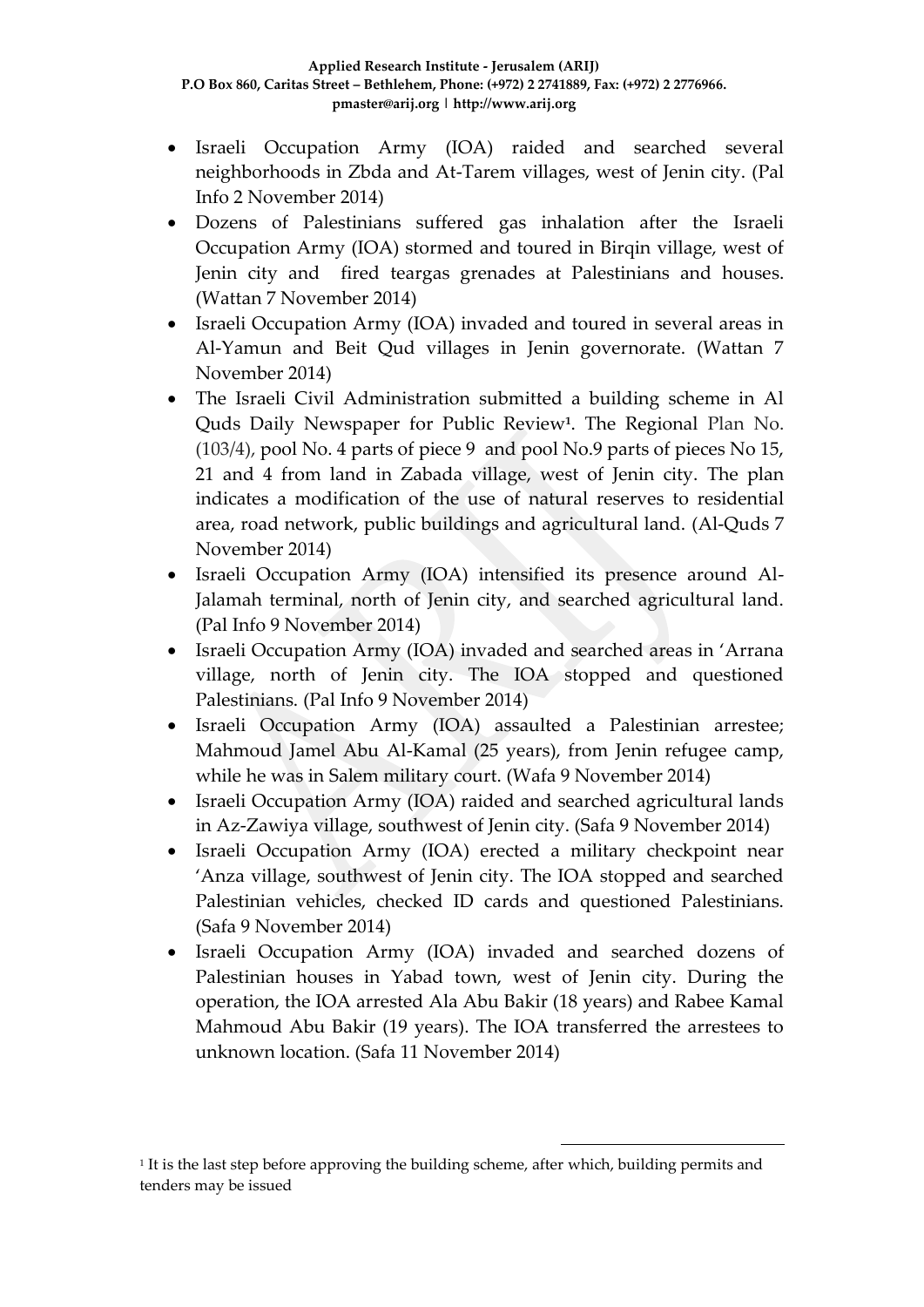- Israeli Occupation Army (IOA) raided and searched several neighborhoods in Zbda and At-Tarem villages, west of Jenin city. (Pal Info 2 November 2014)
- Dozens of Palestinians suffered gas inhalation after the Israeli Occupation Army (IOA) stormed and toured in Birqin village, west of Jenin city and fired teargas grenades at Palestinians and houses. (Wattan 7 November 2014)
- Israeli Occupation Army (IOA) invaded and toured in several areas in Al-Yamun and Beit Qud villages in Jenin governorate. (Wattan 7 November 2014)
- The Israeli Civil Administration submitted a building scheme in Al Quds Daily Newspaper for Public Review[1]. The Regional Plan No. (103/4), pool No. 4 parts of piece 9 and pool No.9 parts of pieces No 15, 21 and 4 from land in Zabada village, west of Jenin city. The plan indicates a modification of the use of natural reserves to residential area, road network, public buildings and agricultural land. (Al-Quds 7 November 2014)
- Israeli Occupation Army (IOA) intensified its presence around Al-Jalamah terminal, north of Jenin city, and searched agricultural land. (Pal Info 9 November 2014)
- Israeli Occupation Army (IOA) invaded and searched areas in 'Arrana village, north of Jenin city. The IOA stopped and questioned Palestinians. (Pal Info 9 November 2014)
- Israeli Occupation Army (IOA) assaulted a Palestinian arrestee; Mahmoud Jamel Abu Al-Kamal (25 years), from Jenin refugee camp, while he was in Salem military court. (Wafa 9 November 2014)
- Israeli Occupation Army (IOA) raided and searched agricultural lands in Az-Zawiya village, southwest of Jenin city. (Safa 9 November 2014)
- Israeli Occupation Army (IOA) erected a military checkpoint near 'Anza village, southwest of Jenin city. The IOA stopped and searched Palestinian vehicles, checked ID cards and questioned Palestinians. (Safa 9 November 2014)
- Israeli Occupation Army (IOA) invaded and searched dozens of Palestinian houses in Yabad town, west of Jenin city. During the operation, the IOA arrested Ala Abu Bakir (18 years) and Rabee Kamal Mahmoud Abu Bakir (19 years). The IOA transferred the arrestees to unknown location. (Safa 11 November 2014)

[1] It is the last step before approving the building scheme, after which, building permits and tenders may be issued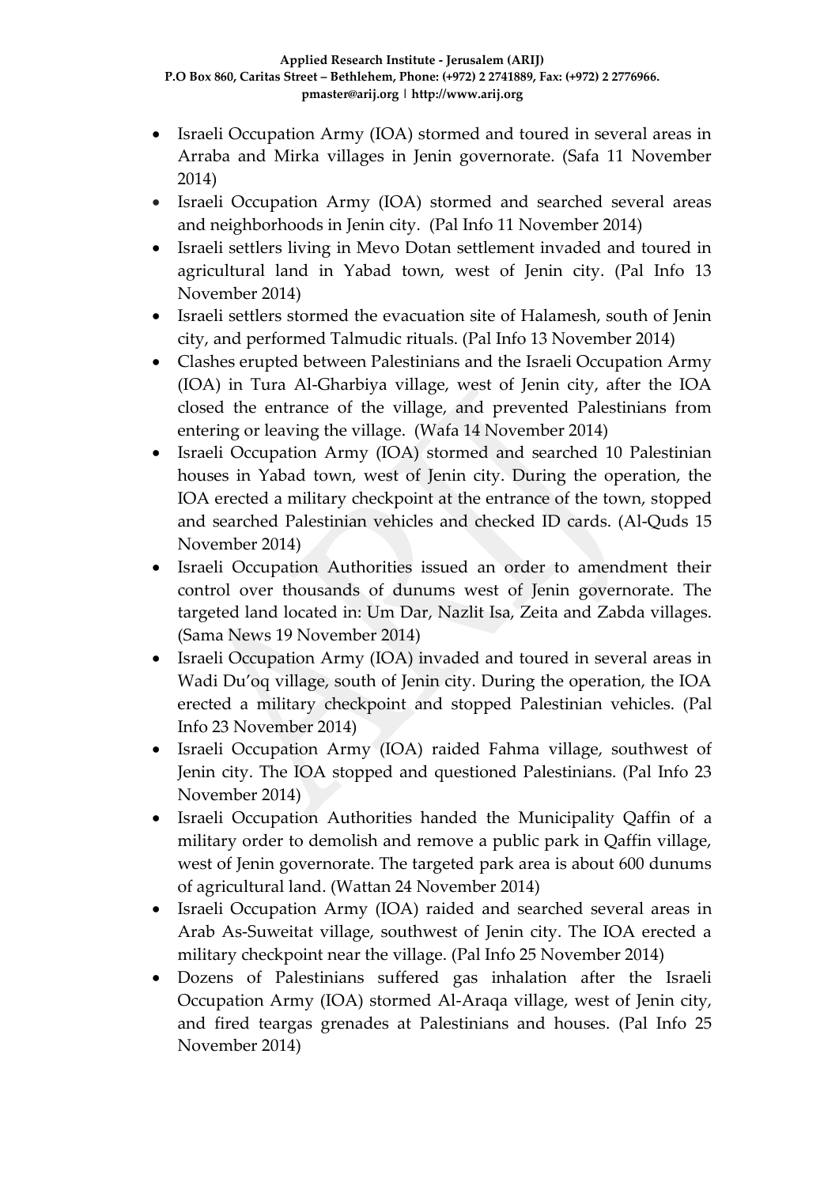- Israeli Occupation Army (IOA) stormed and toured in several areas in Arraba and Mirka villages in Jenin governorate. (Safa 11 November 2014)
- Israeli Occupation Army (IOA) stormed and searched several areas and neighborhoods in Jenin city. (Pal Info 11 November 2014)
- Israeli settlers living in Mevo Dotan settlement invaded and toured in agricultural land in Yabad town, west of Jenin city. (Pal Info 13 November 2014)
- Israeli settlers stormed the evacuation site of Halamesh, south of Jenin city, and performed Talmudic rituals. (Pal Info 13 November 2014)
- Clashes erupted between Palestinians and the Israeli Occupation Army (IOA) in Tura Al-Gharbiya village, west of Jenin city, after the IOA closed the entrance of the village, and prevented Palestinians from entering or leaving the village. (Wafa 14 November 2014)
- Israeli Occupation Army (IOA) stormed and searched 10 Palestinian houses in Yabad town, west of Jenin city. During the operation, the IOA erected a military checkpoint at the entrance of the town, stopped and searched Palestinian vehicles and checked ID cards. (Al-Quds 15 November 2014)
- Israeli Occupation Authorities issued an order to amendment their control over thousands of dunums west of Jenin governorate. The targeted land located in: Um Dar, Nazlit Isa, Zeita and Zabda villages. (Sama News 19 November 2014)
- Israeli Occupation Army (IOA) invaded and toured in several areas in Wadi Du'oq village, south of Jenin city. During the operation, the IOA erected a military checkpoint and stopped Palestinian vehicles. (Pal Info 23 November 2014)
- Israeli Occupation Army (IOA) raided Fahma village, southwest of Jenin city. The IOA stopped and questioned Palestinians. (Pal Info 23 November 2014)
- Israeli Occupation Authorities handed the Municipality Qaffin of a military order to demolish and remove a public park in Qaffin village, west of Jenin governorate. The targeted park area is about 600 dunums of agricultural land. (Wattan 24 November 2014)
- Israeli Occupation Army (IOA) raided and searched several areas in Arab As-Suweitat village, southwest of Jenin city. The IOA erected a military checkpoint near the village. (Pal Info 25 November 2014)
- Dozens of Palestinians suffered gas inhalation after the Israeli Occupation Army (IOA) stormed Al-Araqa village, west of Jenin city, and fired teargas grenades at Palestinians and houses. (Pal Info 25 November 2014)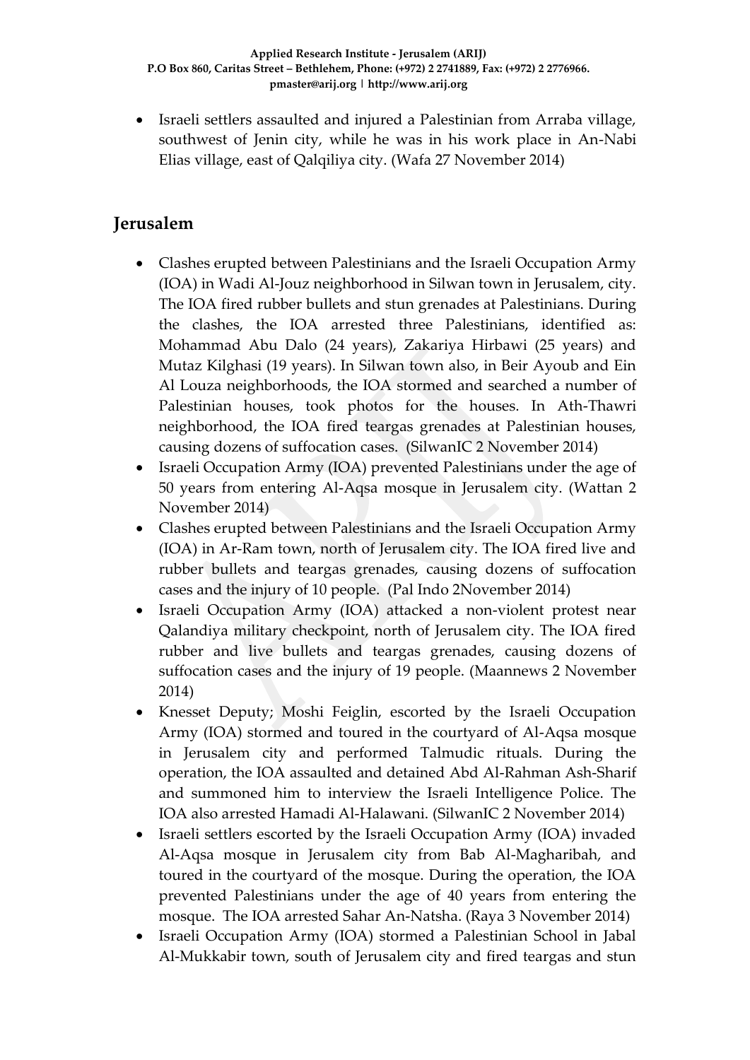- Israeli settlers assaulted and injured a Palestinian from Arraba village, southwest of Jenin city, while he was in his work place in An-Nabi Elias village, east of Qalqiliya city. (Wafa 27 November 2014)

## Jerusalem

- Clashes erupted between Palestinians and the Israeli Occupation Army (IOA) in Wadi Al-Jouz neighborhood in Silwan town in Jerusalem, city. The IOA fired rubber bullets and stun grenades at Palestinians. During the clashes, the IOA arrested three Palestinians, identified as: Mohammad Abu Dalo (24 years), Zakariya Hirbawi (25 years) and Mutaz Kilghasi (19 years). In Silwan town also, in Beir Ayoub and Ein Al Louza neighborhoods, the IOA stormed and searched a number of Palestinian houses, took photos for the houses. In Ath-Thawri neighborhood, the IOA fired teargas grenades at Palestinian houses, causing dozens of suffocation cases. (SilwanIC 2 November 2014)
- Israeli Occupation Army (IOA) prevented Palestinians under the age of 50 years from entering Al-Aqsa mosque in Jerusalem city. (Wattan 2 November 2014)
- Clashes erupted between Palestinians and the Israeli Occupation Army (IOA) in Ar-Ram town, north of Jerusalem city. The IOA fired live and rubber bullets and teargas grenades, causing dozens of suffocation cases and the injury of 10 people. (Pal Indo 2November 2014)
- Israeli Occupation Army (IOA) attacked a non-violent protest near Qalandiya military checkpoint, north of Jerusalem city. The IOA fired rubber and live bullets and teargas grenades, causing dozens of suffocation cases and the injury of 19 people. (Maannews 2 November 2014)
- Knesset Deputy; Moshi Feiglin, escorted by the Israeli Occupation Army (IOA) stormed and toured in the courtyard of Al-Aqsa mosque in Jerusalem city and performed Talmudic rituals. During the operation, the IOA assaulted and detained Abd Al-Rahman Ash-Sharif and summoned him to interview the Israeli Intelligence Police. The IOA also arrested Hamadi Al-Halawani. (SilwanIC 2 November 2014)
- Israeli settlers escorted by the Israeli Occupation Army (IOA) invaded Al-Aqsa mosque in Jerusalem city from Bab Al-Magharibah, and toured in the courtyard of the mosque. During the operation, the IOA prevented Palestinians under the age of 40 years from entering the mosque. The IOA arrested Sahar An-Natsha. (Raya 3 November 2014)
- Israeli Occupation Army (IOA) stormed a Palestinian School in Jabal Al-Mukkabir town, south of Jerusalem city and fired teargas and stun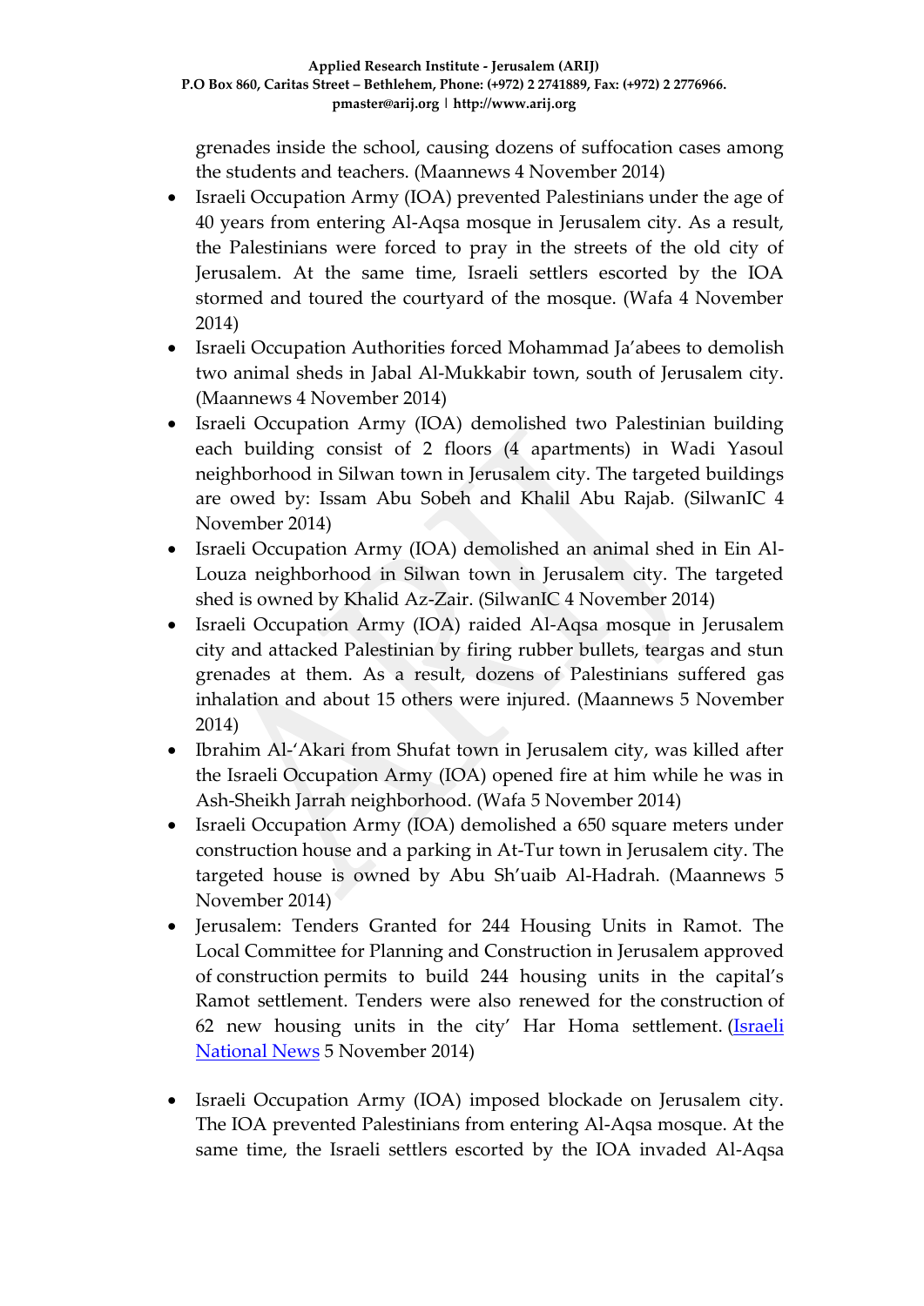grenades inside the school, causing dozens of suffocation cases among the students and teachers. (Maannews 4 November 2014)

- Israeli Occupation Army (IOA) prevented Palestinians under the age of 40 years from entering Al-Aqsa mosque in Jerusalem city. As a result, the Palestinians were forced to pray in the streets of the old city of Jerusalem. At the same time, Israeli settlers escorted by the IOA stormed and toured the courtyard of the mosque. (Wafa 4 November 2014)
- Israeli Occupation Authorities forced Mohammad Ja'abees to demolish two animal sheds in Jabal Al-Mukkabir town, south of Jerusalem city. (Maannews 4 November 2014)
- Israeli Occupation Army (IOA) demolished two Palestinian building each building consist of 2 floors (4 apartments) in Wadi Yasoul neighborhood in Silwan town in Jerusalem city. The targeted buildings are owed by: Issam Abu Sobeh and Khalil Abu Rajab. (SilwanIC 4 November 2014)
- Israeli Occupation Army (IOA) demolished an animal shed in Ein Al-Louza neighborhood in Silwan town in Jerusalem city. The targeted shed is owned by Khalid Az-Zair. (SilwanIC 4 November 2014)
- Israeli Occupation Army (IOA) raided Al-Aqsa mosque in Jerusalem city and attacked Palestinian by firing rubber bullets, teargas and stun grenades at them. As a result, dozens of Palestinians suffered gas inhalation and about 15 others were injured. (Maannews 5 November 2014)
- Ibrahim Al-'Akari from Shufat town in Jerusalem city, was killed after the Israeli Occupation Army (IOA) opened fire at him while he was in Ash-Sheikh Jarrah neighborhood. (Wafa 5 November 2014)
- Israeli Occupation Army (IOA) demolished a 650 square meters under construction house and a parking in At-Tur town in Jerusalem city. The targeted house is owned by Abu Sh'uaib Al-Hadrah. (Maannews 5 November 2014)
- Jerusalem: Tenders Granted for 244 Housing Units in Ramot. The Local Committee for Planning and Construction in Jerusalem approved of construction permits to build 244 housing units in the capital's Ramot settlement. Tenders were also renewed for the construction of 62 new housing units in the city' Har Homa settlement. (Israeli National News 5 November 2014)
- Israeli Occupation Army (IOA) imposed blockade on Jerusalem city. The IOA prevented Palestinians from entering Al-Aqsa mosque. At the same time, the Israeli settlers escorted by the IOA invaded Al-Aqsa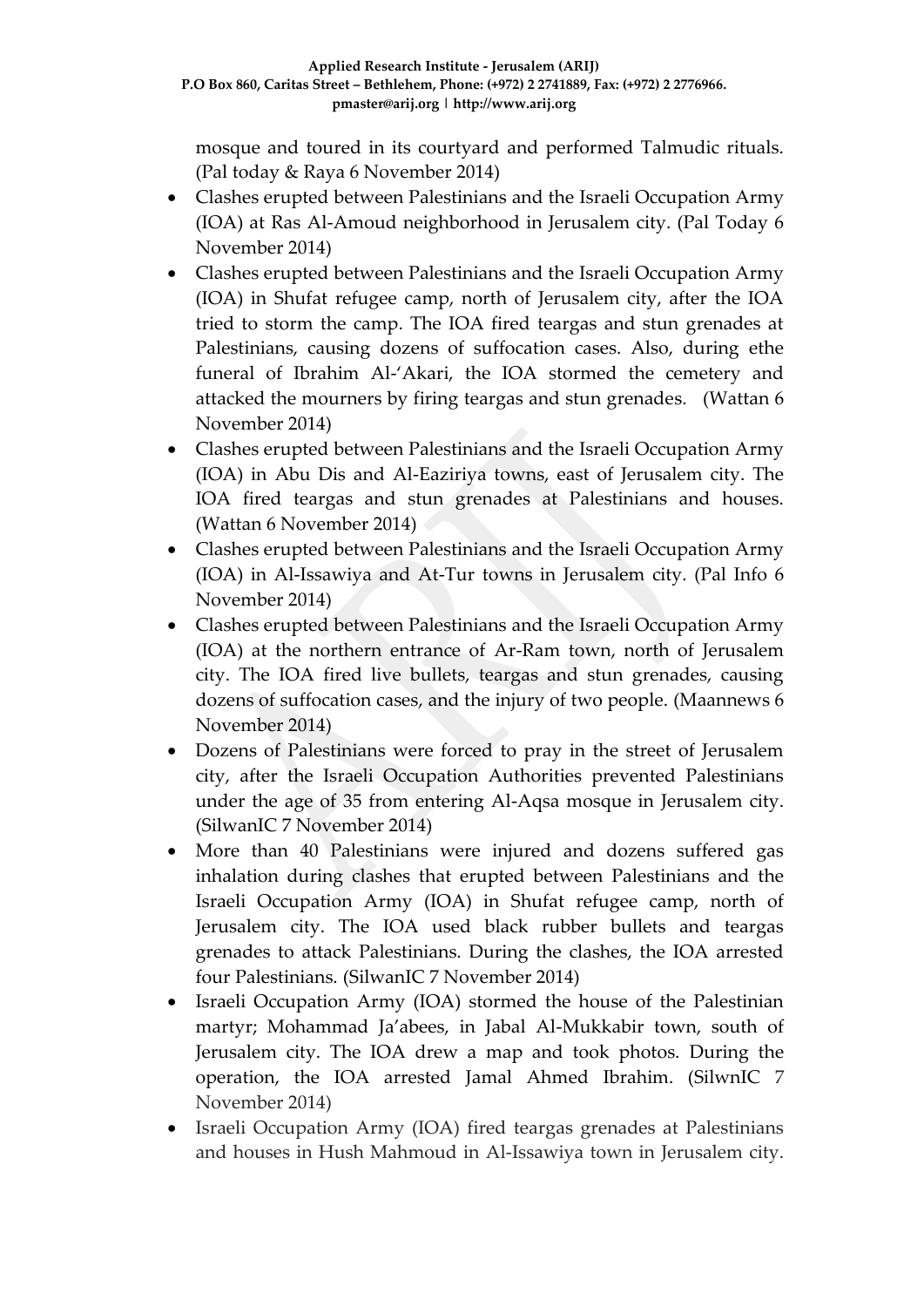mosque and toured in its courtyard and performed Talmudic rituals. (Pal today & Raya 6 November 2014)

- Clashes erupted between Palestinians and the Israeli Occupation Army (IOA) at Ras Al-Amoud neighborhood in Jerusalem city. (Pal Today 6 November 2014)
- Clashes erupted between Palestinians and the Israeli Occupation Army (IOA) in Shufat refugee camp, north of Jerusalem city, after the IOA tried to storm the camp. The IOA fired teargas and stun grenades at Palestinians, causing dozens of suffocation cases. Also, during ethe funeral of Ibrahim Al-'Akari, the IOA stormed the cemetery and attacked the mourners by firing teargas and stun grenades. (Wattan 6 November 2014)
- Clashes erupted between Palestinians and the Israeli Occupation Army (IOA) in Abu Dis and Al-Eaziriya towns, east of Jerusalem city. The IOA fired teargas and stun grenades at Palestinians and houses. (Wattan 6 November 2014)
- Clashes erupted between Palestinians and the Israeli Occupation Army (IOA) in Al-Issawiya and At-Tur towns in Jerusalem city. (Pal Info 6 November 2014)
- Clashes erupted between Palestinians and the Israeli Occupation Army (IOA) at the northern entrance of Ar-Ram town, north of Jerusalem city. The IOA fired live bullets, teargas and stun grenades, causing dozens of suffocation cases, and the injury of two people. (Maannews 6 November 2014)
- Dozens of Palestinians were forced to pray in the street of Jerusalem city, after the Israeli Occupation Authorities prevented Palestinians under the age of 35 from entering Al-Aqsa mosque in Jerusalem city. (SilwanIC 7 November 2014)
- More than 40 Palestinians were injured and dozens suffered gas inhalation during clashes that erupted between Palestinians and the Israeli Occupation Army (IOA) in Shufat refugee camp, north of Jerusalem city. The IOA used black rubber bullets and teargas grenades to attack Palestinians. During the clashes, the IOA arrested four Palestinians. (SilwanIC 7 November 2014)
- Israeli Occupation Army (IOA) stormed the house of the Palestinian martyr; Mohammad Ja'abees, in Jabal Al-Mukkabir town, south of Jerusalem city. The IOA drew a map and took photos. During the operation, the IOA arrested Jamal Ahmed Ibrahim. (SilwnIC 7 November 2014)
- Israeli Occupation Army (IOA) fired teargas grenades at Palestinians and houses in Hush Mahmoud in Al-Issawiya town in Jerusalem city.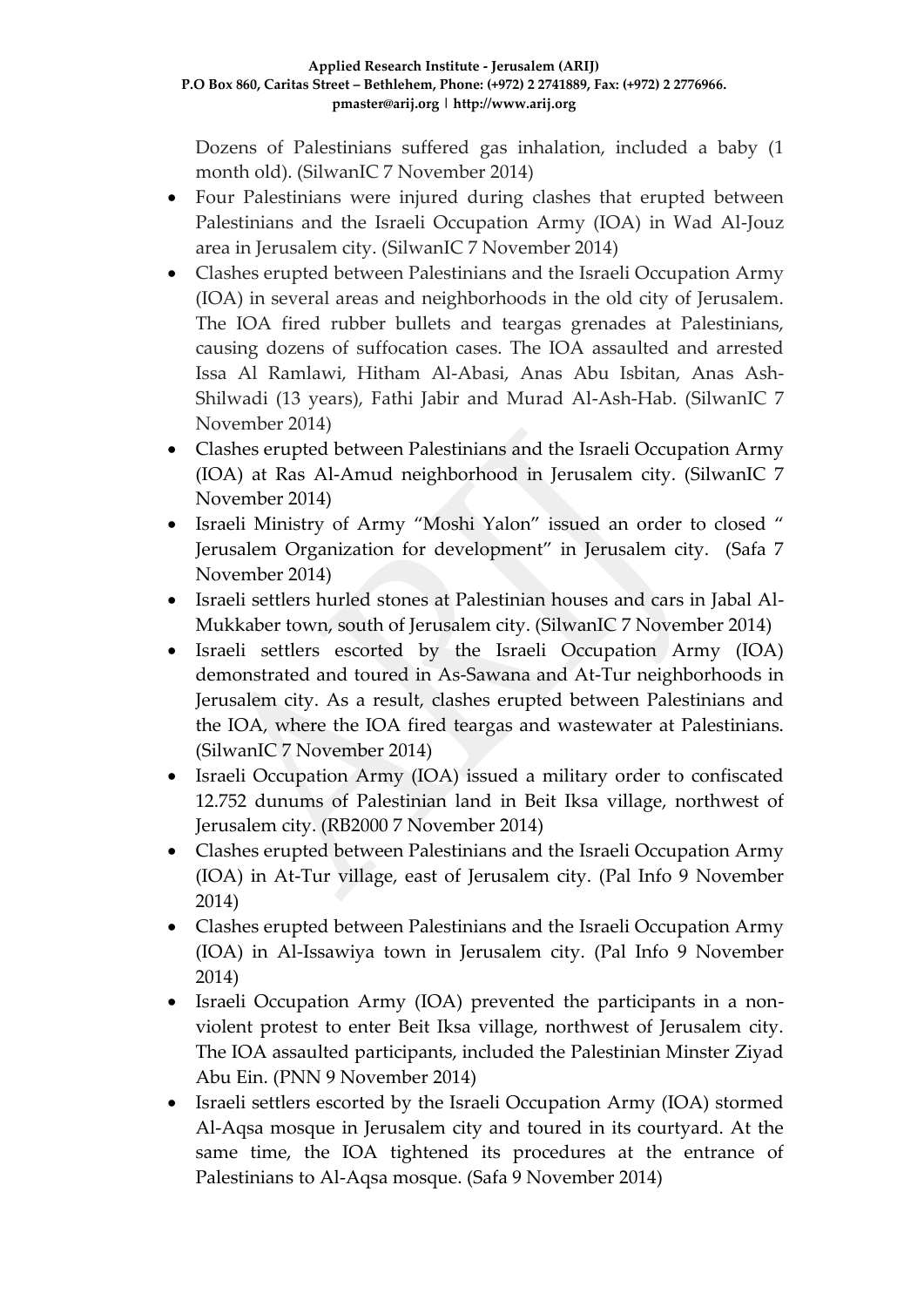Dozens of Palestinians suffered gas inhalation, included a baby (1 month old). (SilwanIC 7 November 2014)

- Four Palestinians were injured during clashes that erupted between Palestinians and the Israeli Occupation Army (IOA) in Wad Al-Jouz area in Jerusalem city. (SilwanIC 7 November 2014)
- Clashes erupted between Palestinians and the Israeli Occupation Army (IOA) in several areas and neighborhoods in the old city of Jerusalem. The IOA fired rubber bullets and teargas grenades at Palestinians, causing dozens of suffocation cases. The IOA assaulted and arrested Issa Al Ramlawi, Hitham Al-Abasi, Anas Abu Isbitan, Anas Ash-Shilwadi (13 years), Fathi Jabir and Murad Al-Ash-Hab. (SilwanIC 7 November 2014)
- Clashes erupted between Palestinians and the Israeli Occupation Army (IOA) at Ras Al-Amud neighborhood in Jerusalem city. (SilwanIC 7 November 2014)
- Israeli Ministry of Army "Moshi Yalon" issued an order to closed " Jerusalem Organization for development" in Jerusalem city. (Safa 7 November 2014)
- Israeli settlers hurled stones at Palestinian houses and cars in Jabal Al-Mukkaber town, south of Jerusalem city. (SilwanIC 7 November 2014)
- Israeli settlers escorted by the Israeli Occupation Army (IOA) demonstrated and toured in As-Sawana and At-Tur neighborhoods in Jerusalem city. As a result, clashes erupted between Palestinians and the IOA, where the IOA fired teargas and wastewater at Palestinians. (SilwanIC 7 November 2014)
- Israeli Occupation Army (IOA) issued a military order to confiscated 12.752 dunums of Palestinian land in Beit Iksa village, northwest of Jerusalem city. (RB2000 7 November 2014)
- Clashes erupted between Palestinians and the Israeli Occupation Army (IOA) in At-Tur village, east of Jerusalem city. (Pal Info 9 November 2014)
- Clashes erupted between Palestinians and the Israeli Occupation Army (IOA) in Al-Issawiya town in Jerusalem city. (Pal Info 9 November 2014)
- Israeli Occupation Army (IOA) prevented the participants in a non-violent protest to enter Beit Iksa village, northwest of Jerusalem city. The IOA assaulted participants, included the Palestinian Minster Ziyad Abu Ein. (PNN 9 November 2014)
- Israeli settlers escorted by the Israeli Occupation Army (IOA) stormed Al-Aqsa mosque in Jerusalem city and toured in its courtyard. At the same time, the IOA tightened its procedures at the entrance of Palestinians to Al-Aqsa mosque. (Safa 9 November 2014)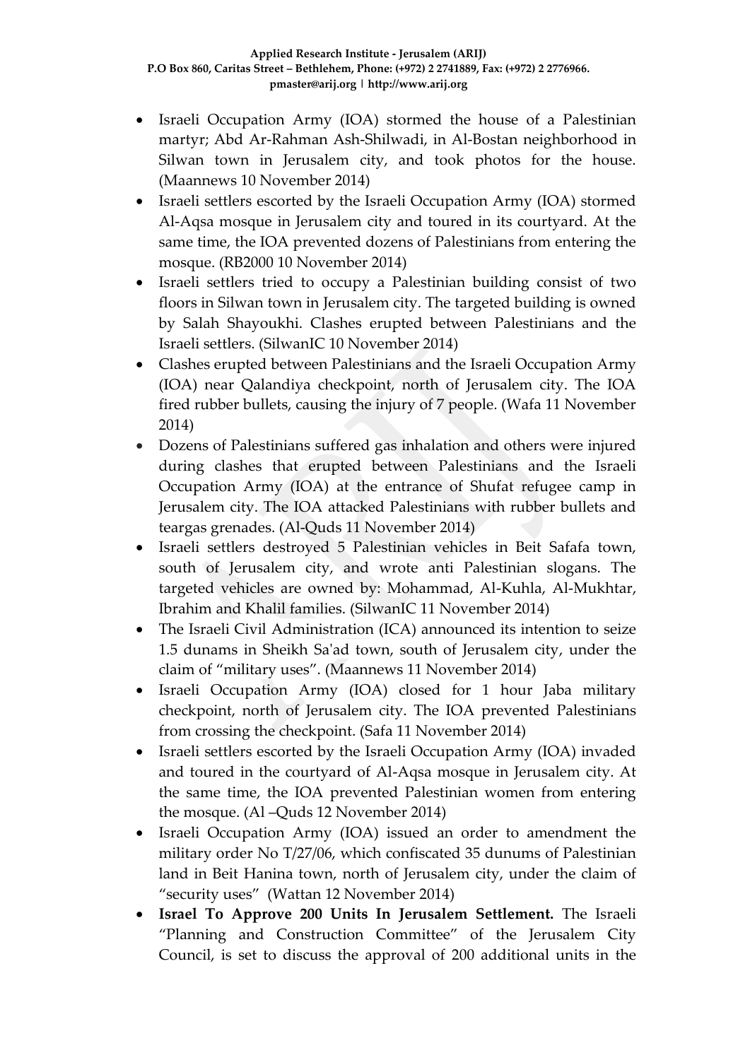- Israeli Occupation Army (IOA) stormed the house of a Palestinian martyr; Abd Ar-Rahman Ash-Shilwadi, in Al-Bostan neighborhood in Silwan town in Jerusalem city, and took photos for the house. (Maannews 10 November 2014)
- Israeli settlers escorted by the Israeli Occupation Army (IOA) stormed Al-Aqsa mosque in Jerusalem city and toured in its courtyard. At the same time, the IOA prevented dozens of Palestinians from entering the mosque. (RB2000 10 November 2014)
- Israeli settlers tried to occupy a Palestinian building consist of two floors in Silwan town in Jerusalem city. The targeted building is owned by Salah Shayoukhi. Clashes erupted between Palestinians and the Israeli settlers. (SilwanIC 10 November 2014)
- Clashes erupted between Palestinians and the Israeli Occupation Army (IOA) near Qalandiya checkpoint, north of Jerusalem city. The IOA fired rubber bullets, causing the injury of 7 people. (Wafa 11 November 2014)
- Dozens of Palestinians suffered gas inhalation and others were injured during clashes that erupted between Palestinians and the Israeli Occupation Army (IOA) at the entrance of Shufat refugee camp in Jerusalem city. The IOA attacked Palestinians with rubber bullets and teargas grenades. (Al-Quds 11 November 2014)
- Israeli settlers destroyed 5 Palestinian vehicles in Beit Safafa town, south of Jerusalem city, and wrote anti Palestinian slogans. The targeted vehicles are owned by: Mohammad, Al-Kuhla, Al-Mukhtar, Ibrahim and Khalil families. (SilwanIC 11 November 2014)
- The Israeli Civil Administration (ICA) announced its intention to seize 1.5 dunams in Sheikh Sa'ad town, south of Jerusalem city, under the claim of "military uses". (Maannews 11 November 2014)
- Israeli Occupation Army (IOA) closed for 1 hour Jaba military checkpoint, north of Jerusalem city. The IOA prevented Palestinians from crossing the checkpoint. (Safa 11 November 2014)
- Israeli settlers escorted by the Israeli Occupation Army (IOA) invaded and toured in the courtyard of Al-Aqsa mosque in Jerusalem city. At the same time, the IOA prevented Palestinian women from entering the mosque. (Al –Quds 12 November 2014)
- Israeli Occupation Army (IOA) issued an order to amendment the military order No T/27/06, which confiscated 35 dunums of Palestinian land in Beit Hanina town, north of Jerusalem city, under the claim of "security uses" (Wattan 12 November 2014)
- **Israel To Approve 200 Units In Jerusalem Settlement.** The Israeli "Planning and Construction Committee" of the Jerusalem City Council, is set to discuss the approval of 200 additional units in the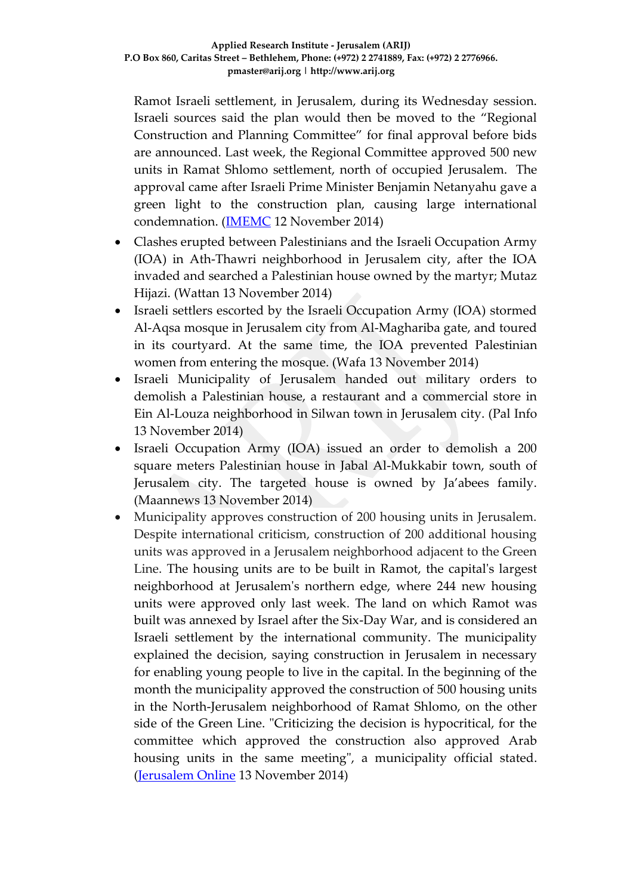Ramot Israeli settlement, in Jerusalem, during its Wednesday session. Israeli sources said the plan would then be moved to the "Regional Construction and Planning Committee" for final approval before bids are announced. Last week, the Regional Committee approved 500 new units in Ramat Shlomo settlement, north of occupied Jerusalem. The approval came after Israeli Prime Minister Benjamin Netanyahu gave a green light to the construction plan, causing large international condemnation. (IMEMC 12 November 2014)

- Clashes erupted between Palestinians and the Israeli Occupation Army (IOA) in Ath-Thawri neighborhood in Jerusalem city, after the IOA invaded and searched a Palestinian house owned by the martyr; Mutaz Hijazi. (Wattan 13 November 2014)
- Israeli settlers escorted by the Israeli Occupation Army (IOA) stormed Al-Aqsa mosque in Jerusalem city from Al-Maghariba gate, and toured in its courtyard. At the same time, the IOA prevented Palestinian women from entering the mosque. (Wafa 13 November 2014)
- Israeli Municipality of Jerusalem handed out military orders to demolish a Palestinian house, a restaurant and a commercial store in Ein Al-Louza neighborhood in Silwan town in Jerusalem city. (Pal Info 13 November 2014)
- Israeli Occupation Army (IOA) issued an order to demolish a 200 square meters Palestinian house in Jabal Al-Mukkabir town, south of Jerusalem city. The targeted house is owned by Ja'abees family. (Maannews 13 November 2014)
- Municipality approves construction of 200 housing units in Jerusalem. Despite international criticism, construction of 200 additional housing units was approved in a Jerusalem neighborhood adjacent to the Green Line. The housing units are to be built in Ramot, the capital's largest neighborhood at Jerusalem's northern edge, where 244 new housing units were approved only last week. The land on which Ramot was built was annexed by Israel after the Six-Day War, and is considered an Israeli settlement by the international community. The municipality explained the decision, saying construction in Jerusalem in necessary for enabling young people to live in the capital. In the beginning of the month the municipality approved the construction of 500 housing units in the North-Jerusalem neighborhood of Ramat Shlomo, on the other side of the Green Line. "Criticizing the decision is hypocritical, for the committee which approved the construction also approved Arab housing units in the same meeting", a municipality official stated. (Jerusalem Online 13 November 2014)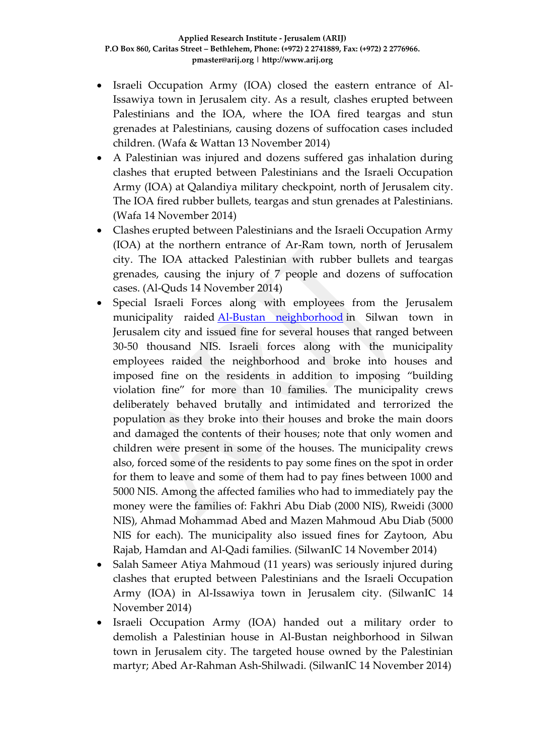- Israeli Occupation Army (IOA) closed the eastern entrance of Al-Issawiya town in Jerusalem city. As a result, clashes erupted between Palestinians and the IOA, where the IOA fired teargas and stun grenades at Palestinians, causing dozens of suffocation cases included children. (Wafa & Wattan 13 November 2014)
- A Palestinian was injured and dozens suffered gas inhalation during clashes that erupted between Palestinians and the Israeli Occupation Army (IOA) at Qalandiya military checkpoint, north of Jerusalem city. The IOA fired rubber bullets, teargas and stun grenades at Palestinians. (Wafa 14 November 2014)
- Clashes erupted between Palestinians and the Israeli Occupation Army (IOA) at the northern entrance of Ar-Ram town, north of Jerusalem city. The IOA attacked Palestinian with rubber bullets and teargas grenades, causing the injury of 7 people and dozens of suffocation cases. (Al-Quds 14 November 2014)
- Special Israeli Forces along with employees from the Jerusalem municipality raided [Al-Bustan neighborhood](http://poica.org/editor/case_studies/view.php?recordID=2247) in Silwan town in Jerusalem city and issued fine for several houses that ranged between 30-50 thousand NIS. Israeli forces along with the municipality employees raided the neighborhood and broke into houses and imposed fine on the residents in addition to imposing "building violation fine" for more than 10 families. The municipality crews deliberately behaved brutally and intimidated and terrorized the population as they broke into their houses and broke the main doors and damaged the contents of their houses; note that only women and children were present in some of the houses. The municipality crews also, forced some of the residents to pay some fines on the spot in order for them to leave and some of them had to pay fines between 1000 and 5000 NIS. Among the affected families who had to immediately pay the money were the families of: Fakhri Abu Diab (2000 NIS), Rweidi (3000 NIS), Ahmad Mohammad Abed and Mazen Mahmoud Abu Diab (5000 NIS for each). The municipality also issued fines for Zaytoon, Abu Rajab, Hamdan and Al-Qadi families. (SilwanIC 14 November 2014)
- Salah Sameer Atiya Mahmoud (11 years) was seriously injured during clashes that erupted between Palestinians and the Israeli Occupation Army (IOA) in Al-Issawiya town in Jerusalem city. (SilwanIC 14 November 2014)
- Israeli Occupation Army (IOA) handed out a military order to demolish a Palestinian house in Al-Bustan neighborhood in Silwan town in Jerusalem city. The targeted house owned by the Palestinian martyr; Abed Ar-Rahman Ash-Shilwadi. (SilwanIC 14 November 2014)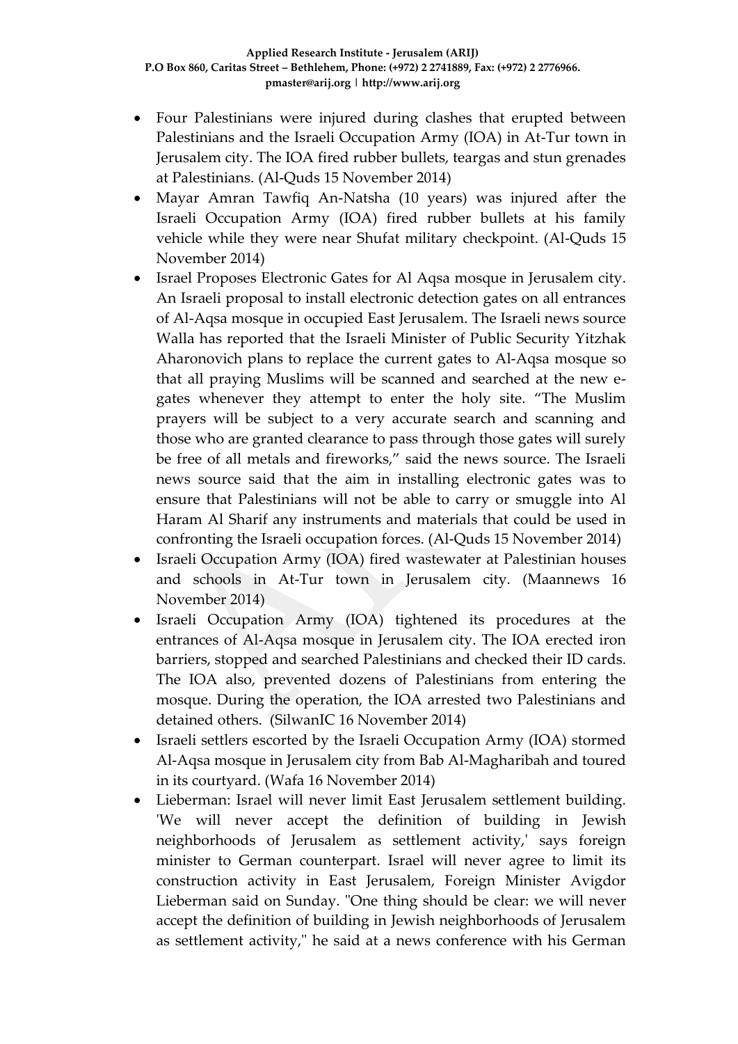- Four Palestinians were injured during clashes that erupted between Palestinians and the Israeli Occupation Army (IOA) in At-Tur town in Jerusalem city. The IOA fired rubber bullets, teargas and stun grenades at Palestinians. (Al-Quds 15 November 2014)
- Mayar Amran Tawfiq An-Natsha (10 years) was injured after the Israeli Occupation Army (IOA) fired rubber bullets at his family vehicle while they were near Shufat military checkpoint. (Al-Quds 15 November 2014)
- Israel Proposes Electronic Gates for Al Aqsa mosque in Jerusalem city. An Israeli proposal to install electronic detection gates on all entrances of Al-Aqsa mosque in occupied East Jerusalem. The Israeli news source Walla has reported that the Israeli Minister of Public Security Yitzhak Aharonovich plans to replace the current gates to Al-Aqsa mosque so that all praying Muslims will be scanned and searched at the new e-gates whenever they attempt to enter the holy site. "The Muslim prayers will be subject to a very accurate search and scanning and those who are granted clearance to pass through those gates will surely be free of all metals and fireworks," said the news source. The Israeli news source said that the aim in installing electronic gates was to ensure that Palestinians will not be able to carry or smuggle into Al Haram Al Sharif any instruments and materials that could be used in confronting the Israeli occupation forces. (Al-Quds 15 November 2014)
- Israeli Occupation Army (IOA) fired wastewater at Palestinian houses and schools in At-Tur town in Jerusalem city. (Maannews 16 November 2014)
- Israeli Occupation Army (IOA) tightened its procedures at the entrances of Al-Aqsa mosque in Jerusalem city. The IOA erected iron barriers, stopped and searched Palestinians and checked their ID cards. The IOA also, prevented dozens of Palestinians from entering the mosque. During the operation, the IOA arrested two Palestinians and detained others. (SilwanIC 16 November 2014)
- Israeli settlers escorted by the Israeli Occupation Army (IOA) stormed Al-Aqsa mosque in Jerusalem city from Bab Al-Magharibah and toured in its courtyard. (Wafa 16 November 2014)
- Lieberman: Israel will never limit East Jerusalem settlement building. 'We will never accept the definition of building in Jewish neighborhoods of Jerusalem as settlement activity,' says foreign minister to German counterpart. Israel will never agree to limit its construction activity in East Jerusalem, Foreign Minister Avigdor Lieberman said on Sunday. "One thing should be clear: we will never accept the definition of building in Jewish neighborhoods of Jerusalem as settlement activity," he said at a news conference with his German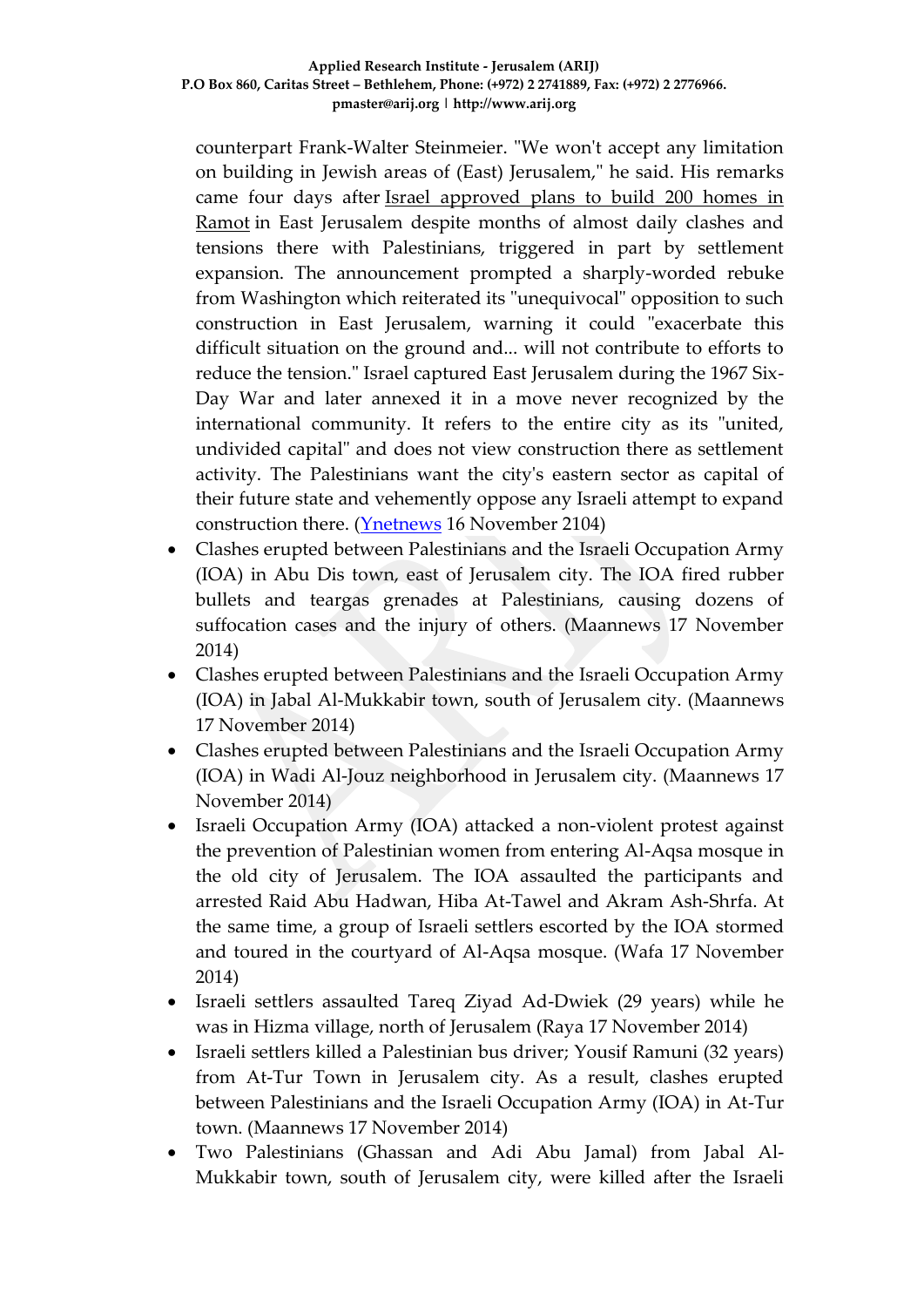counterpart Frank-Walter Steinmeier. "We won't accept any limitation on building in Jewish areas of (East) Jerusalem," he said. His remarks came four days after Israel approved plans to build 200 homes in Ramot in East Jerusalem despite months of almost daily clashes and tensions there with Palestinians, triggered in part by settlement expansion. The announcement prompted a sharply-worded rebuke from Washington which reiterated its "unequivocal" opposition to such construction in East Jerusalem, warning it could "exacerbate this difficult situation on the ground and... will not contribute to efforts to reduce the tension." Israel captured East Jerusalem during the 1967 Six-Day War and later annexed it in a move never recognized by the international community. It refers to the entire city as its "united, undivided capital" and does not view construction there as settlement activity. The Palestinians want the city's eastern sector as capital of their future state and vehemently oppose any Israeli attempt to expand construction there. (Ynetnews 16 November 2104)

- Clashes erupted between Palestinians and the Israeli Occupation Army (IOA) in Abu Dis town, east of Jerusalem city. The IOA fired rubber bullets and teargas grenades at Palestinians, causing dozens of suffocation cases and the injury of others. (Maannews 17 November 2014)
- Clashes erupted between Palestinians and the Israeli Occupation Army (IOA) in Jabal Al-Mukkabir town, south of Jerusalem city. (Maannews 17 November 2014)
- Clashes erupted between Palestinians and the Israeli Occupation Army (IOA) in Wadi Al-Jouz neighborhood in Jerusalem city. (Maannews 17 November 2014)
- Israeli Occupation Army (IOA) attacked a non-violent protest against the prevention of Palestinian women from entering Al-Aqsa mosque in the old city of Jerusalem. The IOA assaulted the participants and arrested Raid Abu Hadwan, Hiba At-Tawel and Akram Ash-Shrfa. At the same time, a group of Israeli settlers escorted by the IOA stormed and toured in the courtyard of Al-Aqsa mosque. (Wafa 17 November 2014)
- Israeli settlers assaulted Tareq Ziyad Ad-Dwiek (29 years) while he was in Hizma village, north of Jerusalem (Raya 17 November 2014)
- Israeli settlers killed a Palestinian bus driver; Yousif Ramuni (32 years) from At-Tur Town in Jerusalem city. As a result, clashes erupted between Palestinians and the Israeli Occupation Army (IOA) in At-Tur town. (Maannews 17 November 2014)
- Two Palestinians (Ghassan and Adi Abu Jamal) from Jabal Al-Mukkabir town, south of Jerusalem city, were killed after the Israeli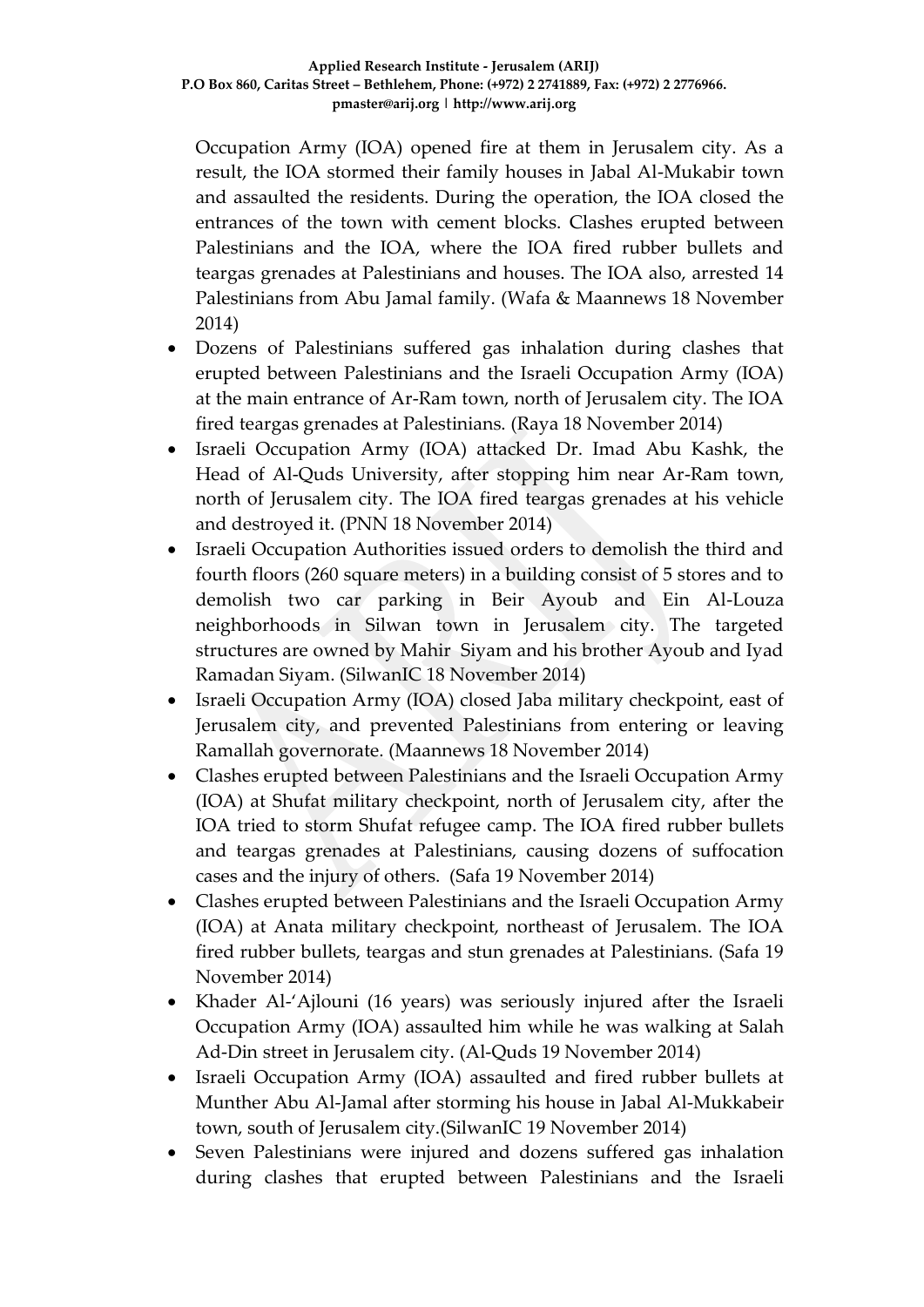Occupation Army (IOA) opened fire at them in Jerusalem city. As a result, the IOA stormed their family houses in Jabal Al-Mukabir town and assaulted the residents. During the operation, the IOA closed the entrances of the town with cement blocks. Clashes erupted between Palestinians and the IOA, where the IOA fired rubber bullets and teargas grenades at Palestinians and houses. The IOA also, arrested 14 Palestinians from Abu Jamal family. (Wafa & Maannews 18 November 2014)

- Dozens of Palestinians suffered gas inhalation during clashes that erupted between Palestinians and the Israeli Occupation Army (IOA) at the main entrance of Ar-Ram town, north of Jerusalem city. The IOA fired teargas grenades at Palestinians. (Raya 18 November 2014)
- Israeli Occupation Army (IOA) attacked Dr. Imad Abu Kashk, the Head of Al-Quds University, after stopping him near Ar-Ram town, north of Jerusalem city. The IOA fired teargas grenades at his vehicle and destroyed it. (PNN 18 November 2014)
- Israeli Occupation Authorities issued orders to demolish the third and fourth floors (260 square meters) in a building consist of 5 stores and to demolish two car parking in Beir Ayoub and Ein Al-Louza neighborhoods in Silwan town in Jerusalem city. The targeted structures are owned by Mahir Siyam and his brother Ayoub and Iyad Ramadan Siyam. (SilwanIC 18 November 2014)
- Israeli Occupation Army (IOA) closed Jaba military checkpoint, east of Jerusalem city, and prevented Palestinians from entering or leaving Ramallah governorate. (Maannews 18 November 2014)
- Clashes erupted between Palestinians and the Israeli Occupation Army (IOA) at Shufat military checkpoint, north of Jerusalem city, after the IOA tried to storm Shufat refugee camp. The IOA fired rubber bullets and teargas grenades at Palestinians, causing dozens of suffocation cases and the injury of others. (Safa 19 November 2014)
- Clashes erupted between Palestinians and the Israeli Occupation Army (IOA) at Anata military checkpoint, northeast of Jerusalem. The IOA fired rubber bullets, teargas and stun grenades at Palestinians. (Safa 19 November 2014)
- Khader Al-'Ajlouni (16 years) was seriously injured after the Israeli Occupation Army (IOA) assaulted him while he was walking at Salah Ad-Din street in Jerusalem city. (Al-Quds 19 November 2014)
- Israeli Occupation Army (IOA) assaulted and fired rubber bullets at Munther Abu Al-Jamal after storming his house in Jabal Al-Mukkabeir town, south of Jerusalem city.(SilwanIC 19 November 2014)
- Seven Palestinians were injured and dozens suffered gas inhalation during clashes that erupted between Palestinians and the Israeli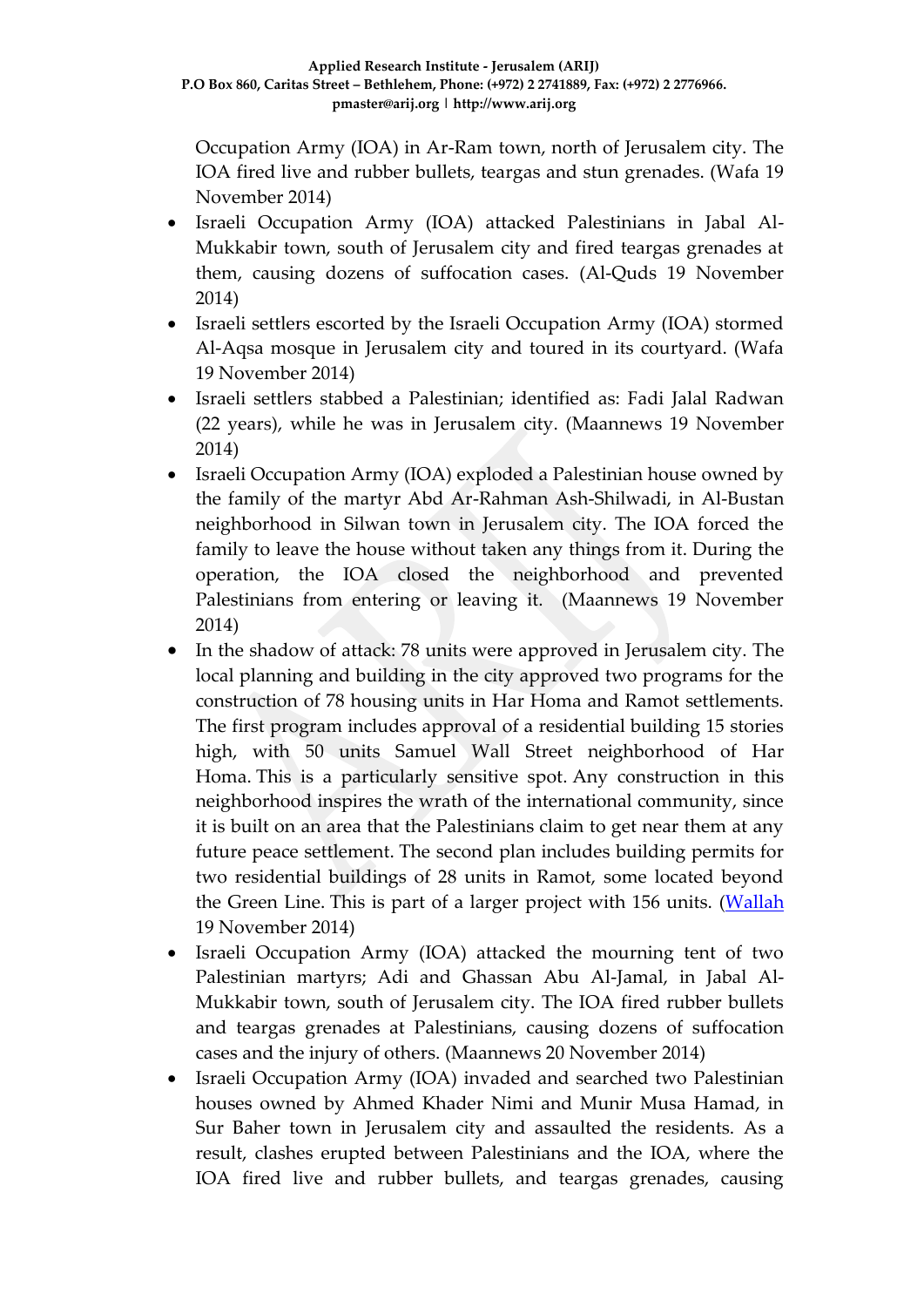Occupation Army (IOA) in Ar-Ram town, north of Jerusalem city. The IOA fired live and rubber bullets, teargas and stun grenades. (Wafa 19 November 2014)

- Israeli Occupation Army (IOA) attacked Palestinians in Jabal Al-Mukkabir town, south of Jerusalem city and fired teargas grenades at them, causing dozens of suffocation cases. (Al-Quds 19 November 2014)
- Israeli settlers escorted by the Israeli Occupation Army (IOA) stormed Al-Aqsa mosque in Jerusalem city and toured in its courtyard. (Wafa 19 November 2014)
- Israeli settlers stabbed a Palestinian; identified as: Fadi Jalal Radwan (22 years), while he was in Jerusalem city. (Maannews 19 November 2014)
- Israeli Occupation Army (IOA) exploded a Palestinian house owned by the family of the martyr Abd Ar-Rahman Ash-Shilwadi, in Al-Bustan neighborhood in Silwan town in Jerusalem city. The IOA forced the family to leave the house without taken any things from it. During the operation, the IOA closed the neighborhood and prevented Palestinians from entering or leaving it. (Maannews 19 November 2014)
- In the shadow of attack: 78 units were approved in Jerusalem city. The local planning and building in the city approved two programs for the construction of 78 housing units in Har Homa and Ramot settlements. The first program includes approval of a residential building 15 stories high, with 50 units Samuel Wall Street neighborhood of Har Homa. This is a particularly sensitive spot. Any construction in this neighborhood inspires the wrath of the international community, since it is built on an area that the Palestinians claim to get near them at any future peace settlement. The second plan includes building permits for two residential buildings of 28 units in Ramot, some located beyond the Green Line. This is part of a larger project with 156 units. (Wallah 19 November 2014)
- Israeli Occupation Army (IOA) attacked the mourning tent of two Palestinian martyrs; Adi and Ghassan Abu Al-Jamal, in Jabal Al-Mukkabir town, south of Jerusalem city. The IOA fired rubber bullets and teargas grenades at Palestinians, causing dozens of suffocation cases and the injury of others. (Maannews 20 November 2014)
- Israeli Occupation Army (IOA) invaded and searched two Palestinian houses owned by Ahmed Khader Nimi and Munir Musa Hamad, in Sur Baher town in Jerusalem city and assaulted the residents. As a result, clashes erupted between Palestinians and the IOA, where the IOA fired live and rubber bullets, and teargas grenades, causing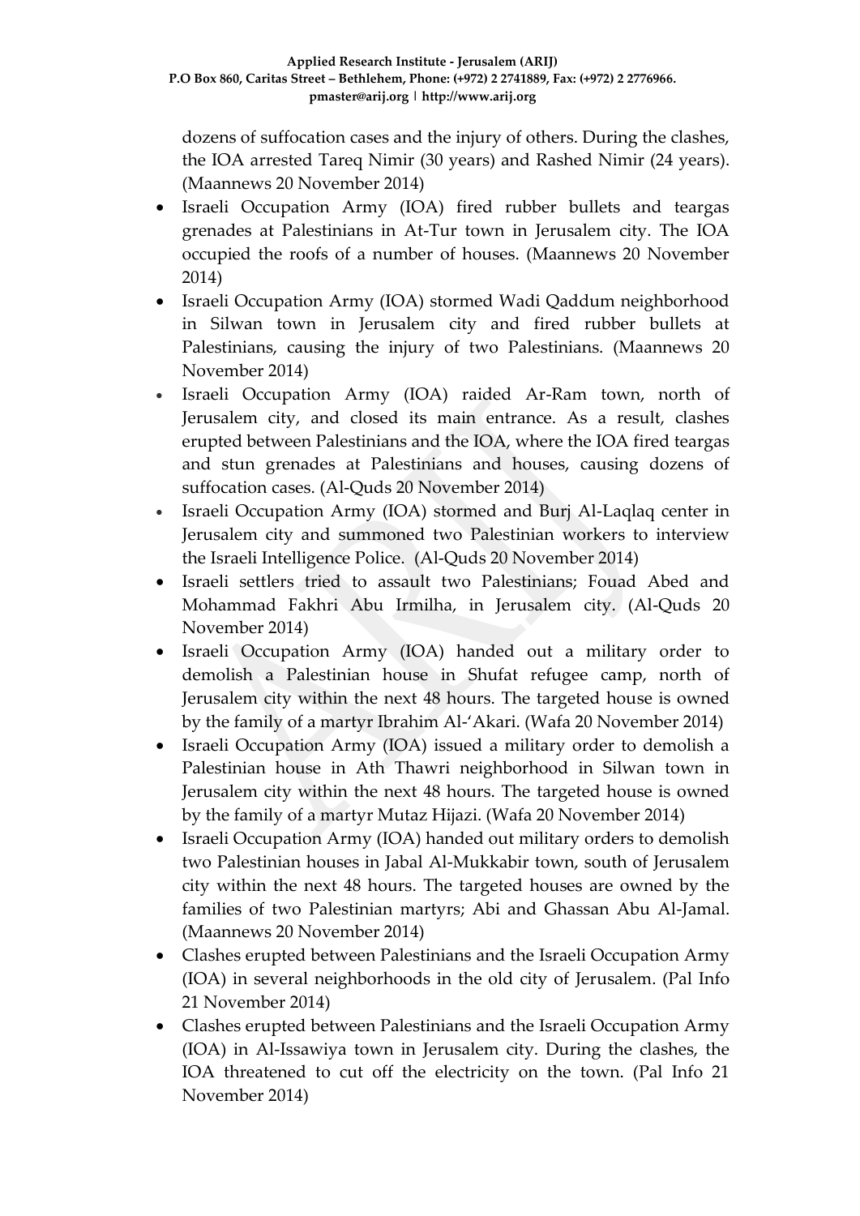dozens of suffocation cases and the injury of others. During the clashes, the IOA arrested Tareq Nimir (30 years) and Rashed Nimir (24 years). (Maannews 20 November 2014)

- Israeli Occupation Army (IOA) fired rubber bullets and teargas grenades at Palestinians in At-Tur town in Jerusalem city. The IOA occupied the roofs of a number of houses. (Maannews 20 November 2014)
- Israeli Occupation Army (IOA) stormed Wadi Qaddum neighborhood in Silwan town in Jerusalem city and fired rubber bullets at Palestinians, causing the injury of two Palestinians. (Maannews 20 November 2014)
- Israeli Occupation Army (IOA) raided Ar-Ram town, north of Jerusalem city, and closed its main entrance. As a result, clashes erupted between Palestinians and the IOA, where the IOA fired teargas and stun grenades at Palestinians and houses, causing dozens of suffocation cases. (Al-Quds 20 November 2014)
- Israeli Occupation Army (IOA) stormed and Burj Al-Laqlaq center in Jerusalem city and summoned two Palestinian workers to interview the Israeli Intelligence Police. (Al-Quds 20 November 2014)
- Israeli settlers tried to assault two Palestinians; Fouad Abed and Mohammad Fakhri Abu Irmilha, in Jerusalem city. (Al-Quds 20 November 2014)
- Israeli Occupation Army (IOA) handed out a military order to demolish a Palestinian house in Shufat refugee camp, north of Jerusalem city within the next 48 hours. The targeted house is owned by the family of a martyr Ibrahim Al-'Akari. (Wafa 20 November 2014)
- Israeli Occupation Army (IOA) issued a military order to demolish a Palestinian house in Ath Thawri neighborhood in Silwan town in Jerusalem city within the next 48 hours. The targeted house is owned by the family of a martyr Mutaz Hijazi. (Wafa 20 November 2014)
- Israeli Occupation Army (IOA) handed out military orders to demolish two Palestinian houses in Jabal Al-Mukkabir town, south of Jerusalem city within the next 48 hours. The targeted houses are owned by the families of two Palestinian martyrs; Abi and Ghassan Abu Al-Jamal. (Maannews 20 November 2014)
- Clashes erupted between Palestinians and the Israeli Occupation Army (IOA) in several neighborhoods in the old city of Jerusalem. (Pal Info 21 November 2014)
- Clashes erupted between Palestinians and the Israeli Occupation Army (IOA) in Al-Issawiya town in Jerusalem city. During the clashes, the IOA threatened to cut off the electricity on the town. (Pal Info 21 November 2014)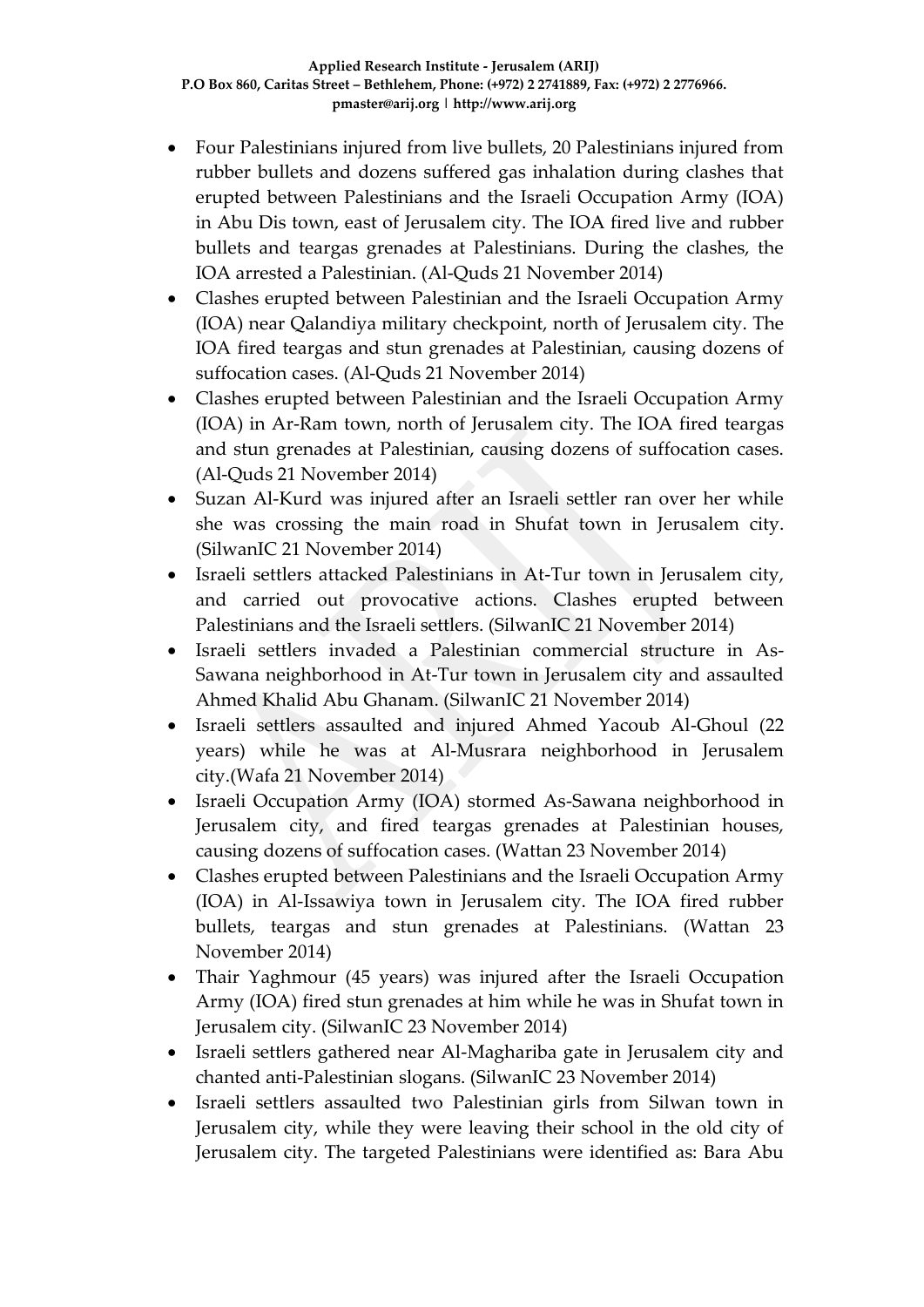- Four Palestinians injured from live bullets, 20 Palestinians injured from rubber bullets and dozens suffered gas inhalation during clashes that erupted between Palestinians and the Israeli Occupation Army (IOA) in Abu Dis town, east of Jerusalem city. The IOA fired live and rubber bullets and teargas grenades at Palestinians. During the clashes, the IOA arrested a Palestinian. (Al-Quds 21 November 2014)
- Clashes erupted between Palestinian and the Israeli Occupation Army (IOA) near Qalandiya military checkpoint, north of Jerusalem city. The IOA fired teargas and stun grenades at Palestinian, causing dozens of suffocation cases. (Al-Quds 21 November 2014)
- Clashes erupted between Palestinian and the Israeli Occupation Army (IOA) in Ar-Ram town, north of Jerusalem city. The IOA fired teargas and stun grenades at Palestinian, causing dozens of suffocation cases. (Al-Quds 21 November 2014)
- Suzan Al-Kurd was injured after an Israeli settler ran over her while she was crossing the main road in Shufat town in Jerusalem city. (SilwanIC 21 November 2014)
- Israeli settlers attacked Palestinians in At-Tur town in Jerusalem city, and carried out provocative actions. Clashes erupted between Palestinians and the Israeli settlers. (SilwanIC 21 November 2014)
- Israeli settlers invaded a Palestinian commercial structure in As-Sawana neighborhood in At-Tur town in Jerusalem city and assaulted Ahmed Khalid Abu Ghanam. (SilwanIC 21 November 2014)
- Israeli settlers assaulted and injured Ahmed Yacoub Al-Ghoul (22 years) while he was at Al-Musrara neighborhood in Jerusalem city.(Wafa 21 November 2014)
- Israeli Occupation Army (IOA) stormed As-Sawana neighborhood in Jerusalem city, and fired teargas grenades at Palestinian houses, causing dozens of suffocation cases. (Wattan 23 November 2014)
- Clashes erupted between Palestinians and the Israeli Occupation Army (IOA) in Al-Issawiya town in Jerusalem city. The IOA fired rubber bullets, teargas and stun grenades at Palestinians. (Wattan 23 November 2014)
- Thair Yaghmour (45 years) was injured after the Israeli Occupation Army (IOA) fired stun grenades at him while he was in Shufat town in Jerusalem city. (SilwanIC 23 November 2014)
- Israeli settlers gathered near Al-Maghariba gate in Jerusalem city and chanted anti-Palestinian slogans. (SilwanIC 23 November 2014)
- Israeli settlers assaulted two Palestinian girls from Silwan town in Jerusalem city, while they were leaving their school in the old city of Jerusalem city. The targeted Palestinians were identified as: Bara Abu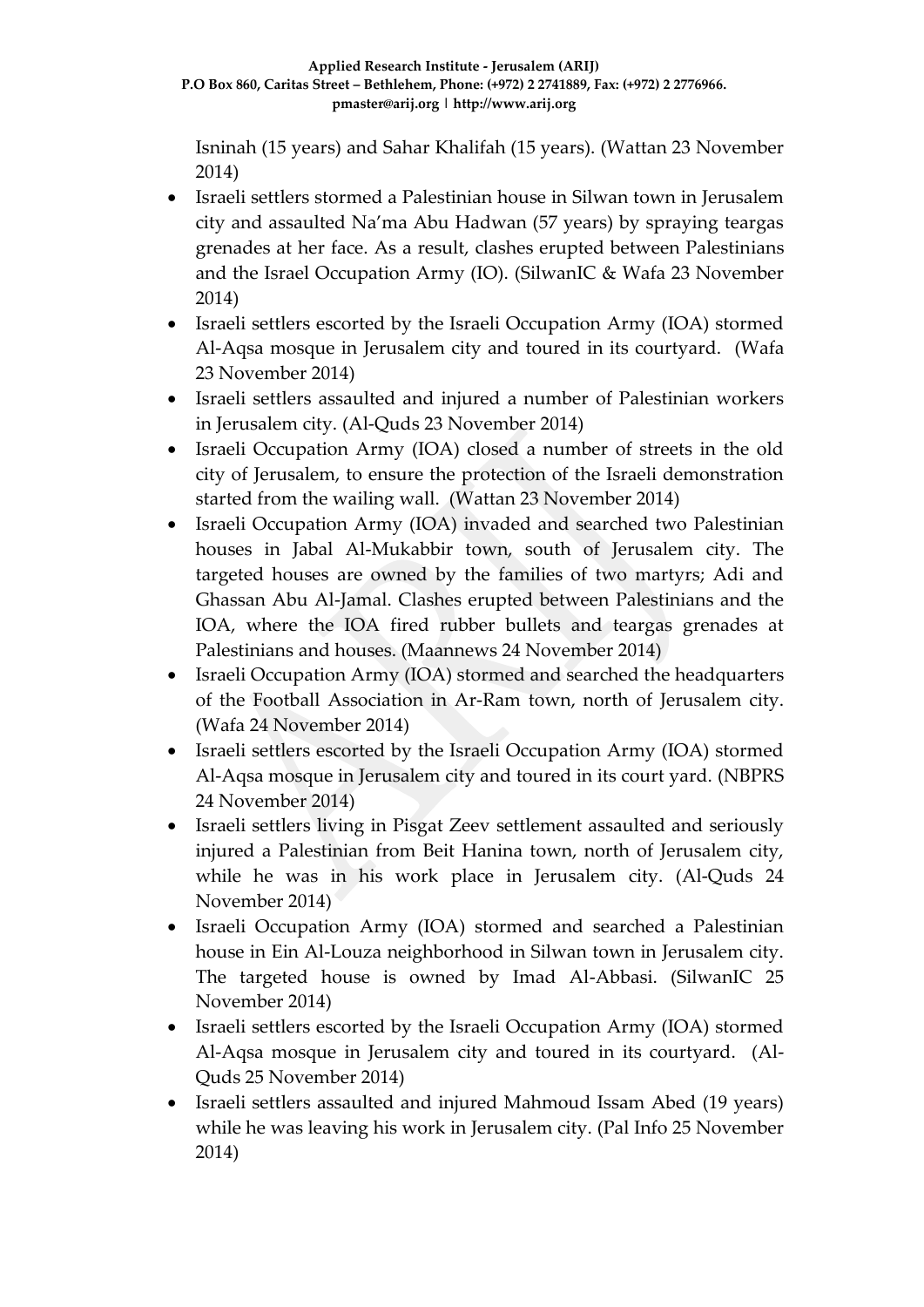Isninah (15 years) and Sahar Khalifah (15 years). (Wattan 23 November 2014)

- Israeli settlers stormed a Palestinian house in Silwan town in Jerusalem city and assaulted Na'ma Abu Hadwan (57 years) by spraying teargas grenades at her face. As a result, clashes erupted between Palestinians and the Israel Occupation Army (IO). (SilwanIC & Wafa 23 November 2014)
- Israeli settlers escorted by the Israeli Occupation Army (IOA) stormed Al-Aqsa mosque in Jerusalem city and toured in its courtyard. (Wafa 23 November 2014)
- Israeli settlers assaulted and injured a number of Palestinian workers in Jerusalem city. (Al-Quds 23 November 2014)
- Israeli Occupation Army (IOA) closed a number of streets in the old city of Jerusalem, to ensure the protection of the Israeli demonstration started from the wailing wall. (Wattan 23 November 2014)
- Israeli Occupation Army (IOA) invaded and searched two Palestinian houses in Jabal Al-Mukabbir town, south of Jerusalem city. The targeted houses are owned by the families of two martyrs; Adi and Ghassan Abu Al-Jamal. Clashes erupted between Palestinians and the IOA, where the IOA fired rubber bullets and teargas grenades at Palestinians and houses. (Maannews 24 November 2014)
- Israeli Occupation Army (IOA) stormed and searched the headquarters of the Football Association in Ar-Ram town, north of Jerusalem city. (Wafa 24 November 2014)
- Israeli settlers escorted by the Israeli Occupation Army (IOA) stormed Al-Aqsa mosque in Jerusalem city and toured in its court yard. (NBPRS 24 November 2014)
- Israeli settlers living in Pisgat Zeev settlement assaulted and seriously injured a Palestinian from Beit Hanina town, north of Jerusalem city, while he was in his work place in Jerusalem city. (Al-Quds 24 November 2014)
- Israeli Occupation Army (IOA) stormed and searched a Palestinian house in Ein Al-Louza neighborhood in Silwan town in Jerusalem city. The targeted house is owned by Imad Al-Abbasi. (SilwanIC 25 November 2014)
- Israeli settlers escorted by the Israeli Occupation Army (IOA) stormed Al-Aqsa mosque in Jerusalem city and toured in its courtyard. (Al-Quds 25 November 2014)
- Israeli settlers assaulted and injured Mahmoud Issam Abed (19 years) while he was leaving his work in Jerusalem city. (Pal Info 25 November 2014)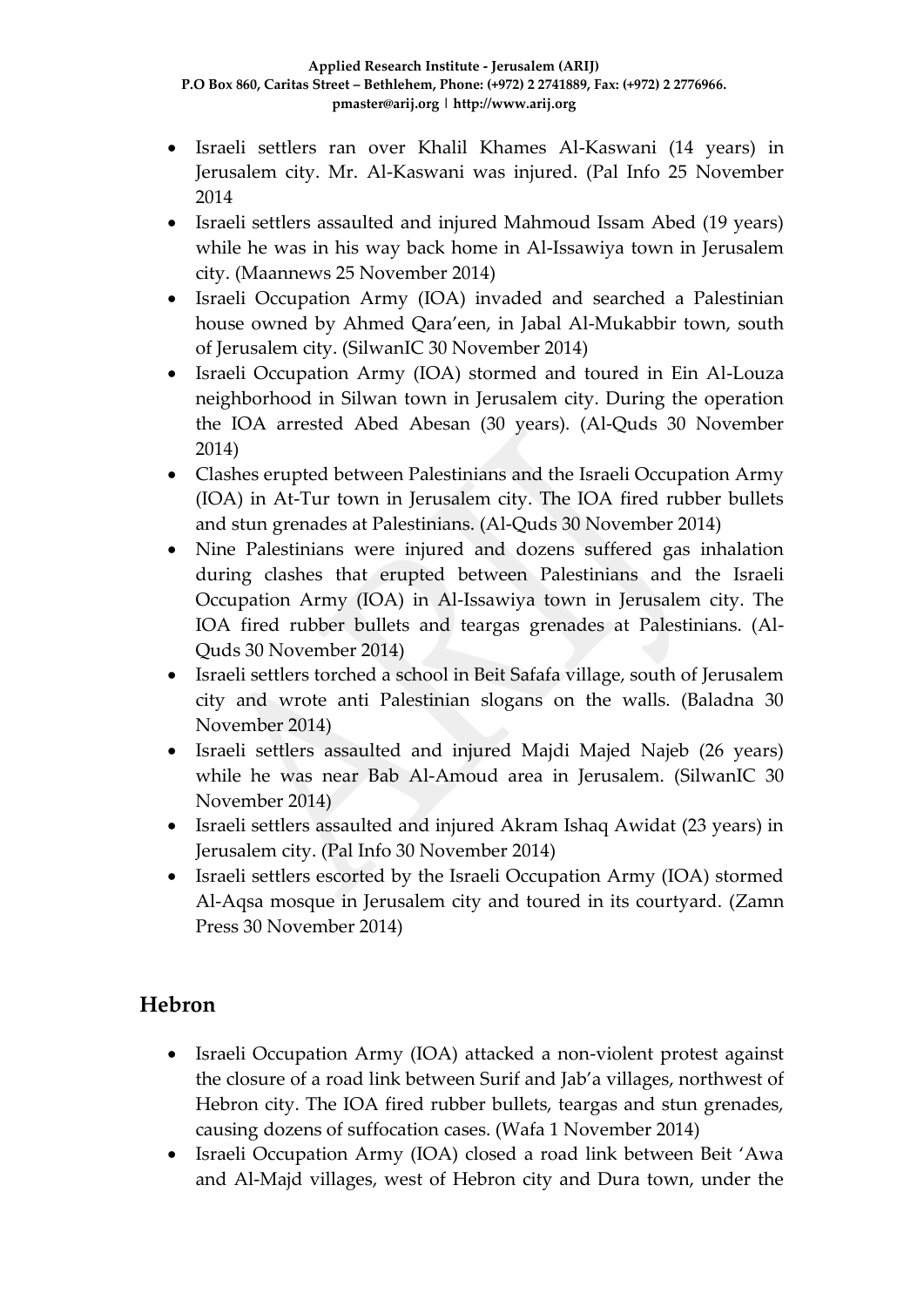- Israeli settlers ran over Khalil Khames Al-Kaswani (14 years) in Jerusalem city. Mr. Al-Kaswani was injured. (Pal Info 25 November 2014
- Israeli settlers assaulted and injured Mahmoud Issam Abed (19 years) while he was in his way back home in Al-Issawiya town in Jerusalem city. (Maannews 25 November 2014)
- Israeli Occupation Army (IOA) invaded and searched a Palestinian house owned by Ahmed Qara'een, in Jabal Al-Mukabbir town, south of Jerusalem city. (SilwanIC 30 November 2014)
- Israeli Occupation Army (IOA) stormed and toured in Ein Al-Louza neighborhood in Silwan town in Jerusalem city. During the operation the IOA arrested Abed Abesan (30 years). (Al-Quds 30 November 2014)
- Clashes erupted between Palestinians and the Israeli Occupation Army (IOA) in At-Tur town in Jerusalem city. The IOA fired rubber bullets and stun grenades at Palestinians. (Al-Quds 30 November 2014)
- Nine Palestinians were injured and dozens suffered gas inhalation during clashes that erupted between Palestinians and the Israeli Occupation Army (IOA) in Al-Issawiya town in Jerusalem city. The IOA fired rubber bullets and teargas grenades at Palestinians. (Al-Quds 30 November 2014)
- Israeli settlers torched a school in Beit Safafa village, south of Jerusalem city and wrote anti Palestinian slogans on the walls. (Baladna 30 November 2014)
- Israeli settlers assaulted and injured Majdi Majed Najeb (26 years) while he was near Bab Al-Amoud area in Jerusalem. (SilwanIC 30 November 2014)
- Israeli settlers assaulted and injured Akram Ishaq Awidat (23 years) in Jerusalem city. (Pal Info 30 November 2014)
- Israeli settlers escorted by the Israeli Occupation Army (IOA) stormed Al-Aqsa mosque in Jerusalem city and toured in its courtyard. (Zamn Press 30 November 2014)

## Hebron

- Israeli Occupation Army (IOA) attacked a non-violent protest against the closure of a road link between Surif and Jab'a villages, northwest of Hebron city. The IOA fired rubber bullets, teargas and stun grenades, causing dozens of suffocation cases. (Wafa 1 November 2014)
- Israeli Occupation Army (IOA) closed a road link between Beit 'Awa and Al-Majd villages, west of Hebron city and Dura town, under the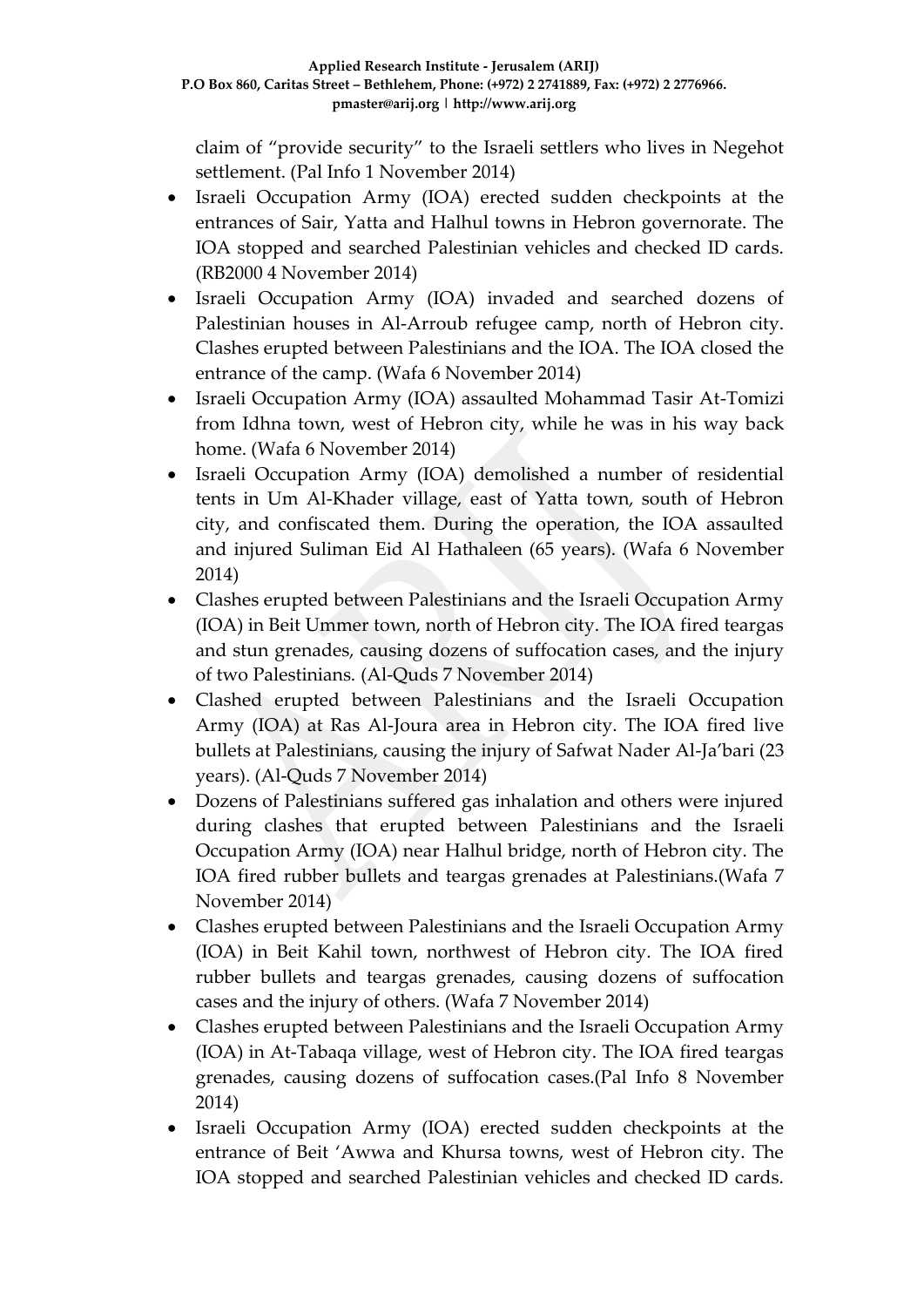claim of "provide security" to the Israeli settlers who lives in Negehot settlement. (Pal Info 1 November 2014)

- Israeli Occupation Army (IOA) erected sudden checkpoints at the entrances of Sair, Yatta and Halhul towns in Hebron governorate. The IOA stopped and searched Palestinian vehicles and checked ID cards. (RB2000 4 November 2014)
- Israeli Occupation Army (IOA) invaded and searched dozens of Palestinian houses in Al-Arroub refugee camp, north of Hebron city. Clashes erupted between Palestinians and the IOA. The IOA closed the entrance of the camp. (Wafa 6 November 2014)
- Israeli Occupation Army (IOA) assaulted Mohammad Tasir At-Tomizi from Idhna town, west of Hebron city, while he was in his way back home. (Wafa 6 November 2014)
- Israeli Occupation Army (IOA) demolished a number of residential tents in Um Al-Khader village, east of Yatta town, south of Hebron city, and confiscated them. During the operation, the IOA assaulted and injured Suliman Eid Al Hathaleen (65 years). (Wafa 6 November 2014)
- Clashes erupted between Palestinians and the Israeli Occupation Army (IOA) in Beit Ummer town, north of Hebron city. The IOA fired teargas and stun grenades, causing dozens of suffocation cases, and the injury of two Palestinians. (Al-Quds 7 November 2014)
- Clashed erupted between Palestinians and the Israeli Occupation Army (IOA) at Ras Al-Joura area in Hebron city. The IOA fired live bullets at Palestinians, causing the injury of Safwat Nader Al-Ja'bari (23 years). (Al-Quds 7 November 2014)
- Dozens of Palestinians suffered gas inhalation and others were injured during clashes that erupted between Palestinians and the Israeli Occupation Army (IOA) near Halhul bridge, north of Hebron city. The IOA fired rubber bullets and teargas grenades at Palestinians.(Wafa 7 November 2014)
- Clashes erupted between Palestinians and the Israeli Occupation Army (IOA) in Beit Kahil town, northwest of Hebron city. The IOA fired rubber bullets and teargas grenades, causing dozens of suffocation cases and the injury of others. (Wafa 7 November 2014)
- Clashes erupted between Palestinians and the Israeli Occupation Army (IOA) in At-Tabaqa village, west of Hebron city. The IOA fired teargas grenades, causing dozens of suffocation cases.(Pal Info 8 November 2014)
- Israeli Occupation Army (IOA) erected sudden checkpoints at the entrance of Beit 'Awwa and Khursa towns, west of Hebron city. The IOA stopped and searched Palestinian vehicles and checked ID cards.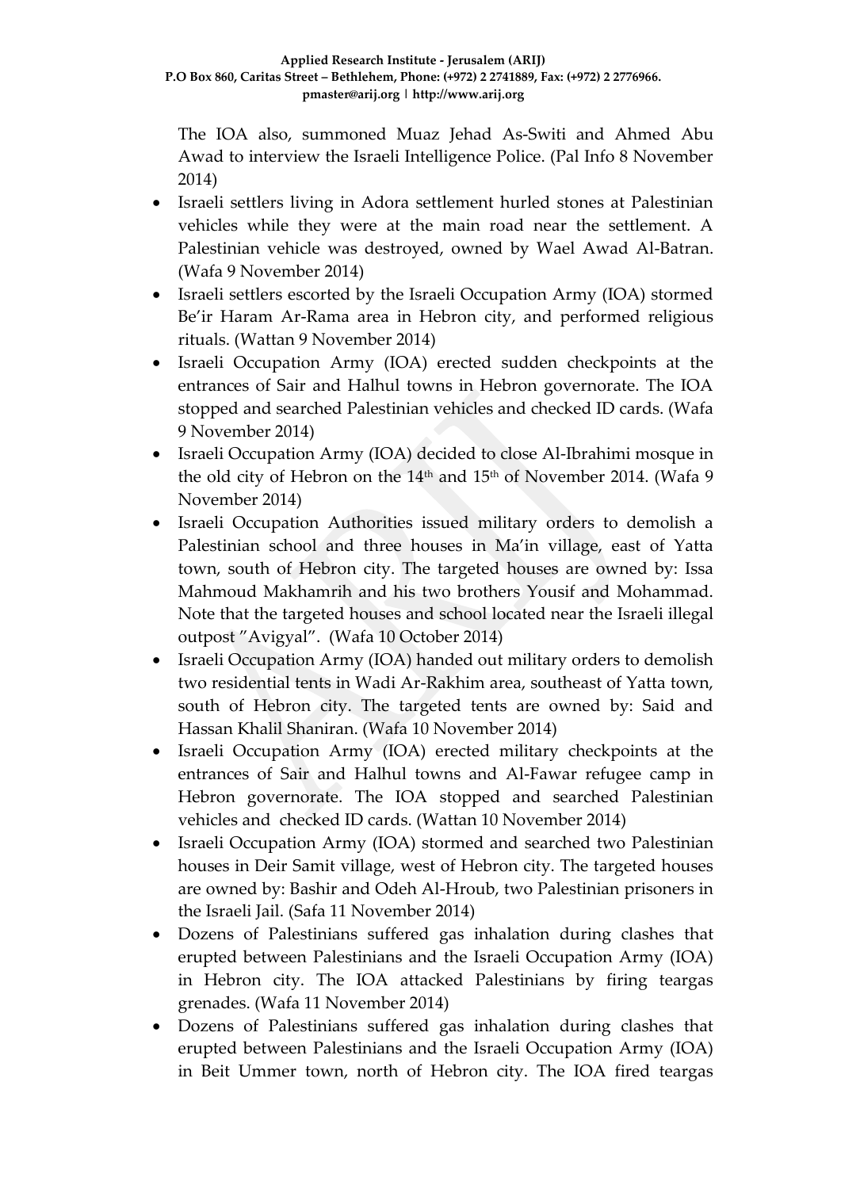The IOA also, summoned Muaz Jehad As-Switi and Ahmed Abu Awad to interview the Israeli Intelligence Police. (Pal Info 8 November 2014)

- Israeli settlers living in Adora settlement hurled stones at Palestinian vehicles while they were at the main road near the settlement. A Palestinian vehicle was destroyed, owned by Wael Awad Al-Batran. (Wafa 9 November 2014)
- Israeli settlers escorted by the Israeli Occupation Army (IOA) stormed Be'ir Haram Ar-Rama area in Hebron city, and performed religious rituals. (Wattan 9 November 2014)
- Israeli Occupation Army (IOA) erected sudden checkpoints at the entrances of Sair and Halhul towns in Hebron governorate. The IOA stopped and searched Palestinian vehicles and checked ID cards. (Wafa 9 November 2014)
- Israeli Occupation Army (IOA) decided to close Al-Ibrahimi mosque in the old city of Hebron on the 14th and 15th of November 2014. (Wafa 9 November 2014)
- Israeli Occupation Authorities issued military orders to demolish a Palestinian school and three houses in Ma'in village, east of Yatta town, south of Hebron city. The targeted houses are owned by: Issa Mahmoud Makhamrih and his two brothers Yousif and Mohammad. Note that the targeted houses and school located near the Israeli illegal outpost "Avigyal". (Wafa 10 October 2014)
- Israeli Occupation Army (IOA) handed out military orders to demolish two residential tents in Wadi Ar-Rakhim area, southeast of Yatta town, south of Hebron city. The targeted tents are owned by: Said and Hassan Khalil Shaniran. (Wafa 10 November 2014)
- Israeli Occupation Army (IOA) erected military checkpoints at the entrances of Sair and Halhul towns and Al-Fawar refugee camp in Hebron governorate. The IOA stopped and searched Palestinian vehicles and checked ID cards. (Wattan 10 November 2014)
- Israeli Occupation Army (IOA) stormed and searched two Palestinian houses in Deir Samit village, west of Hebron city. The targeted houses are owned by: Bashir and Odeh Al-Hroub, two Palestinian prisoners in the Israeli Jail. (Safa 11 November 2014)
- Dozens of Palestinians suffered gas inhalation during clashes that erupted between Palestinians and the Israeli Occupation Army (IOA) in Hebron city. The IOA attacked Palestinians by firing teargas grenades. (Wafa 11 November 2014)
- Dozens of Palestinians suffered gas inhalation during clashes that erupted between Palestinians and the Israeli Occupation Army (IOA) in Beit Ummer town, north of Hebron city. The IOA fired teargas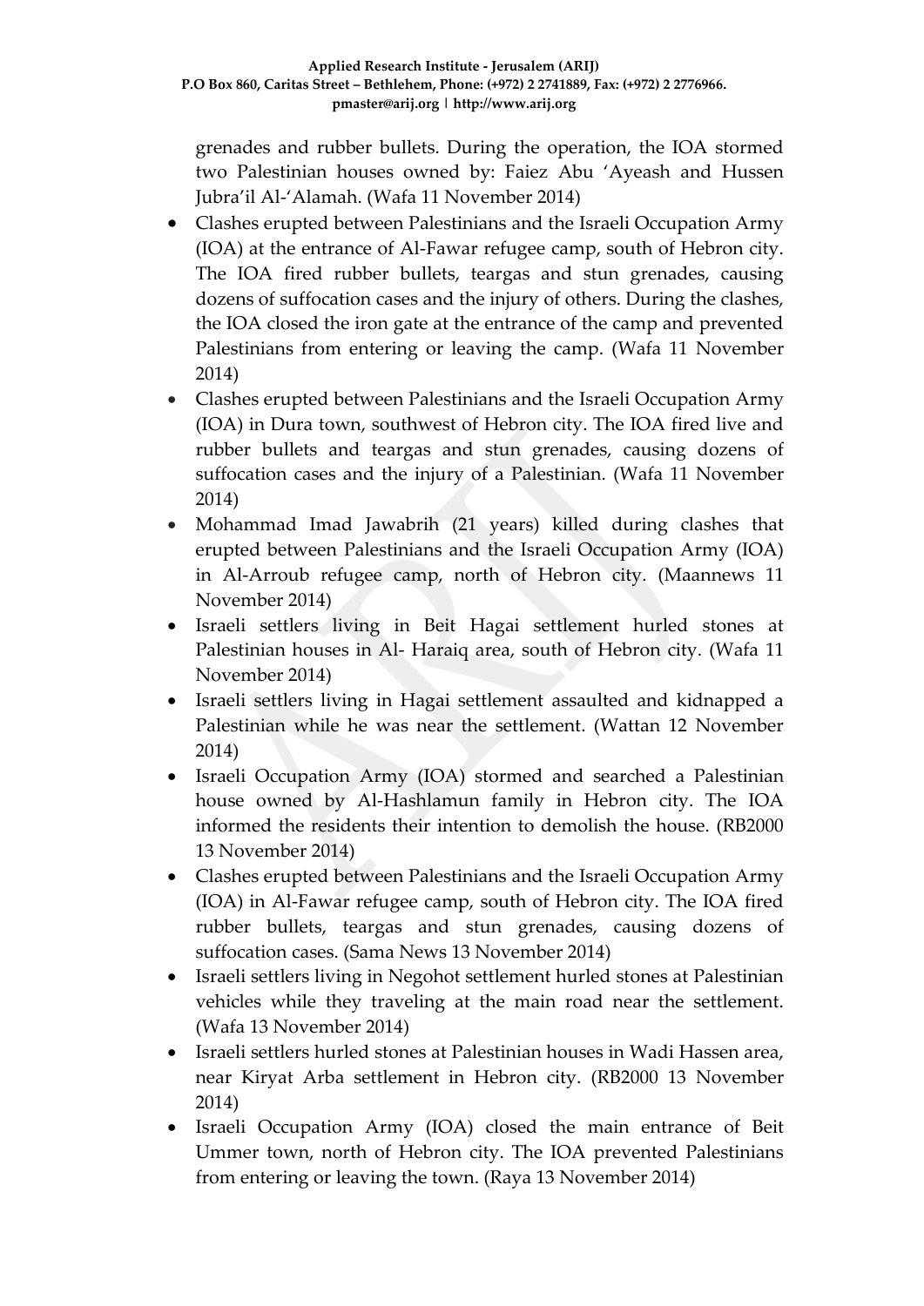grenades and rubber bullets. During the operation, the IOA stormed two Palestinian houses owned by: Faiez Abu 'Ayeash and Hussen Jubra'il Al-'Alamah. (Wafa 11 November 2014)

- Clashes erupted between Palestinians and the Israeli Occupation Army (IOA) at the entrance of Al-Fawar refugee camp, south of Hebron city. The IOA fired rubber bullets, teargas and stun grenades, causing dozens of suffocation cases and the injury of others. During the clashes, the IOA closed the iron gate at the entrance of the camp and prevented Palestinians from entering or leaving the camp. (Wafa 11 November 2014)
- Clashes erupted between Palestinians and the Israeli Occupation Army (IOA) in Dura town, southwest of Hebron city. The IOA fired live and rubber bullets and teargas and stun grenades, causing dozens of suffocation cases and the injury of a Palestinian. (Wafa 11 November 2014)
- Mohammad Imad Jawabrih (21 years) killed during clashes that erupted between Palestinians and the Israeli Occupation Army (IOA) in Al-Arroub refugee camp, north of Hebron city. (Maannews 11 November 2014)
- Israeli settlers living in Beit Hagai settlement hurled stones at Palestinian houses in Al- Haraiq area, south of Hebron city. (Wafa 11 November 2014)
- Israeli settlers living in Hagai settlement assaulted and kidnapped a Palestinian while he was near the settlement. (Wattan 12 November 2014)
- Israeli Occupation Army (IOA) stormed and searched a Palestinian house owned by Al-Hashlamun family in Hebron city. The IOA informed the residents their intention to demolish the house. (RB2000 13 November 2014)
- Clashes erupted between Palestinians and the Israeli Occupation Army (IOA) in Al-Fawar refugee camp, south of Hebron city. The IOA fired rubber bullets, teargas and stun grenades, causing dozens of suffocation cases. (Sama News 13 November 2014)
- Israeli settlers living in Negohot settlement hurled stones at Palestinian vehicles while they traveling at the main road near the settlement. (Wafa 13 November 2014)
- Israeli settlers hurled stones at Palestinian houses in Wadi Hassen area, near Kiryat Arba settlement in Hebron city. (RB2000 13 November 2014)
- Israeli Occupation Army (IOA) closed the main entrance of Beit Ummer town, north of Hebron city. The IOA prevented Palestinians from entering or leaving the town. (Raya 13 November 2014)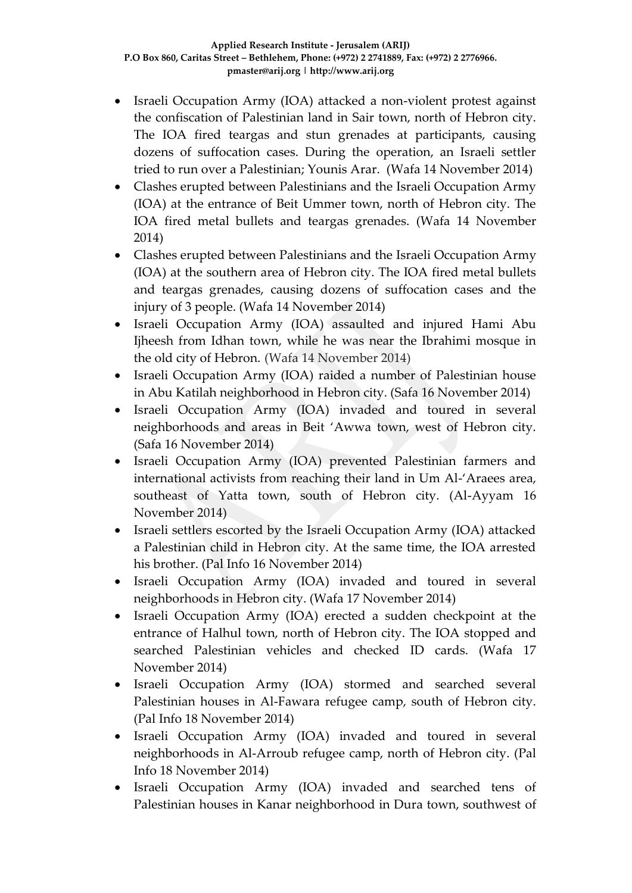- Israeli Occupation Army (IOA) attacked a non-violent protest against the confiscation of Palestinian land in Sair town, north of Hebron city. The IOA fired teargas and stun grenades at participants, causing dozens of suffocation cases. During the operation, an Israeli settler tried to run over a Palestinian; Younis Arar. (Wafa 14 November 2014)
- Clashes erupted between Palestinians and the Israeli Occupation Army (IOA) at the entrance of Beit Ummer town, north of Hebron city. The IOA fired metal bullets and teargas grenades. (Wafa 14 November 2014)
- Clashes erupted between Palestinians and the Israeli Occupation Army (IOA) at the southern area of Hebron city. The IOA fired metal bullets and teargas grenades, causing dozens of suffocation cases and the injury of 3 people. (Wafa 14 November 2014)
- Israeli Occupation Army (IOA) assaulted and injured Hami Abu Ijheesh from Idhan town, while he was near the Ibrahimi mosque in the old city of Hebron. (Wafa 14 November 2014)
- Israeli Occupation Army (IOA) raided a number of Palestinian house in Abu Katilah neighborhood in Hebron city. (Safa 16 November 2014)
- Israeli Occupation Army (IOA) invaded and toured in several neighborhoods and areas in Beit 'Awwa town, west of Hebron city. (Safa 16 November 2014)
- Israeli Occupation Army (IOA) prevented Palestinian farmers and international activists from reaching their land in Um Al-'Araees area, southeast of Yatta town, south of Hebron city. (Al-Ayyam 16 November 2014)
- Israeli settlers escorted by the Israeli Occupation Army (IOA) attacked a Palestinian child in Hebron city. At the same time, the IOA arrested his brother. (Pal Info 16 November 2014)
- Israeli Occupation Army (IOA) invaded and toured in several neighborhoods in Hebron city. (Wafa 17 November 2014)
- Israeli Occupation Army (IOA) erected a sudden checkpoint at the entrance of Halhul town, north of Hebron city. The IOA stopped and searched Palestinian vehicles and checked ID cards. (Wafa 17 November 2014)
- Israeli Occupation Army (IOA) stormed and searched several Palestinian houses in Al-Fawara refugee camp, south of Hebron city. (Pal Info 18 November 2014)
- Israeli Occupation Army (IOA) invaded and toured in several neighborhoods in Al-Arroub refugee camp, north of Hebron city. (Pal Info 18 November 2014)
- Israeli Occupation Army (IOA) invaded and searched tens of Palestinian houses in Kanar neighborhood in Dura town, southwest of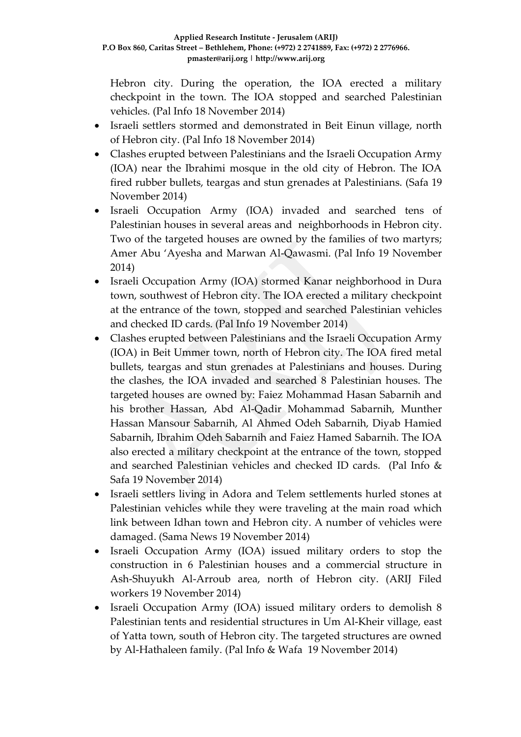Hebron city. During the operation, the IOA erected a military checkpoint in the town. The IOA stopped and searched Palestinian vehicles. (Pal Info 18 November 2014)

- Israeli settlers stormed and demonstrated in Beit Einun village, north of Hebron city. (Pal Info 18 November 2014)
- Clashes erupted between Palestinians and the Israeli Occupation Army (IOA) near the Ibrahimi mosque in the old city of Hebron. The IOA fired rubber bullets, teargas and stun grenades at Palestinians. (Safa 19 November 2014)
- Israeli Occupation Army (IOA) invaded and searched tens of Palestinian houses in several areas and neighborhoods in Hebron city. Two of the targeted houses are owned by the families of two martyrs; Amer Abu 'Ayesha and Marwan Al-Qawasmi. (Pal Info 19 November 2014)
- Israeli Occupation Army (IOA) stormed Kanar neighborhood in Dura town, southwest of Hebron city. The IOA erected a military checkpoint at the entrance of the town, stopped and searched Palestinian vehicles and checked ID cards. (Pal Info 19 November 2014)
- Clashes erupted between Palestinians and the Israeli Occupation Army (IOA) in Beit Ummer town, north of Hebron city. The IOA fired metal bullets, teargas and stun grenades at Palestinians and houses. During the clashes, the IOA invaded and searched 8 Palestinian houses. The targeted houses are owned by: Faiez Mohammad Hasan Sabarnih and his brother Hassan, Abd Al-Qadir Mohammad Sabarnih, Munther Hassan Mansour Sabarnih, Al Ahmed Odeh Sabarnih, Diyab Hamied Sabarnih, Ibrahim Odeh Sabarnih and Faiez Hamed Sabarnih. The IOA also erected a military checkpoint at the entrance of the town, stopped and searched Palestinian vehicles and checked ID cards. (Pal Info & Safa 19 November 2014)
- Israeli settlers living in Adora and Telem settlements hurled stones at Palestinian vehicles while they were traveling at the main road which link between Idhan town and Hebron city. A number of vehicles were damaged. (Sama News 19 November 2014)
- Israeli Occupation Army (IOA) issued military orders to stop the construction in 6 Palestinian houses and a commercial structure in Ash-Shuyukh Al-Arroub area, north of Hebron city. (ARIJ Filed workers 19 November 2014)
- Israeli Occupation Army (IOA) issued military orders to demolish 8 Palestinian tents and residential structures in Um Al-Kheir village, east of Yatta town, south of Hebron city. The targeted structures are owned by Al-Hathaleen family. (Pal Info & Wafa 19 November 2014)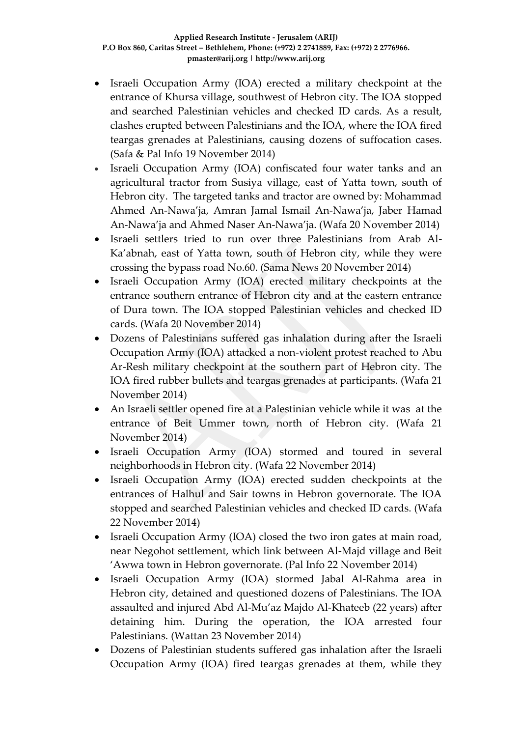- Israeli Occupation Army (IOA) erected a military checkpoint at the entrance of Khursa village, southwest of Hebron city. The IOA stopped and searched Palestinian vehicles and checked ID cards. As a result, clashes erupted between Palestinians and the IOA, where the IOA fired teargas grenades at Palestinians, causing dozens of suffocation cases. (Safa & Pal Info 19 November 2014)
- Israeli Occupation Army (IOA) confiscated four water tanks and an agricultural tractor from Susiya village, east of Yatta town, south of Hebron city. The targeted tanks and tractor are owned by: Mohammad Ahmed An-Nawa'ja, Amran Jamal Ismail An-Nawa'ja, Jaber Hamad An-Nawa'ja and Ahmed Naser An-Nawa'ja. (Wafa 20 November 2014)
- Israeli settlers tried to run over three Palestinians from Arab Al-Ka'abnah, east of Yatta town, south of Hebron city, while they were crossing the bypass road No.60. (Sama News 20 November 2014)
- Israeli Occupation Army (IOA) erected military checkpoints at the entrance southern entrance of Hebron city and at the eastern entrance of Dura town. The IOA stopped Palestinian vehicles and checked ID cards. (Wafa 20 November 2014)
- Dozens of Palestinians suffered gas inhalation during after the Israeli Occupation Army (IOA) attacked a non-violent protest reached to Abu Ar-Resh military checkpoint at the southern part of Hebron city. The IOA fired rubber bullets and teargas grenades at participants. (Wafa 21 November 2014)
- An Israeli settler opened fire at a Palestinian vehicle while it was at the entrance of Beit Ummer town, north of Hebron city. (Wafa 21 November 2014)
- Israeli Occupation Army (IOA) stormed and toured in several neighborhoods in Hebron city. (Wafa 22 November 2014)
- Israeli Occupation Army (IOA) erected sudden checkpoints at the entrances of Halhul and Sair towns in Hebron governorate. The IOA stopped and searched Palestinian vehicles and checked ID cards. (Wafa 22 November 2014)
- Israeli Occupation Army (IOA) closed the two iron gates at main road, near Negohot settlement, which link between Al-Majd village and Beit 'Awwa town in Hebron governorate. (Pal Info 22 November 2014)
- Israeli Occupation Army (IOA) stormed Jabal Al-Rahma area in Hebron city, detained and questioned dozens of Palestinians. The IOA assaulted and injured Abd Al-Mu'az Majdo Al-Khateeb (22 years) after detaining him. During the operation, the IOA arrested four Palestinians. (Wattan 23 November 2014)
- Dozens of Palestinian students suffered gas inhalation after the Israeli Occupation Army (IOA) fired teargas grenades at them, while they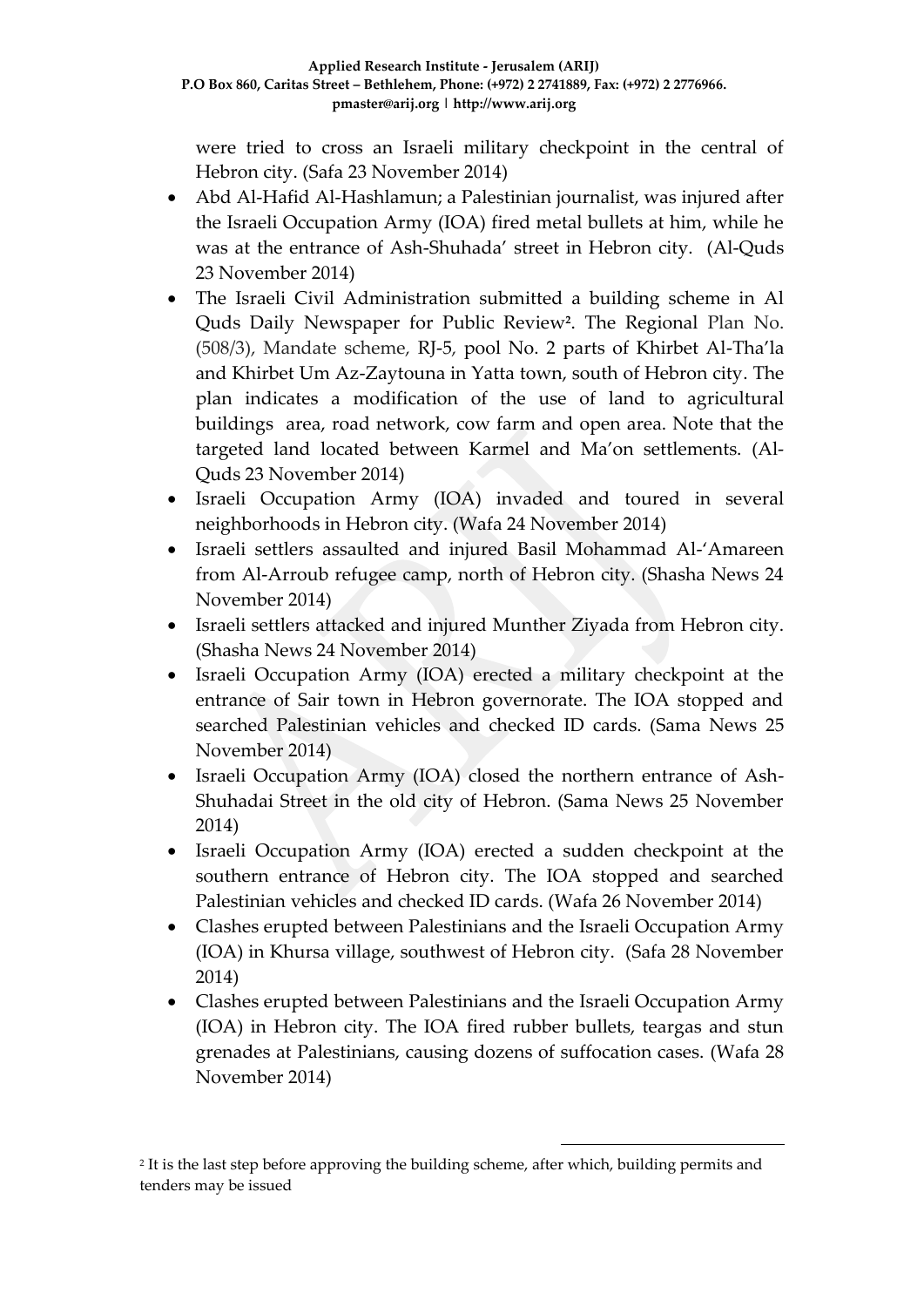were tried to cross an Israeli military checkpoint in the central of Hebron city. (Safa 23 November 2014)

- Abd Al-Hafid Al-Hashlamun; a Palestinian journalist, was injured after the Israeli Occupation Army (IOA) fired metal bullets at him, while he was at the entrance of Ash-Shuhada' street in Hebron city. (Al-Quds 23 November 2014)
- The Israeli Civil Administration submitted a building scheme in Al Quds Daily Newspaper for Public Review[2]. The Regional Plan No. (508/3), Mandate scheme, RJ-5, pool No. 2 parts of Khirbet Al-Tha'la and Khirbet Um Az-Zaytouna in Yatta town, south of Hebron city. The plan indicates a modification of the use of land to agricultural buildings area, road network, cow farm and open area. Note that the targeted land located between Karmel and Ma'on settlements. (Al-Quds 23 November 2014)
- Israeli Occupation Army (IOA) invaded and toured in several neighborhoods in Hebron city. (Wafa 24 November 2014)
- Israeli settlers assaulted and injured Basil Mohammad Al-'Amareen from Al-Arroub refugee camp, north of Hebron city. (Shasha News 24 November 2014)
- Israeli settlers attacked and injured Munther Ziyada from Hebron city. (Shasha News 24 November 2014)
- Israeli Occupation Army (IOA) erected a military checkpoint at the entrance of Sair town in Hebron governorate. The IOA stopped and searched Palestinian vehicles and checked ID cards. (Sama News 25 November 2014)
- Israeli Occupation Army (IOA) closed the northern entrance of Ash-Shuhadai Street in the old city of Hebron. (Sama News 25 November 2014)
- Israeli Occupation Army (IOA) erected a sudden checkpoint at the southern entrance of Hebron city. The IOA stopped and searched Palestinian vehicles and checked ID cards. (Wafa 26 November 2014)
- Clashes erupted between Palestinians and the Israeli Occupation Army (IOA) in Khursa village, southwest of Hebron city. (Safa 28 November 2014)
- Clashes erupted between Palestinians and the Israeli Occupation Army (IOA) in Hebron city. The IOA fired rubber bullets, teargas and stun grenades at Palestinians, causing dozens of suffocation cases. (Wafa 28 November 2014)

[2] It is the last step before approving the building scheme, after which, building permits and tenders may be issued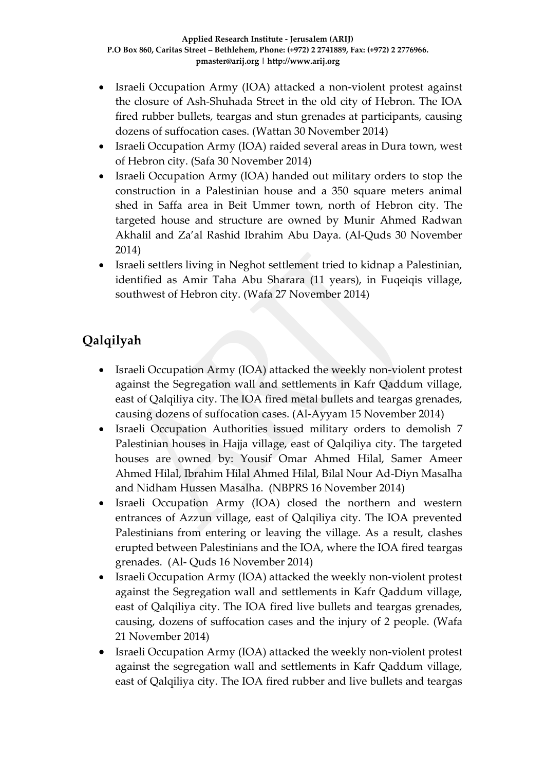- Israeli Occupation Army (IOA) attacked a non-violent protest against the closure of Ash-Shuhada Street in the old city of Hebron. The IOA fired rubber bullets, teargas and stun grenades at participants, causing dozens of suffocation cases. (Wattan 30 November 2014)
- Israeli Occupation Army (IOA) raided several areas in Dura town, west of Hebron city. (Safa 30 November 2014)
- Israeli Occupation Army (IOA) handed out military orders to stop the construction in a Palestinian house and a 350 square meters animal shed in Saffa area in Beit Ummer town, north of Hebron city. The targeted house and structure are owned by Munir Ahmed Radwan Akhalil and Za'al Rashid Ibrahim Abu Daya. (Al-Quds 30 November 2014)
- Israeli settlers living in Neghot settlement tried to kidnap a Palestinian, identified as Amir Taha Abu Sharara (11 years), in Fuqeiqis village, southwest of Hebron city. (Wafa 27 November 2014)

## Qalqilyah

- Israeli Occupation Army (IOA) attacked the weekly non-violent protest against the Segregation wall and settlements in Kafr Qaddum village, east of Qalqiliya city. The IOA fired metal bullets and teargas grenades, causing dozens of suffocation cases. (Al-Ayyam 15 November 2014)
- Israeli Occupation Authorities issued military orders to demolish 7 Palestinian houses in Hajja village, east of Qalqiliya city. The targeted houses are owned by: Yousif Omar Ahmed Hilal, Samer Ameer Ahmed Hilal, Ibrahim Hilal Ahmed Hilal, Bilal Nour Ad-Diyn Masalha and Nidham Hussen Masalha. (NBPRS 16 November 2014)
- Israeli Occupation Army (IOA) closed the northern and western entrances of Azzun village, east of Qalqiliya city. The IOA prevented Palestinians from entering or leaving the village. As a result, clashes erupted between Palestinians and the IOA, where the IOA fired teargas grenades. (Al- Quds 16 November 2014)
- Israeli Occupation Army (IOA) attacked the weekly non-violent protest against the Segregation wall and settlements in Kafr Qaddum village, east of Qalqiliya city. The IOA fired live bullets and teargas grenades, causing, dozens of suffocation cases and the injury of 2 people. (Wafa 21 November 2014)
- Israeli Occupation Army (IOA) attacked the weekly non-violent protest against the segregation wall and settlements in Kafr Qaddum village, east of Qalqiliya city. The IOA fired rubber and live bullets and teargas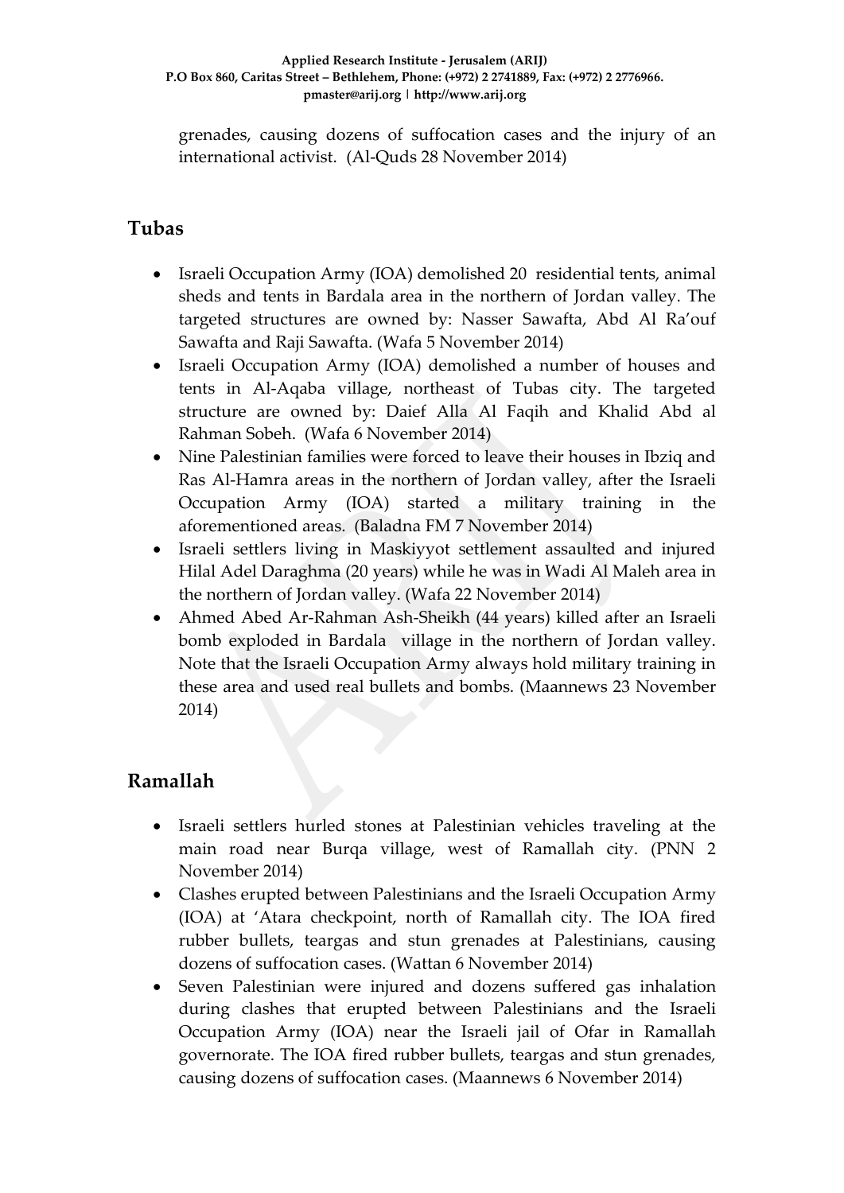grenades, causing dozens of suffocation cases and the injury of an international activist. (Al-Quds 28 November 2014)

## Tubas

- Israeli Occupation Army (IOA) demolished 20 residential tents, animal sheds and tents in Bardala area in the northern of Jordan valley. The targeted structures are owned by: Nasser Sawafta, Abd Al Ra'ouf Sawafta and Raji Sawafta. (Wafa 5 November 2014)
- Israeli Occupation Army (IOA) demolished a number of houses and tents in Al-Aqaba village, northeast of Tubas city. The targeted structure are owned by: Daief Alla Al Faqih and Khalid Abd al Rahman Sobeh. (Wafa 6 November 2014)
- Nine Palestinian families were forced to leave their houses in Ibziq and Ras Al-Hamra areas in the northern of Jordan valley, after the Israeli Occupation Army (IOA) started a military training in the aforementioned areas. (Baladna FM 7 November 2014)
- Israeli settlers living in Maskiyyot settlement assaulted and injured Hilal Adel Daraghma (20 years) while he was in Wadi Al Maleh area in the northern of Jordan valley. (Wafa 22 November 2014)
- Ahmed Abed Ar-Rahman Ash-Sheikh (44 years) killed after an Israeli bomb exploded in Bardala village in the northern of Jordan valley. Note that the Israeli Occupation Army always hold military training in these area and used real bullets and bombs. (Maannews 23 November 2014)

## Ramallah

- Israeli settlers hurled stones at Palestinian vehicles traveling at the main road near Burqa village, west of Ramallah city. (PNN 2 November 2014)
- Clashes erupted between Palestinians and the Israeli Occupation Army (IOA) at 'Atara checkpoint, north of Ramallah city. The IOA fired rubber bullets, teargas and stun grenades at Palestinians, causing dozens of suffocation cases. (Wattan 6 November 2014)
- Seven Palestinian were injured and dozens suffered gas inhalation during clashes that erupted between Palestinians and the Israeli Occupation Army (IOA) near the Israeli jail of Ofar in Ramallah governorate. The IOA fired rubber bullets, teargas and stun grenades, causing dozens of suffocation cases. (Maannews 6 November 2014)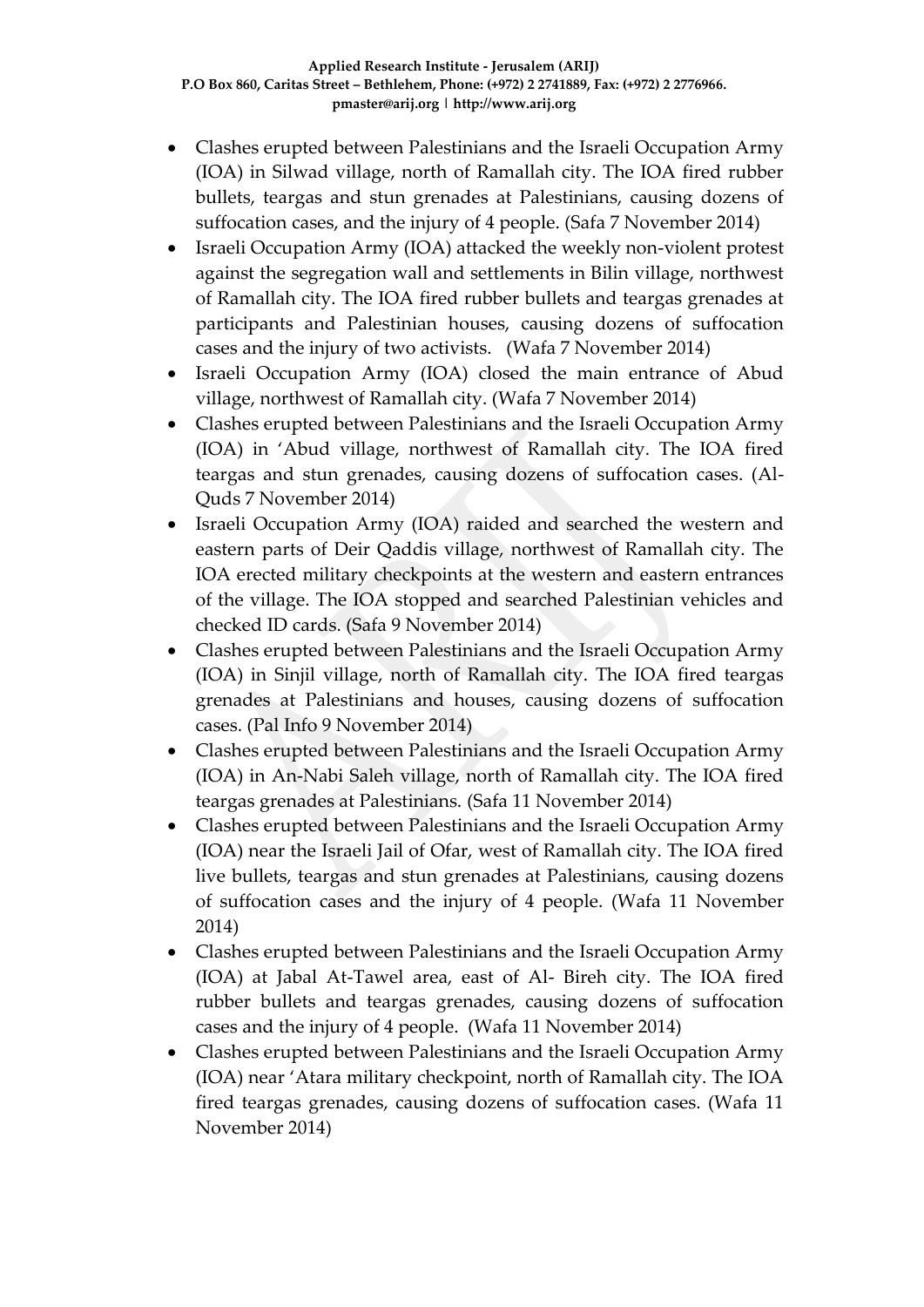- Clashes erupted between Palestinians and the Israeli Occupation Army (IOA) in Silwad village, north of Ramallah city. The IOA fired rubber bullets, teargas and stun grenades at Palestinians, causing dozens of suffocation cases, and the injury of 4 people. (Safa 7 November 2014)
- Israeli Occupation Army (IOA) attacked the weekly non-violent protest against the segregation wall and settlements in Bilin village, northwest of Ramallah city. The IOA fired rubber bullets and teargas grenades at participants and Palestinian houses, causing dozens of suffocation cases and the injury of two activists. (Wafa 7 November 2014)
- Israeli Occupation Army (IOA) closed the main entrance of Abud village, northwest of Ramallah city. (Wafa 7 November 2014)
- Clashes erupted between Palestinians and the Israeli Occupation Army (IOA) in 'Abud village, northwest of Ramallah city. The IOA fired teargas and stun grenades, causing dozens of suffocation cases. (Al-Quds 7 November 2014)
- Israeli Occupation Army (IOA) raided and searched the western and eastern parts of Deir Qaddis village, northwest of Ramallah city. The IOA erected military checkpoints at the western and eastern entrances of the village. The IOA stopped and searched Palestinian vehicles and checked ID cards. (Safa 9 November 2014)
- Clashes erupted between Palestinians and the Israeli Occupation Army (IOA) in Sinjil village, north of Ramallah city. The IOA fired teargas grenades at Palestinians and houses, causing dozens of suffocation cases. (Pal Info 9 November 2014)
- Clashes erupted between Palestinians and the Israeli Occupation Army (IOA) in An-Nabi Saleh village, north of Ramallah city. The IOA fired teargas grenades at Palestinians. (Safa 11 November 2014)
- Clashes erupted between Palestinians and the Israeli Occupation Army (IOA) near the Israeli Jail of Ofar, west of Ramallah city. The IOA fired live bullets, teargas and stun grenades at Palestinians, causing dozens of suffocation cases and the injury of 4 people. (Wafa 11 November 2014)
- Clashes erupted between Palestinians and the Israeli Occupation Army (IOA) at Jabal At-Tawel area, east of Al- Bireh city. The IOA fired rubber bullets and teargas grenades, causing dozens of suffocation cases and the injury of 4 people. (Wafa 11 November 2014)
- Clashes erupted between Palestinians and the Israeli Occupation Army (IOA) near 'Atara military checkpoint, north of Ramallah city. The IOA fired teargas grenades, causing dozens of suffocation cases. (Wafa 11 November 2014)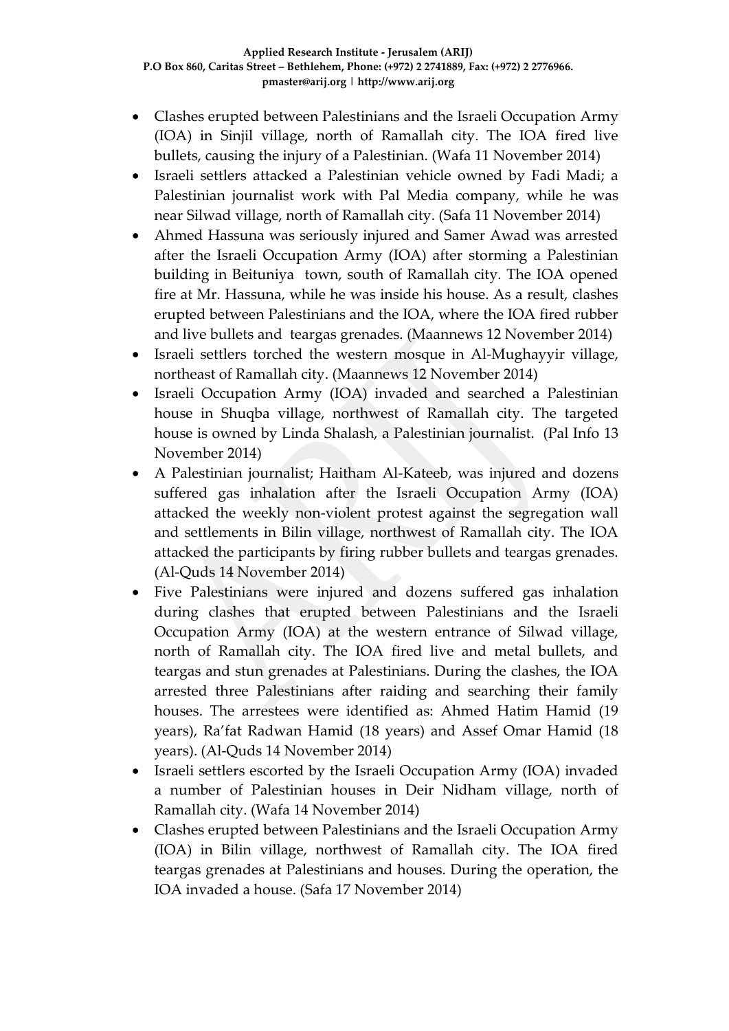- Clashes erupted between Palestinians and the Israeli Occupation Army (IOA) in Sinjil village, north of Ramallah city. The IOA fired live bullets, causing the injury of a Palestinian. (Wafa 11 November 2014)
- Israeli settlers attacked a Palestinian vehicle owned by Fadi Madi; a Palestinian journalist work with Pal Media company, while he was near Silwad village, north of Ramallah city. (Safa 11 November 2014)
- Ahmed Hassuna was seriously injured and Samer Awad was arrested after the Israeli Occupation Army (IOA) after storming a Palestinian building in Beituniya town, south of Ramallah city. The IOA opened fire at Mr. Hassuna, while he was inside his house. As a result, clashes erupted between Palestinians and the IOA, where the IOA fired rubber and live bullets and teargas grenades. (Maannews 12 November 2014)
- Israeli settlers torched the western mosque in Al-Mughayyir village, northeast of Ramallah city. (Maannews 12 November 2014)
- Israeli Occupation Army (IOA) invaded and searched a Palestinian house in Shuqba village, northwest of Ramallah city. The targeted house is owned by Linda Shalash, a Palestinian journalist. (Pal Info 13 November 2014)
- A Palestinian journalist; Haitham Al-Kateeb, was injured and dozens suffered gas inhalation after the Israeli Occupation Army (IOA) attacked the weekly non-violent protest against the segregation wall and settlements in Bilin village, northwest of Ramallah city. The IOA attacked the participants by firing rubber bullets and teargas grenades. (Al-Quds 14 November 2014)
- Five Palestinians were injured and dozens suffered gas inhalation during clashes that erupted between Palestinians and the Israeli Occupation Army (IOA) at the western entrance of Silwad village, north of Ramallah city. The IOA fired live and metal bullets, and teargas and stun grenades at Palestinians. During the clashes, the IOA arrested three Palestinians after raiding and searching their family houses. The arrestees were identified as: Ahmed Hatim Hamid (19 years), Ra'fat Radwan Hamid (18 years) and Assef Omar Hamid (18 years). (Al-Quds 14 November 2014)
- Israeli settlers escorted by the Israeli Occupation Army (IOA) invaded a number of Palestinian houses in Deir Nidham village, north of Ramallah city. (Wafa 14 November 2014)
- Clashes erupted between Palestinians and the Israeli Occupation Army (IOA) in Bilin village, northwest of Ramallah city. The IOA fired teargas grenades at Palestinians and houses. During the operation, the IOA invaded a house. (Safa 17 November 2014)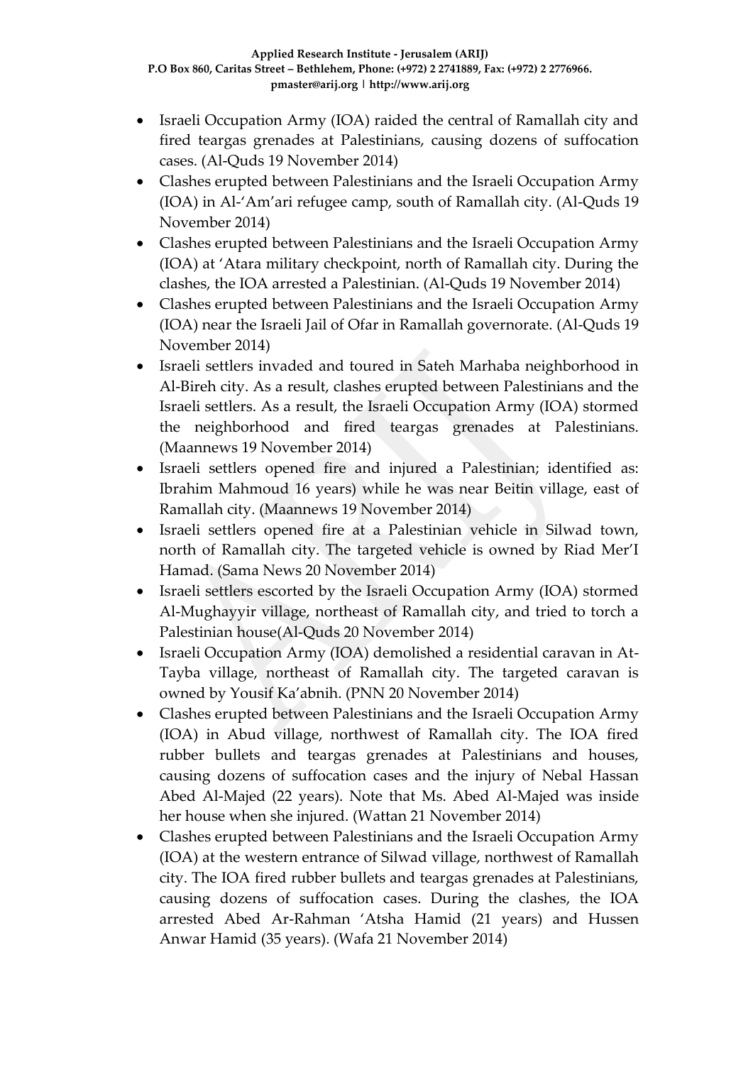- Israeli Occupation Army (IOA) raided the central of Ramallah city and fired teargas grenades at Palestinians, causing dozens of suffocation cases. (Al-Quds 19 November 2014)
- Clashes erupted between Palestinians and the Israeli Occupation Army (IOA) in Al-'Am'ari refugee camp, south of Ramallah city. (Al-Quds 19 November 2014)
- Clashes erupted between Palestinians and the Israeli Occupation Army (IOA) at 'Atara military checkpoint, north of Ramallah city. During the clashes, the IOA arrested a Palestinian. (Al-Quds 19 November 2014)
- Clashes erupted between Palestinians and the Israeli Occupation Army (IOA) near the Israeli Jail of Ofar in Ramallah governorate. (Al-Quds 19 November 2014)
- Israeli settlers invaded and toured in Sateh Marhaba neighborhood in Al-Bireh city. As a result, clashes erupted between Palestinians and the Israeli settlers. As a result, the Israeli Occupation Army (IOA) stormed the neighborhood and fired teargas grenades at Palestinians. (Maannews 19 November 2014)
- Israeli settlers opened fire and injured a Palestinian; identified as: Ibrahim Mahmoud 16 years) while he was near Beitin village, east of Ramallah city. (Maannews 19 November 2014)
- Israeli settlers opened fire at a Palestinian vehicle in Silwad town, north of Ramallah city. The targeted vehicle is owned by Riad Mer'I Hamad. (Sama News 20 November 2014)
- Israeli settlers escorted by the Israeli Occupation Army (IOA) stormed Al-Mughayyir village, northeast of Ramallah city, and tried to torch a Palestinian house(Al-Quds 20 November 2014)
- Israeli Occupation Army (IOA) demolished a residential caravan in At-Tayba village, northeast of Ramallah city. The targeted caravan is owned by Yousif Ka'abnih. (PNN 20 November 2014)
- Clashes erupted between Palestinians and the Israeli Occupation Army (IOA) in Abud village, northwest of Ramallah city. The IOA fired rubber bullets and teargas grenades at Palestinians and houses, causing dozens of suffocation cases and the injury of Nebal Hassan Abed Al-Majed (22 years). Note that Ms. Abed Al-Majed was inside her house when she injured. (Wattan 21 November 2014)
- Clashes erupted between Palestinians and the Israeli Occupation Army (IOA) at the western entrance of Silwad village, northwest of Ramallah city. The IOA fired rubber bullets and teargas grenades at Palestinians, causing dozens of suffocation cases. During the clashes, the IOA arrested Abed Ar-Rahman 'Atsha Hamid (21 years) and Hussen Anwar Hamid (35 years). (Wafa 21 November 2014)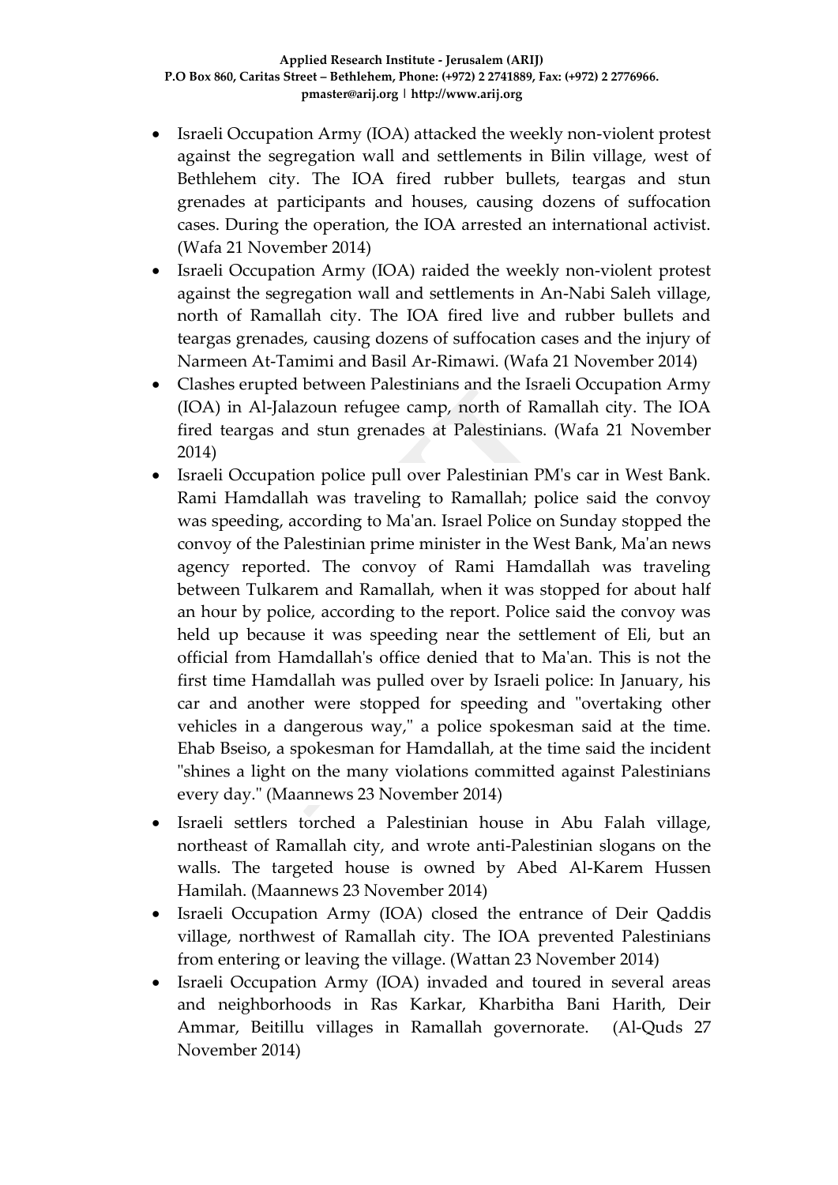- Israeli Occupation Army (IOA) attacked the weekly non-violent protest against the segregation wall and settlements in Bilin village, west of Bethlehem city. The IOA fired rubber bullets, teargas and stun grenades at participants and houses, causing dozens of suffocation cases. During the operation, the IOA arrested an international activist. (Wafa 21 November 2014)
- Israeli Occupation Army (IOA) raided the weekly non-violent protest against the segregation wall and settlements in An-Nabi Saleh village, north of Ramallah city. The IOA fired live and rubber bullets and teargas grenades, causing dozens of suffocation cases and the injury of Narmeen At-Tamimi and Basil Ar-Rimawi. (Wafa 21 November 2014)
- Clashes erupted between Palestinians and the Israeli Occupation Army (IOA) in Al-Jalazoun refugee camp, north of Ramallah city. The IOA fired teargas and stun grenades at Palestinians. (Wafa 21 November 2014)
- Israeli Occupation police pull over Palestinian PM's car in West Bank. Rami Hamdallah was traveling to Ramallah; police said the convoy was speeding, according to Ma'an. Israel Police on Sunday stopped the convoy of the Palestinian prime minister in the West Bank, Ma'an news agency reported. The convoy of Rami Hamdallah was traveling between Tulkarem and Ramallah, when it was stopped for about half an hour by police, according to the report. Police said the convoy was held up because it was speeding near the settlement of Eli, but an official from Hamdallah's office denied that to Ma'an. This is not the first time Hamdallah was pulled over by Israeli police: In January, his car and another were stopped for speeding and "overtaking other vehicles in a dangerous way," a police spokesman said at the time. Ehab Bseiso, a spokesman for Hamdallah, at the time said the incident "shines a light on the many violations committed against Palestinians every day." (Maannews 23 November 2014)
- Israeli settlers torched a Palestinian house in Abu Falah village, northeast of Ramallah city, and wrote anti-Palestinian slogans on the walls. The targeted house is owned by Abed Al-Karem Hussen Hamilah. (Maannews 23 November 2014)
- Israeli Occupation Army (IOA) closed the entrance of Deir Qaddis village, northwest of Ramallah city. The IOA prevented Palestinians from entering or leaving the village. (Wattan 23 November 2014)
- Israeli Occupation Army (IOA) invaded and toured in several areas and neighborhoods in Ras Karkar, Kharbitha Bani Harith, Deir Ammar, Beitillu villages in Ramallah governorate. (Al-Quds 27 November 2014)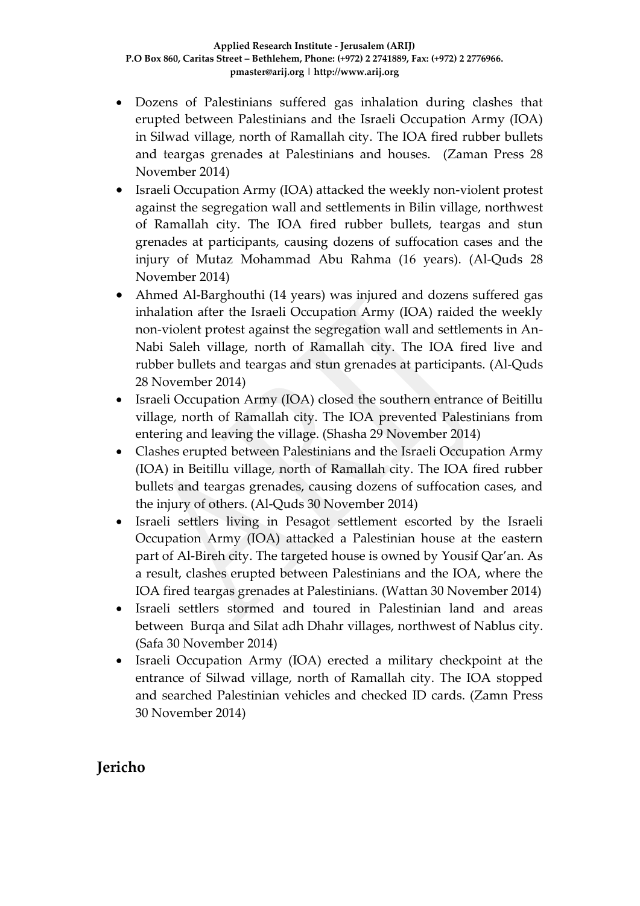- Dozens of Palestinians suffered gas inhalation during clashes that erupted between Palestinians and the Israeli Occupation Army (IOA) in Silwad village, north of Ramallah city. The IOA fired rubber bullets and teargas grenades at Palestinians and houses. (Zaman Press 28 November 2014)
- Israeli Occupation Army (IOA) attacked the weekly non-violent protest against the segregation wall and settlements in Bilin village, northwest of Ramallah city. The IOA fired rubber bullets, teargas and stun grenades at participants, causing dozens of suffocation cases and the injury of Mutaz Mohammad Abu Rahma (16 years). (Al-Quds 28 November 2014)
- Ahmed Al-Barghouthi (14 years) was injured and dozens suffered gas inhalation after the Israeli Occupation Army (IOA) raided the weekly non-violent protest against the segregation wall and settlements in An-Nabi Saleh village, north of Ramallah city. The IOA fired live and rubber bullets and teargas and stun grenades at participants. (Al-Quds 28 November 2014)
- Israeli Occupation Army (IOA) closed the southern entrance of Beitillu village, north of Ramallah city. The IOA prevented Palestinians from entering and leaving the village. (Shasha 29 November 2014)
- Clashes erupted between Palestinians and the Israeli Occupation Army (IOA) in Beitillu village, north of Ramallah city. The IOA fired rubber bullets and teargas grenades, causing dozens of suffocation cases, and the injury of others. (Al-Quds 30 November 2014)
- Israeli settlers living in Pesagot settlement escorted by the Israeli Occupation Army (IOA) attacked a Palestinian house at the eastern part of Al-Bireh city. The targeted house is owned by Yousif Qar'an. As a result, clashes erupted between Palestinians and the IOA, where the IOA fired teargas grenades at Palestinians. (Wattan 30 November 2014)
- Israeli settlers stormed and toured in Palestinian land and areas between Burqa and Silat adh Dhahr villages, northwest of Nablus city. (Safa 30 November 2014)
- Israeli Occupation Army (IOA) erected a military checkpoint at the entrance of Silwad village, north of Ramallah city. The IOA stopped and searched Palestinian vehicles and checked ID cards. (Zamn Press 30 November 2014)

## Jericho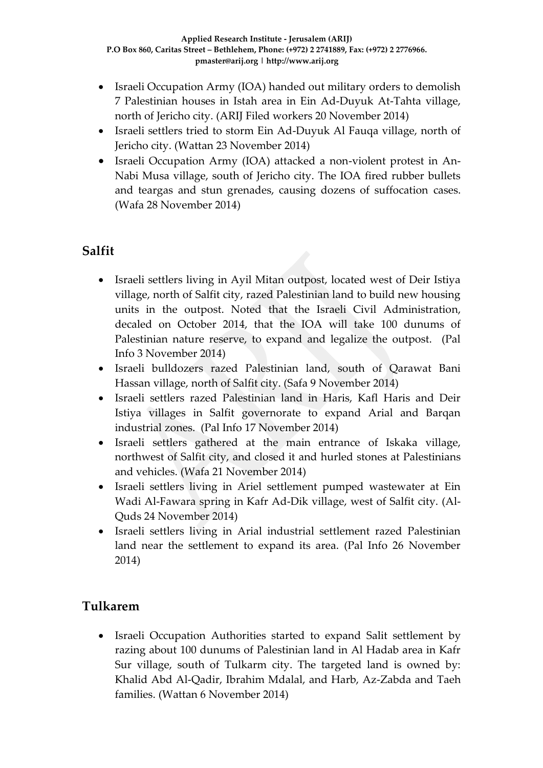- Israeli Occupation Army (IOA) handed out military orders to demolish 7 Palestinian houses in Istah area in Ein Ad-Duyuk At-Tahta village, north of Jericho city. (ARIJ Filed workers 20 November 2014)
- Israeli settlers tried to storm Ein Ad-Duyuk Al Fauqa village, north of Jericho city. (Wattan 23 November 2014)
- Israeli Occupation Army (IOA) attacked a non-violent protest in An-Nabi Musa village, south of Jericho city. The IOA fired rubber bullets and teargas and stun grenades, causing dozens of suffocation cases. (Wafa 28 November 2014)

## Salfit

- Israeli settlers living in Ayil Mitan outpost, located west of Deir Istiya village, north of Salfit city, razed Palestinian land to build new housing units in the outpost. Noted that the Israeli Civil Administration, decaled on October 2014, that the IOA will take 100 dunums of Palestinian nature reserve, to expand and legalize the outpost. (Pal Info 3 November 2014)
- Israeli bulldozers razed Palestinian land, south of Qarawat Bani Hassan village, north of Salfit city. (Safa 9 November 2014)
- Israeli settlers razed Palestinian land in Haris, Kafl Haris and Deir Istiya villages in Salfit governorate to expand Arial and Barqan industrial zones. (Pal Info 17 November 2014)
- Israeli settlers gathered at the main entrance of Iskaka village, northwest of Salfit city, and closed it and hurled stones at Palestinians and vehicles. (Wafa 21 November 2014)
- Israeli settlers living in Ariel settlement pumped wastewater at Ein Wadi Al-Fawara spring in Kafr Ad-Dik village, west of Salfit city. (Al-Quds 24 November 2014)
- Israeli settlers living in Arial industrial settlement razed Palestinian land near the settlement to expand its area. (Pal Info 26 November 2014)

## Tulkarem

- Israeli Occupation Authorities started to expand Salit settlement by razing about 100 dunums of Palestinian land in Al Hadab area in Kafr Sur village, south of Tulkarm city. The targeted land is owned by: Khalid Abd Al-Qadir, Ibrahim Mdalal, and Harb, Az-Zabda and Taeh families. (Wattan 6 November 2014)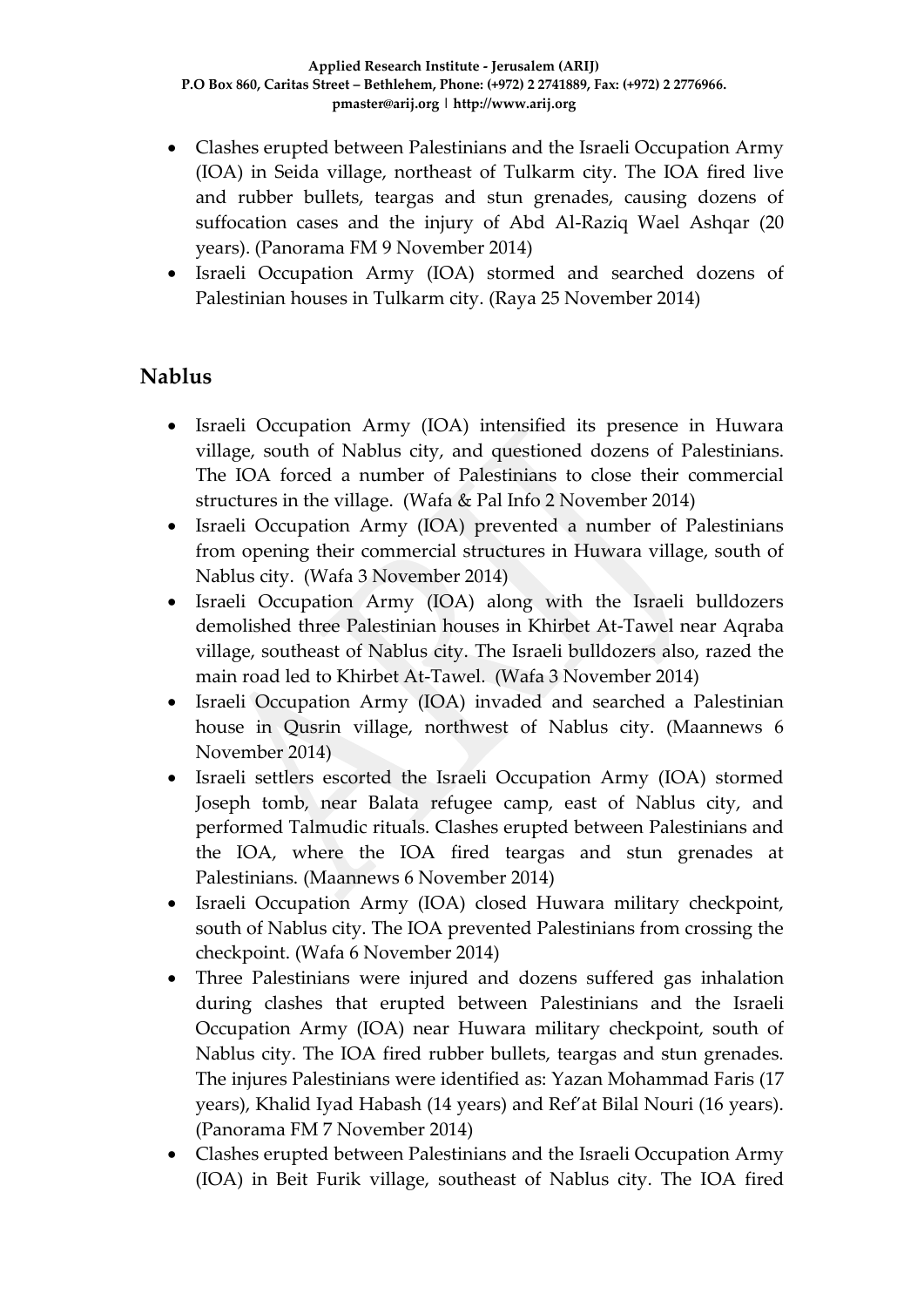- Clashes erupted between Palestinians and the Israeli Occupation Army (IOA) in Seida village, northeast of Tulkarm city. The IOA fired live and rubber bullets, teargas and stun grenades, causing dozens of suffocation cases and the injury of Abd Al-Raziq Wael Ashqar (20 years). (Panorama FM 9 November 2014)
- Israeli Occupation Army (IOA) stormed and searched dozens of Palestinian houses in Tulkarm city. (Raya 25 November 2014)

## Nablus

- Israeli Occupation Army (IOA) intensified its presence in Huwara village, south of Nablus city, and questioned dozens of Palestinians. The IOA forced a number of Palestinians to close their commercial structures in the village. (Wafa & Pal Info 2 November 2014)
- Israeli Occupation Army (IOA) prevented a number of Palestinians from opening their commercial structures in Huwara village, south of Nablus city. (Wafa 3 November 2014)
- Israeli Occupation Army (IOA) along with the Israeli bulldozers demolished three Palestinian houses in Khirbet At-Tawel near Aqraba village, southeast of Nablus city. The Israeli bulldozers also, razed the main road led to Khirbet At-Tawel. (Wafa 3 November 2014)
- Israeli Occupation Army (IOA) invaded and searched a Palestinian house in Qusrin village, northwest of Nablus city. (Maannews 6 November 2014)
- Israeli settlers escorted the Israeli Occupation Army (IOA) stormed Joseph tomb, near Balata refugee camp, east of Nablus city, and performed Talmudic rituals. Clashes erupted between Palestinians and the IOA, where the IOA fired teargas and stun grenades at Palestinians. (Maannews 6 November 2014)
- Israeli Occupation Army (IOA) closed Huwara military checkpoint, south of Nablus city. The IOA prevented Palestinians from crossing the checkpoint. (Wafa 6 November 2014)
- Three Palestinians were injured and dozens suffered gas inhalation during clashes that erupted between Palestinians and the Israeli Occupation Army (IOA) near Huwara military checkpoint, south of Nablus city. The IOA fired rubber bullets, teargas and stun grenades. The injures Palestinians were identified as: Yazan Mohammad Faris (17 years), Khalid Iyad Habash (14 years) and Ref'at Bilal Nouri (16 years). (Panorama FM 7 November 2014)
- Clashes erupted between Palestinians and the Israeli Occupation Army (IOA) in Beit Furik village, southeast of Nablus city. The IOA fired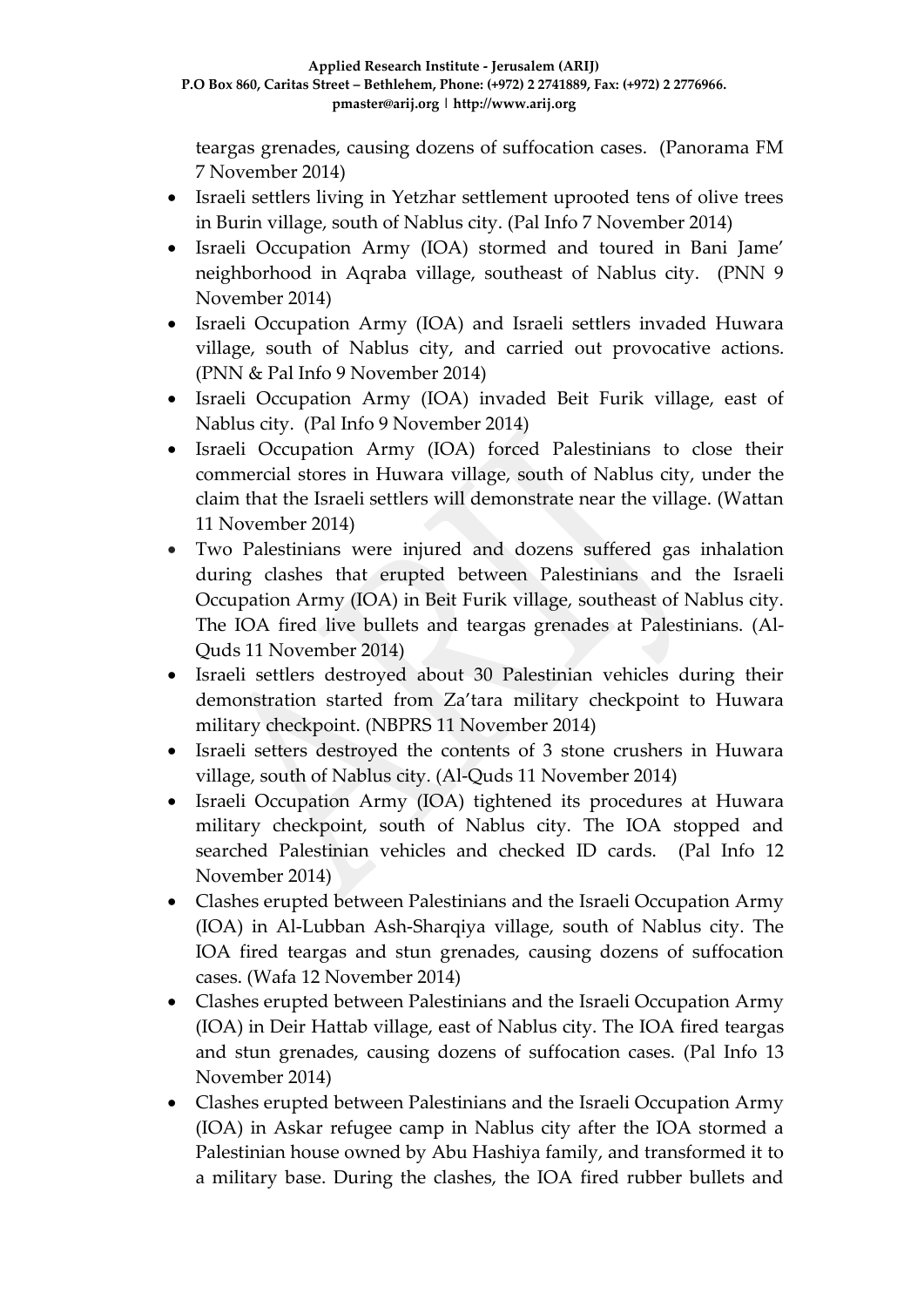teargas grenades, causing dozens of suffocation cases. (Panorama FM 7 November 2014)

- Israeli settlers living in Yetzhar settlement uprooted tens of olive trees in Burin village, south of Nablus city. (Pal Info 7 November 2014)
- Israeli Occupation Army (IOA) stormed and toured in Bani Jame' neighborhood in Aqraba village, southeast of Nablus city. (PNN 9 November 2014)
- Israeli Occupation Army (IOA) and Israeli settlers invaded Huwara village, south of Nablus city, and carried out provocative actions. (PNN & Pal Info 9 November 2014)
- Israeli Occupation Army (IOA) invaded Beit Furik village, east of Nablus city. (Pal Info 9 November 2014)
- Israeli Occupation Army (IOA) forced Palestinians to close their commercial stores in Huwara village, south of Nablus city, under the claim that the Israeli settlers will demonstrate near the village. (Wattan 11 November 2014)
- Two Palestinians were injured and dozens suffered gas inhalation during clashes that erupted between Palestinians and the Israeli Occupation Army (IOA) in Beit Furik village, southeast of Nablus city. The IOA fired live bullets and teargas grenades at Palestinians. (Al-Quds 11 November 2014)
- Israeli settlers destroyed about 30 Palestinian vehicles during their demonstration started from Za'tara military checkpoint to Huwara military checkpoint. (NBPRS 11 November 2014)
- Israeli setters destroyed the contents of 3 stone crushers in Huwara village, south of Nablus city. (Al-Quds 11 November 2014)
- Israeli Occupation Army (IOA) tightened its procedures at Huwara military checkpoint, south of Nablus city. The IOA stopped and searched Palestinian vehicles and checked ID cards. (Pal Info 12 November 2014)
- Clashes erupted between Palestinians and the Israeli Occupation Army (IOA) in Al-Lubban Ash-Sharqiya village, south of Nablus city. The IOA fired teargas and stun grenades, causing dozens of suffocation cases. (Wafa 12 November 2014)
- Clashes erupted between Palestinians and the Israeli Occupation Army (IOA) in Deir Hattab village, east of Nablus city. The IOA fired teargas and stun grenades, causing dozens of suffocation cases. (Pal Info 13 November 2014)
- Clashes erupted between Palestinians and the Israeli Occupation Army (IOA) in Askar refugee camp in Nablus city after the IOA stormed a Palestinian house owned by Abu Hashiya family, and transformed it to a military base. During the clashes, the IOA fired rubber bullets and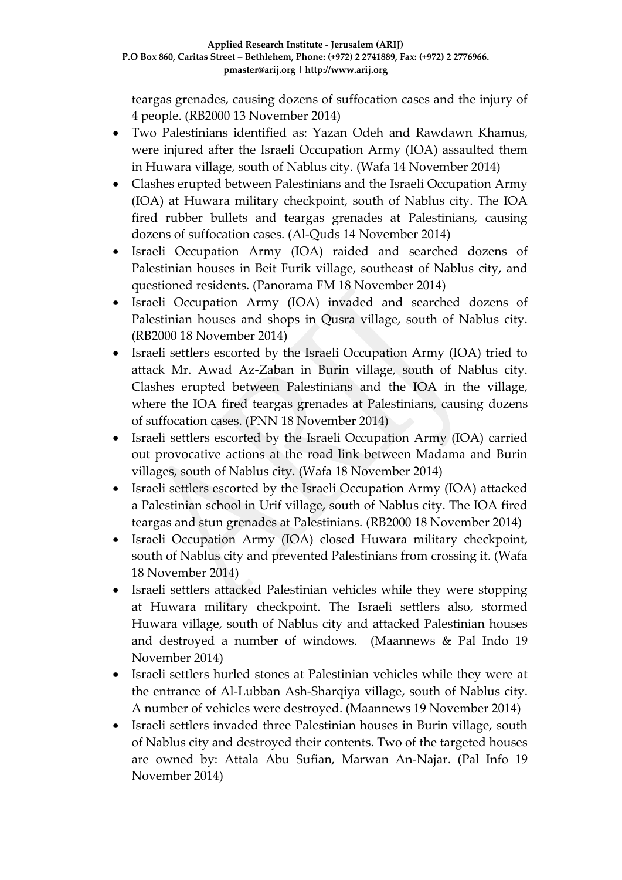teargas grenades, causing dozens of suffocation cases and the injury of 4 people. (RB2000 13 November 2014)

- Two Palestinians identified as: Yazan Odeh and Rawdawn Khamus, were injured after the Israeli Occupation Army (IOA) assaulted them in Huwara village, south of Nablus city. (Wafa 14 November 2014)
- Clashes erupted between Palestinians and the Israeli Occupation Army (IOA) at Huwara military checkpoint, south of Nablus city. The IOA fired rubber bullets and teargas grenades at Palestinians, causing dozens of suffocation cases. (Al-Quds 14 November 2014)
- Israeli Occupation Army (IOA) raided and searched dozens of Palestinian houses in Beit Furik village, southeast of Nablus city, and questioned residents. (Panorama FM 18 November 2014)
- Israeli Occupation Army (IOA) invaded and searched dozens of Palestinian houses and shops in Qusra village, south of Nablus city. (RB2000 18 November 2014)
- Israeli settlers escorted by the Israeli Occupation Army (IOA) tried to attack Mr. Awad Az-Zaban in Burin village, south of Nablus city. Clashes erupted between Palestinians and the IOA in the village, where the IOA fired teargas grenades at Palestinians, causing dozens of suffocation cases. (PNN 18 November 2014)
- Israeli settlers escorted by the Israeli Occupation Army (IOA) carried out provocative actions at the road link between Madama and Burin villages, south of Nablus city. (Wafa 18 November 2014)
- Israeli settlers escorted by the Israeli Occupation Army (IOA) attacked a Palestinian school in Urif village, south of Nablus city. The IOA fired teargas and stun grenades at Palestinians. (RB2000 18 November 2014)
- Israeli Occupation Army (IOA) closed Huwara military checkpoint, south of Nablus city and prevented Palestinians from crossing it. (Wafa 18 November 2014)
- Israeli settlers attacked Palestinian vehicles while they were stopping at Huwara military checkpoint. The Israeli settlers also, stormed Huwara village, south of Nablus city and attacked Palestinian houses and destroyed a number of windows. (Maannews & Pal Indo 19 November 2014)
- Israeli settlers hurled stones at Palestinian vehicles while they were at the entrance of Al-Lubban Ash-Sharqiya village, south of Nablus city. A number of vehicles were destroyed. (Maannews 19 November 2014)
- Israeli settlers invaded three Palestinian houses in Burin village, south of Nablus city and destroyed their contents. Two of the targeted houses are owned by: Attala Abu Sufian, Marwan An-Najar. (Pal Info 19 November 2014)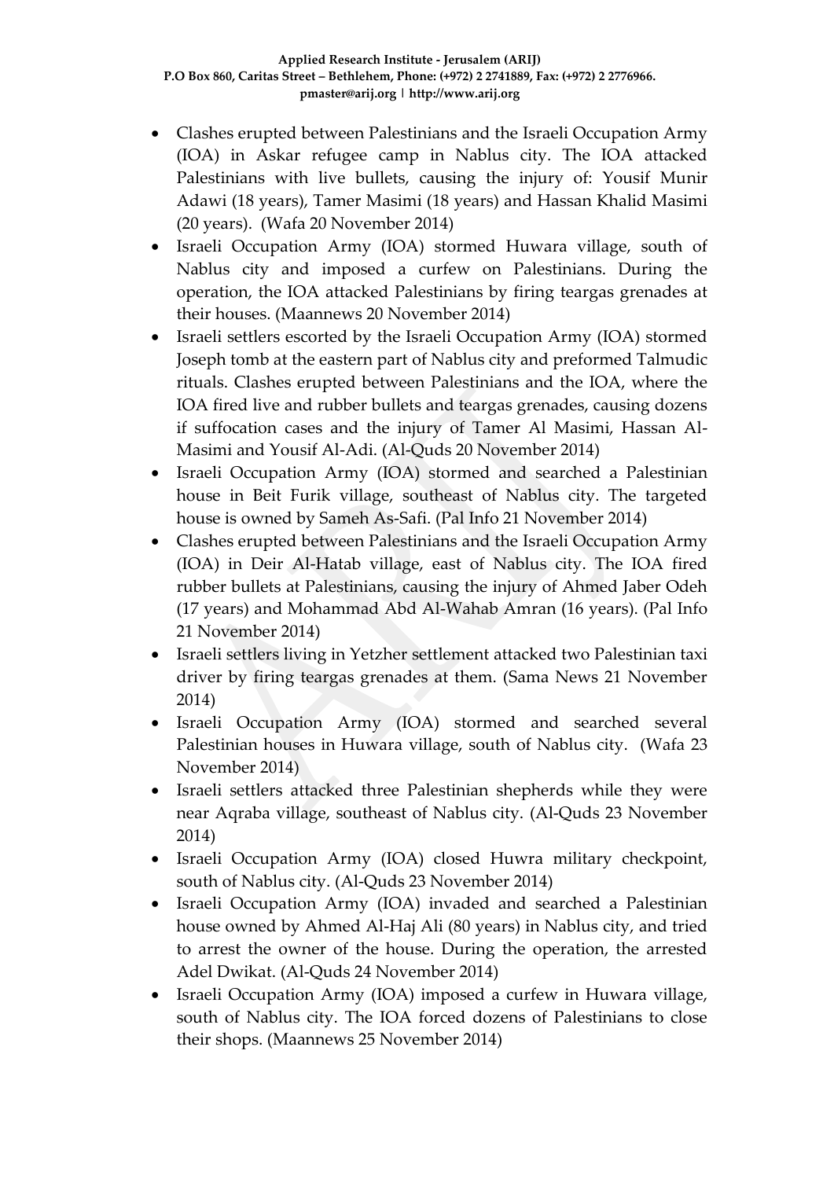- Clashes erupted between Palestinians and the Israeli Occupation Army (IOA) in Askar refugee camp in Nablus city. The IOA attacked Palestinians with live bullets, causing the injury of: Yousif Munir Adawi (18 years), Tamer Masimi (18 years) and Hassan Khalid Masimi (20 years). (Wafa 20 November 2014)
- Israeli Occupation Army (IOA) stormed Huwara village, south of Nablus city and imposed a curfew on Palestinians. During the operation, the IOA attacked Palestinians by firing teargas grenades at their houses. (Maannews 20 November 2014)
- Israeli settlers escorted by the Israeli Occupation Army (IOA) stormed Joseph tomb at the eastern part of Nablus city and preformed Talmudic rituals. Clashes erupted between Palestinians and the IOA, where the IOA fired live and rubber bullets and teargas grenades, causing dozens if suffocation cases and the injury of Tamer Al Masimi, Hassan Al-Masimi and Yousif Al-Adi. (Al-Quds 20 November 2014)
- Israeli Occupation Army (IOA) stormed and searched a Palestinian house in Beit Furik village, southeast of Nablus city. The targeted house is owned by Sameh As-Safi. (Pal Info 21 November 2014)
- Clashes erupted between Palestinians and the Israeli Occupation Army (IOA) in Deir Al-Hatab village, east of Nablus city. The IOA fired rubber bullets at Palestinians, causing the injury of Ahmed Jaber Odeh (17 years) and Mohammad Abd Al-Wahab Amran (16 years). (Pal Info 21 November 2014)
- Israeli settlers living in Yetzher settlement attacked two Palestinian taxi driver by firing teargas grenades at them. (Sama News 21 November 2014)
- Israeli Occupation Army (IOA) stormed and searched several Palestinian houses in Huwara village, south of Nablus city. (Wafa 23 November 2014)
- Israeli settlers attacked three Palestinian shepherds while they were near Aqraba village, southeast of Nablus city. (Al-Quds 23 November 2014)
- Israeli Occupation Army (IOA) closed Huwra military checkpoint, south of Nablus city. (Al-Quds 23 November 2014)
- Israeli Occupation Army (IOA) invaded and searched a Palestinian house owned by Ahmed Al-Haj Ali (80 years) in Nablus city, and tried to arrest the owner of the house. During the operation, the arrested Adel Dwikat. (Al-Quds 24 November 2014)
- Israeli Occupation Army (IOA) imposed a curfew in Huwara village, south of Nablus city. The IOA forced dozens of Palestinians to close their shops. (Maannews 25 November 2014)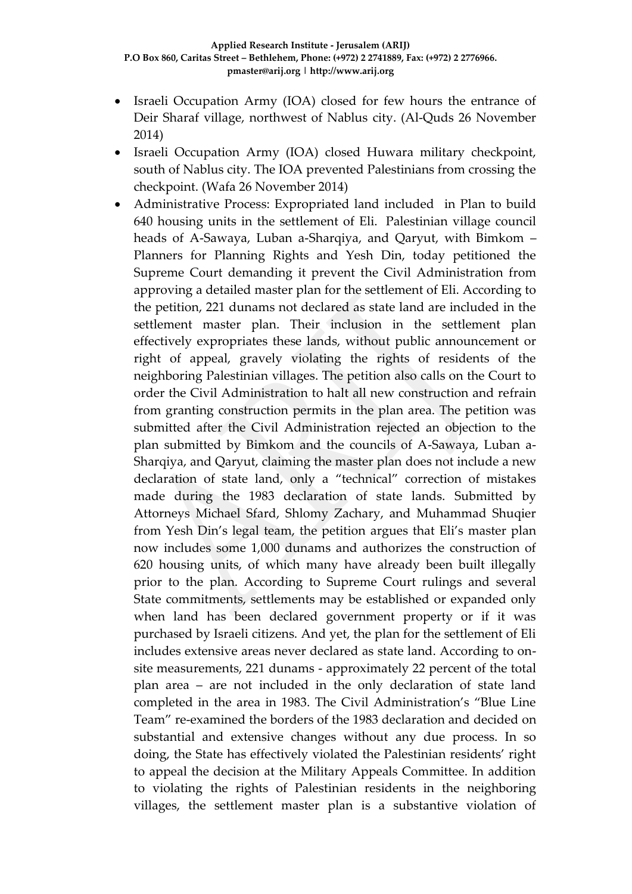- Israeli Occupation Army (IOA) closed for few hours the entrance of Deir Sharaf village, northwest of Nablus city. (Al-Quds 26 November 2014)
- Israeli Occupation Army (IOA) closed Huwara military checkpoint, south of Nablus city. The IOA prevented Palestinians from crossing the checkpoint. (Wafa 26 November 2014)
- Administrative Process: Expropriated land included in Plan to build 640 housing units in the settlement of Eli. Palestinian village council heads of A-Sawaya, Luban a-Sharqiya, and Qaryut, with Bimkom – Planners for Planning Rights and Yesh Din, today petitioned the Supreme Court demanding it prevent the Civil Administration from approving a detailed master plan for the settlement of Eli. According to the petition, 221 dunams not declared as state land are included in the settlement master plan. Their inclusion in the settlement plan effectively expropriates these lands, without public announcement or right of appeal, gravely violating the rights of residents of the neighboring Palestinian villages. The petition also calls on the Court to order the Civil Administration to halt all new construction and refrain from granting construction permits in the plan area. The petition was submitted after the Civil Administration rejected an objection to the plan submitted by Bimkom and the councils of A-Sawaya, Luban a-Sharqiya, and Qaryut, claiming the master plan does not include a new declaration of state land, only a "technical" correction of mistakes made during the 1983 declaration of state lands. Submitted by Attorneys Michael Sfard, Shlomy Zachary, and Muhammad Shuqier from Yesh Din's legal team, the petition argues that Eli's master plan now includes some 1,000 dunams and authorizes the construction of 620 housing units, of which many have already been built illegally prior to the plan. According to Supreme Court rulings and several State commitments, settlements may be established or expanded only when land has been declared government property or if it was purchased by Israeli citizens. And yet, the plan for the settlement of Eli includes extensive areas never declared as state land. According to on-site measurements, 221 dunams - approximately 22 percent of the total plan area – are not included in the only declaration of state land completed in the area in 1983. The Civil Administration's "Blue Line Team" re-examined the borders of the 1983 declaration and decided on substantial and extensive changes without any due process. In so doing, the State has effectively violated the Palestinian residents' right to appeal the decision at the Military Appeals Committee. In addition to violating the rights of Palestinian residents in the neighboring villages, the settlement master plan is a substantive violation of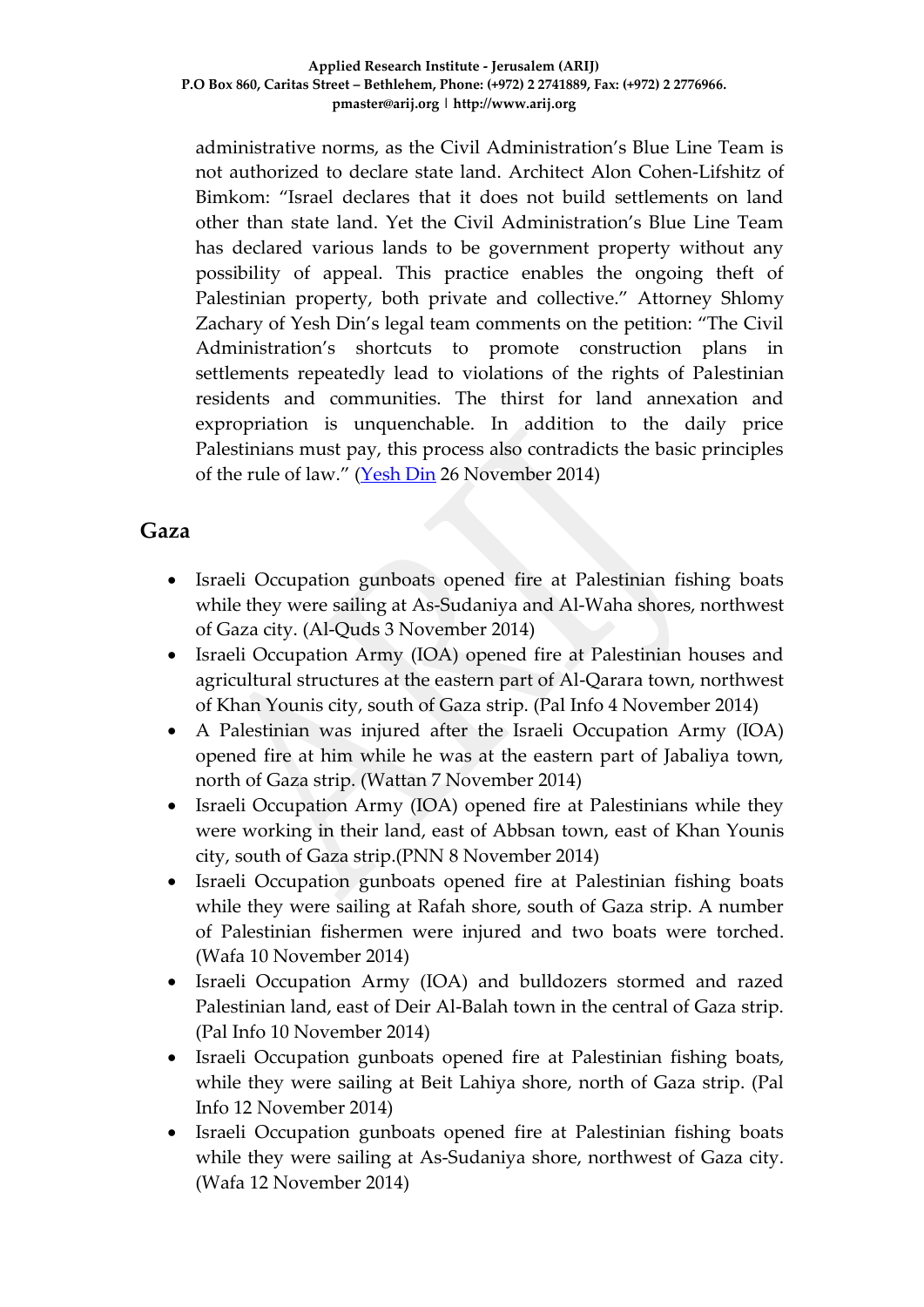administrative norms, as the Civil Administration's Blue Line Team is not authorized to declare state land. Architect Alon Cohen-Lifshitz of Bimkom: "Israel declares that it does not build settlements on land other than state land. Yet the Civil Administration's Blue Line Team has declared various lands to be government property without any possibility of appeal. This practice enables the ongoing theft of Palestinian property, both private and collective." Attorney Shlomy Zachary of Yesh Din's legal team comments on the petition: "The Civil Administration's shortcuts to promote construction plans in settlements repeatedly lead to violations of the rights of Palestinian residents and communities. The thirst for land annexation and expropriation is unquenchable. In addition to the daily price Palestinians must pay, this process also contradicts the basic principles of the rule of law." (Yesh Din 26 November 2014)

## Gaza

- Israeli Occupation gunboats opened fire at Palestinian fishing boats while they were sailing at As-Sudaniya and Al-Waha shores, northwest of Gaza city. (Al-Quds 3 November 2014)
- Israeli Occupation Army (IOA) opened fire at Palestinian houses and agricultural structures at the eastern part of Al-Qarara town, northwest of Khan Younis city, south of Gaza strip. (Pal Info 4 November 2014)
- A Palestinian was injured after the Israeli Occupation Army (IOA) opened fire at him while he was at the eastern part of Jabaliya town, north of Gaza strip. (Wattan 7 November 2014)
- Israeli Occupation Army (IOA) opened fire at Palestinians while they were working in their land, east of Abbsan town, east of Khan Younis city, south of Gaza strip.(PNN 8 November 2014)
- Israeli Occupation gunboats opened fire at Palestinian fishing boats while they were sailing at Rafah shore, south of Gaza strip. A number of Palestinian fishermen were injured and two boats were torched. (Wafa 10 November 2014)
- Israeli Occupation Army (IOA) and bulldozers stormed and razed Palestinian land, east of Deir Al-Balah town in the central of Gaza strip. (Pal Info 10 November 2014)
- Israeli Occupation gunboats opened fire at Palestinian fishing boats, while they were sailing at Beit Lahiya shore, north of Gaza strip. (Pal Info 12 November 2014)
- Israeli Occupation gunboats opened fire at Palestinian fishing boats while they were sailing at As-Sudaniya shore, northwest of Gaza city. (Wafa 12 November 2014)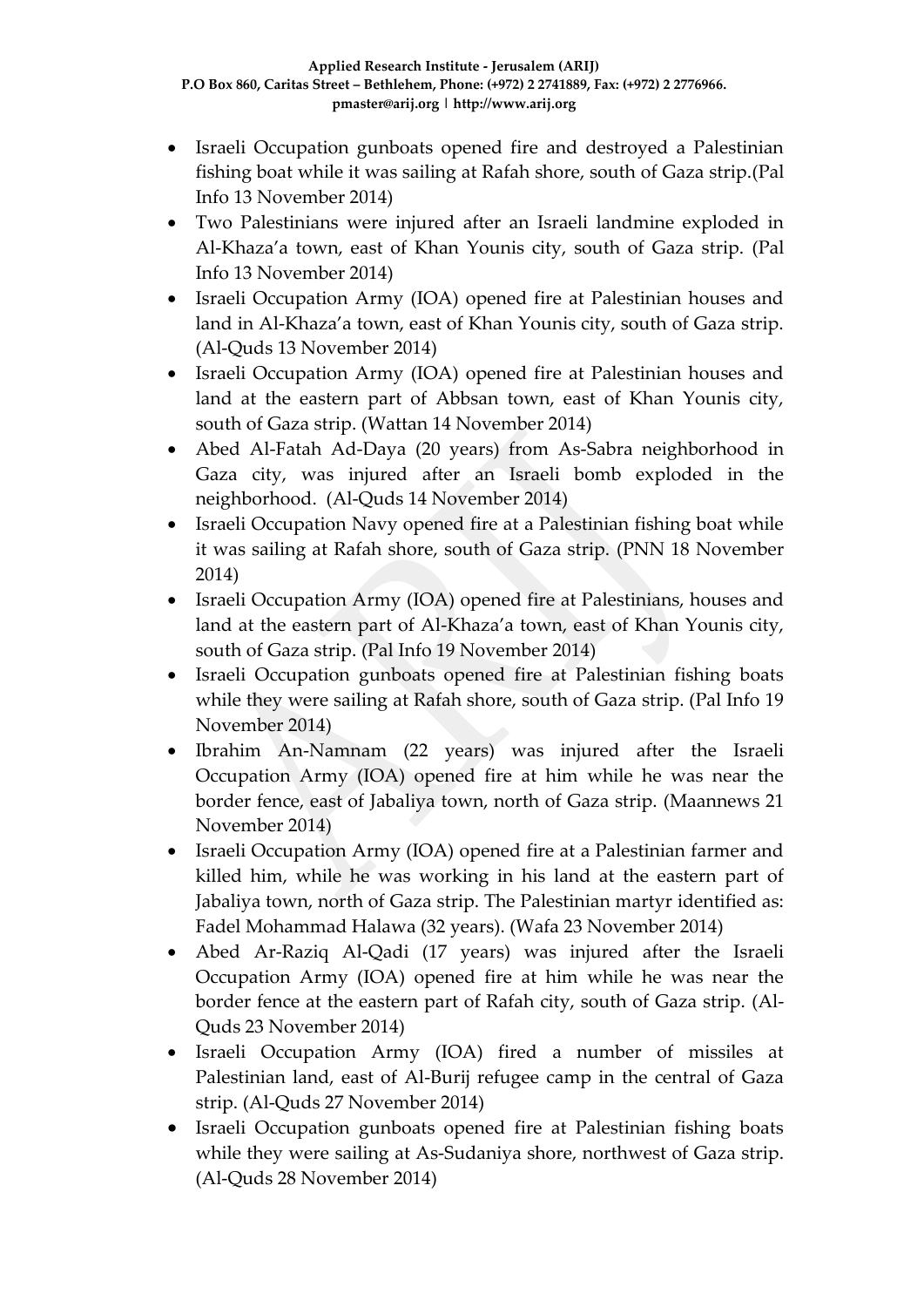- Israeli Occupation gunboats opened fire and destroyed a Palestinian fishing boat while it was sailing at Rafah shore, south of Gaza strip.(Pal Info 13 November 2014)
- Two Palestinians were injured after an Israeli landmine exploded in Al-Khaza'a town, east of Khan Younis city, south of Gaza strip. (Pal Info 13 November 2014)
- Israeli Occupation Army (IOA) opened fire at Palestinian houses and land in Al-Khaza'a town, east of Khan Younis city, south of Gaza strip. (Al-Quds 13 November 2014)
- Israeli Occupation Army (IOA) opened fire at Palestinian houses and land at the eastern part of Abbsan town, east of Khan Younis city, south of Gaza strip. (Wattan 14 November 2014)
- Abed Al-Fatah Ad-Daya (20 years) from As-Sabra neighborhood in Gaza city, was injured after an Israeli bomb exploded in the neighborhood. (Al-Quds 14 November 2014)
- Israeli Occupation Navy opened fire at a Palestinian fishing boat while it was sailing at Rafah shore, south of Gaza strip. (PNN 18 November 2014)
- Israeli Occupation Army (IOA) opened fire at Palestinians, houses and land at the eastern part of Al-Khaza'a town, east of Khan Younis city, south of Gaza strip. (Pal Info 19 November 2014)
- Israeli Occupation gunboats opened fire at Palestinian fishing boats while they were sailing at Rafah shore, south of Gaza strip. (Pal Info 19 November 2014)
- Ibrahim An-Namnam (22 years) was injured after the Israeli Occupation Army (IOA) opened fire at him while he was near the border fence, east of Jabaliya town, north of Gaza strip. (Maannews 21 November 2014)
- Israeli Occupation Army (IOA) opened fire at a Palestinian farmer and killed him, while he was working in his land at the eastern part of Jabaliya town, north of Gaza strip. The Palestinian martyr identified as: Fadel Mohammad Halawa (32 years). (Wafa 23 November 2014)
- Abed Ar-Raziq Al-Qadi (17 years) was injured after the Israeli Occupation Army (IOA) opened fire at him while he was near the border fence at the eastern part of Rafah city, south of Gaza strip. (Al-Quds 23 November 2014)
- Israeli Occupation Army (IOA) fired a number of missiles at Palestinian land, east of Al-Burij refugee camp in the central of Gaza strip. (Al-Quds 27 November 2014)
- Israeli Occupation gunboats opened fire at Palestinian fishing boats while they were sailing at As-Sudaniya shore, northwest of Gaza strip. (Al-Quds 28 November 2014)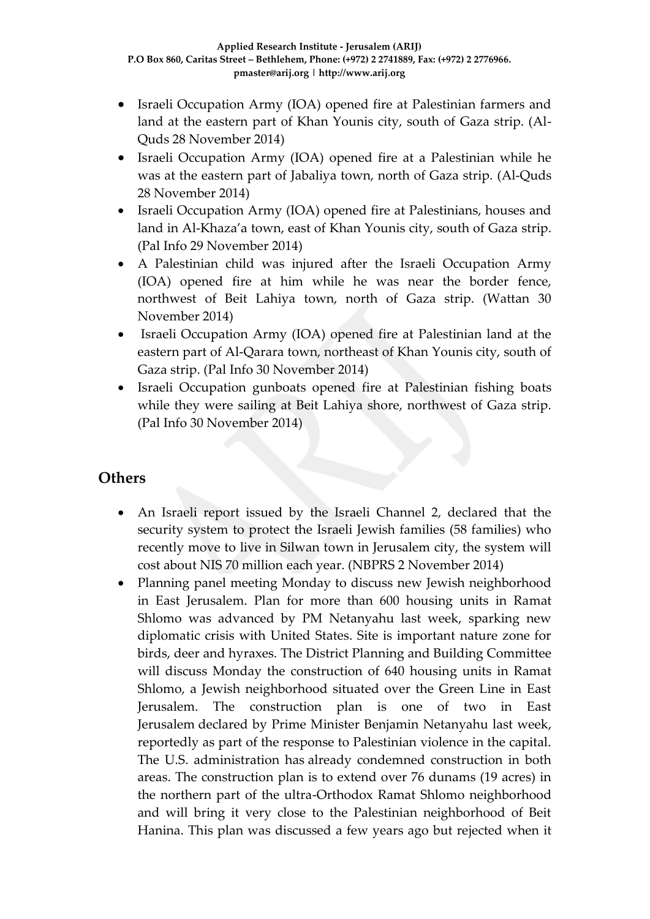- Israeli Occupation Army (IOA) opened fire at Palestinian farmers and land at the eastern part of Khan Younis city, south of Gaza strip. (Al-Quds 28 November 2014)
- Israeli Occupation Army (IOA) opened fire at a Palestinian while he was at the eastern part of Jabaliya town, north of Gaza strip. (Al-Quds 28 November 2014)
- Israeli Occupation Army (IOA) opened fire at Palestinians, houses and land in Al-Khaza'a town, east of Khan Younis city, south of Gaza strip. (Pal Info 29 November 2014)
- A Palestinian child was injured after the Israeli Occupation Army (IOA) opened fire at him while he was near the border fence, northwest of Beit Lahiya town, north of Gaza strip. (Wattan 30 November 2014)
- Israeli Occupation Army (IOA) opened fire at Palestinian land at the eastern part of Al-Qarara town, northeast of Khan Younis city, south of Gaza strip. (Pal Info 30 November 2014)
- Israeli Occupation gunboats opened fire at Palestinian fishing boats while they were sailing at Beit Lahiya shore, northwest of Gaza strip. (Pal Info 30 November 2014)

## Others

- An Israeli report issued by the Israeli Channel 2, declared that the security system to protect the Israeli Jewish families (58 families) who recently move to live in Silwan town in Jerusalem city, the system will cost about NIS 70 million each year. (NBPRS 2 November 2014)
- Planning panel meeting Monday to discuss new Jewish neighborhood in East Jerusalem. Plan for more than 600 housing units in Ramat Shlomo was advanced by PM Netanyahu last week, sparking new diplomatic crisis with United States. Site is important nature zone for birds, deer and hyraxes. The District Planning and Building Committee will discuss Monday the construction of 640 housing units in Ramat Shlomo, a Jewish neighborhood situated over the Green Line in East Jerusalem. The construction plan is one of two in East Jerusalem declared by Prime Minister Benjamin Netanyahu last week, reportedly as part of the response to Palestinian violence in the capital. The U.S. administration has already condemned construction in both areas. The construction plan is to extend over 76 dunams (19 acres) in the northern part of the ultra-Orthodox Ramat Shlomo neighborhood and will bring it very close to the Palestinian neighborhood of Beit Hanina. This plan was discussed a few years ago but rejected when it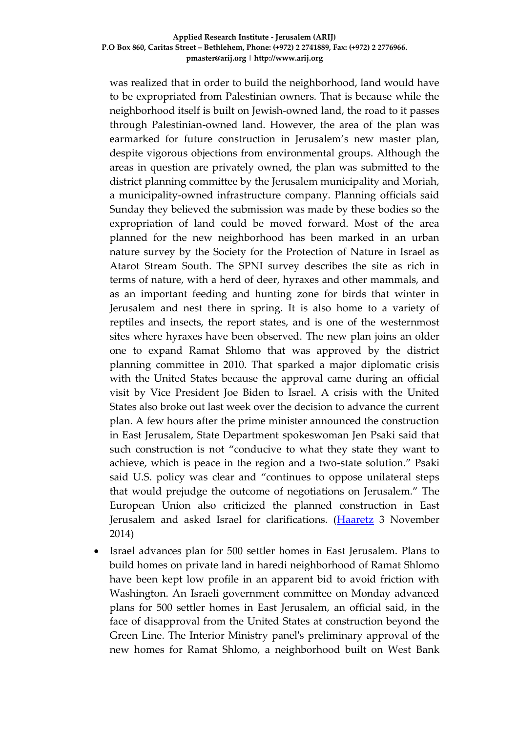was realized that in order to build the neighborhood, land would have to be expropriated from Palestinian owners. That is because while the neighborhood itself is built on Jewish-owned land, the road to it passes through Palestinian-owned land. However, the area of the plan was earmarked for future construction in Jerusalem's new master plan, despite vigorous objections from environmental groups. Although the areas in question are privately owned, the plan was submitted to the district planning committee by the Jerusalem municipality and Moriah, a municipality-owned infrastructure company. Planning officials said Sunday they believed the submission was made by these bodies so the expropriation of land could be moved forward. Most of the area planned for the new neighborhood has been marked in an urban nature survey by the Society for the Protection of Nature in Israel as Atarot Stream South. The SPNI survey describes the site as rich in terms of nature, with a herd of deer, hyraxes and other mammals, and as an important feeding and hunting zone for birds that winter in Jerusalem and nest there in spring. It is also home to a variety of reptiles and insects, the report states, and is one of the westernmost sites where hyraxes have been observed. The new plan joins an older one to expand Ramat Shlomo that was approved by the district planning committee in 2010. That sparked a major diplomatic crisis with the United States because the approval came during an official visit by Vice President Joe Biden to Israel. A crisis with the United States also broke out last week over the decision to advance the current plan. A few hours after the prime minister announced the construction in East Jerusalem, State Department spokeswoman Jen Psaki said that such construction is not "conducive to what they state they want to achieve, which is peace in the region and a two-state solution." Psaki said U.S. policy was clear and "continues to oppose unilateral steps that would prejudge the outcome of negotiations on Jerusalem." The European Union also criticized the planned construction in East Jerusalem and asked Israel for clarifications. (Haaretz 3 November 2014)

- Israel advances plan for 500 settler homes in East Jerusalem. Plans to build homes on private land in haredi neighborhood of Ramat Shlomo have been kept low profile in an apparent bid to avoid friction with Washington. An Israeli government committee on Monday advanced plans for 500 settler homes in East Jerusalem, an official said, in the face of disapproval from the United States at construction beyond the Green Line. The Interior Ministry panel's preliminary approval of the new homes for Ramat Shlomo, a neighborhood built on West Bank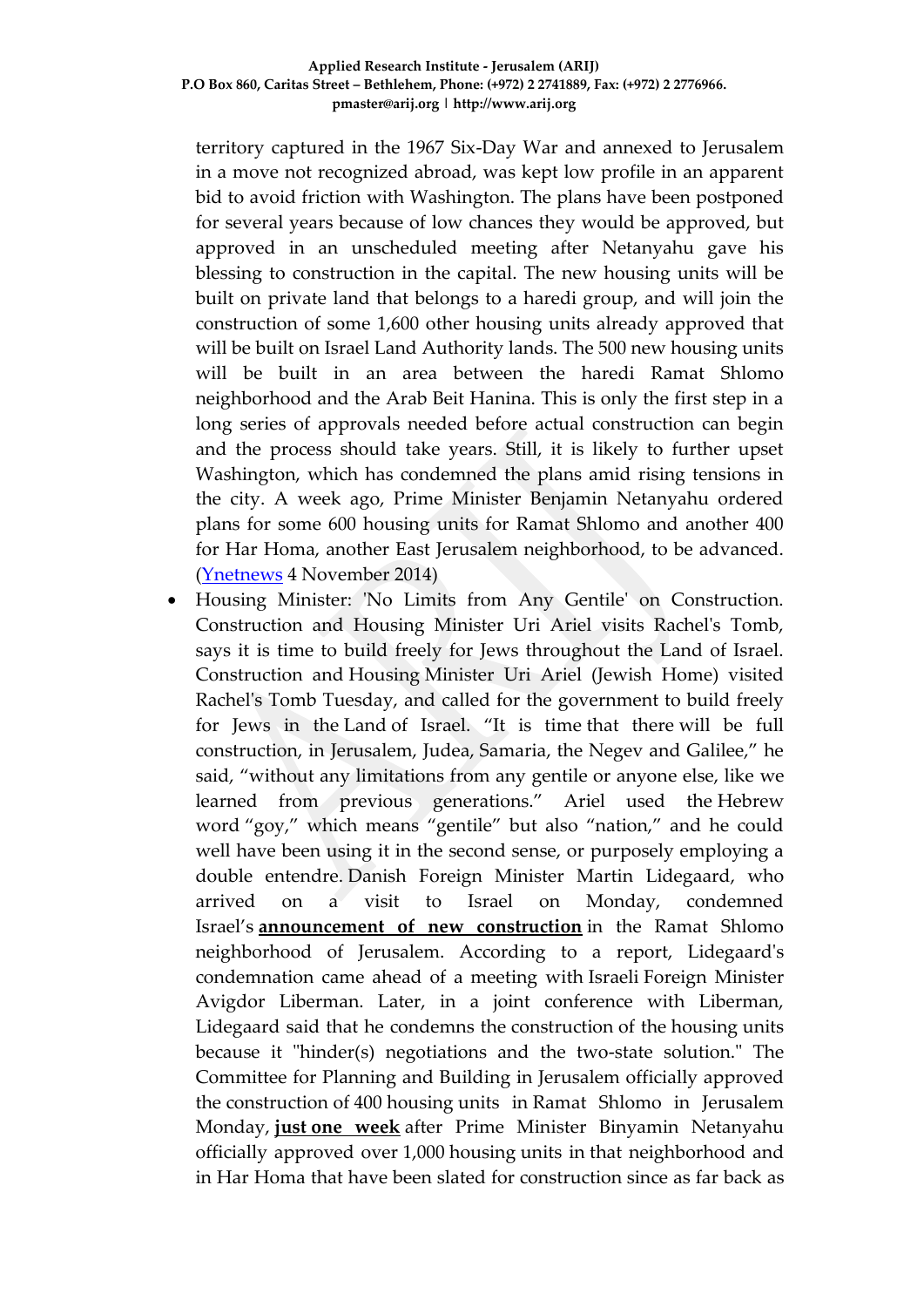territory captured in the 1967 Six-Day War and annexed to Jerusalem in a move not recognized abroad, was kept low profile in an apparent bid to avoid friction with Washington. The plans have been postponed for several years because of low chances they would be approved, but approved in an unscheduled meeting after Netanyahu gave his blessing to construction in the capital. The new housing units will be built on private land that belongs to a haredi group, and will join the construction of some 1,600 other housing units already approved that will be built on Israel Land Authority lands. The 500 new housing units will be built in an area between the haredi Ramat Shlomo neighborhood and the Arab Beit Hanina. This is only the first step in a long series of approvals needed before actual construction can begin and the process should take years. Still, it is likely to further upset Washington, which has condemned the plans amid rising tensions in the city. A week ago, Prime Minister Benjamin Netanyahu ordered plans for some 600 housing units for Ramat Shlomo and another 400 for Har Homa, another East Jerusalem neighborhood, to be advanced. (Ynetnews 4 November 2014)

- Housing Minister: 'No Limits from Any Gentile' on Construction. Construction and Housing Minister Uri Ariel visits Rachel's Tomb, says it is time to build freely for Jews throughout the Land of Israel. Construction and Housing Minister Uri Ariel (Jewish Home) visited Rachel's Tomb Tuesday, and called for the government to build freely for Jews in the Land of Israel. "It is time that there will be full construction, in Jerusalem, Judea, Samaria, the Negev and Galilee," he said, "without any limitations from any gentile or anyone else, like we learned from previous generations." Ariel used the Hebrew word "goy," which means "gentile" but also "nation," and he could well have been using it in the second sense, or purposely employing a double entendre. Danish Foreign Minister Martin Lidegaard, who arrived on a visit to Israel on Monday, condemned Israel's **announcement of new construction** in the Ramat Shlomo neighborhood of Jerusalem. According to a report, Lidegaard's condemnation came ahead of a meeting with Israeli Foreign Minister Avigdor Liberman. Later, in a joint conference with Liberman, Lidegaard said that he condemns the construction of the housing units because it "hinder(s) negotiations and the two-state solution." The Committee for Planning and Building in Jerusalem officially approved the construction of 400 housing units in Ramat Shlomo in Jerusalem Monday, **just one week** after Prime Minister Binyamin Netanyahu officially approved over 1,000 housing units in that neighborhood and in Har Homa that have been slated for construction since as far back as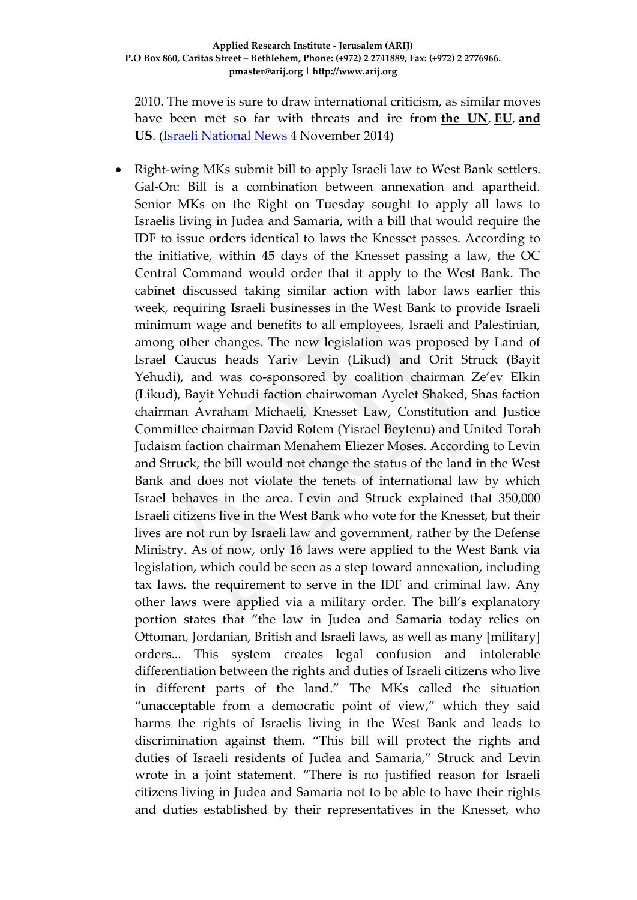2010. The move is sure to draw international criticism, as similar moves have been met so far with threats and ire from **the UN**, **EU**, **and US**. (Israeli National News 4 November 2014)

- Right-wing MKs submit bill to apply Israeli law to West Bank settlers. Gal-On: Bill is a combination between annexation and apartheid. Senior MKs on the Right on Tuesday sought to apply all laws to Israelis living in Judea and Samaria, with a bill that would require the IDF to issue orders identical to laws the Knesset passes. According to the initiative, within 45 days of the Knesset passing a law, the OC Central Command would order that it apply to the West Bank. The cabinet discussed taking similar action with labor laws earlier this week, requiring Israeli businesses in the West Bank to provide Israeli minimum wage and benefits to all employees, Israeli and Palestinian, among other changes. The new legislation was proposed by Land of Israel Caucus heads Yariv Levin (Likud) and Orit Struck (Bayit Yehudi), and was co-sponsored by coalition chairman Ze'ev Elkin (Likud), Bayit Yehudi faction chairwoman Ayelet Shaked, Shas faction chairman Avraham Michaeli, Knesset Law, Constitution and Justice Committee chairman David Rotem (Yisrael Beytenu) and United Torah Judaism faction chairman Menahem Eliezer Moses. According to Levin and Struck, the bill would not change the status of the land in the West Bank and does not violate the tenets of international law by which Israel behaves in the area. Levin and Struck explained that 350,000 Israeli citizens live in the West Bank who vote for the Knesset, but their lives are not run by Israeli law and government, rather by the Defense Ministry. As of now, only 16 laws were applied to the West Bank via legislation, which could be seen as a step toward annexation, including tax laws, the requirement to serve in the IDF and criminal law. Any other laws were applied via a military order. The bill's explanatory portion states that "the law in Judea and Samaria today relies on Ottoman, Jordanian, British and Israeli laws, as well as many [military] orders... This system creates legal confusion and intolerable differentiation between the rights and duties of Israeli citizens who live in different parts of the land." The MKs called the situation "unacceptable from a democratic point of view," which they said harms the rights of Israelis living in the West Bank and leads to discrimination against them. "This bill will protect the rights and duties of Israeli residents of Judea and Samaria," Struck and Levin wrote in a joint statement. "There is no justified reason for Israeli citizens living in Judea and Samaria not to be able to have their rights and duties established by their representatives in the Knesset, who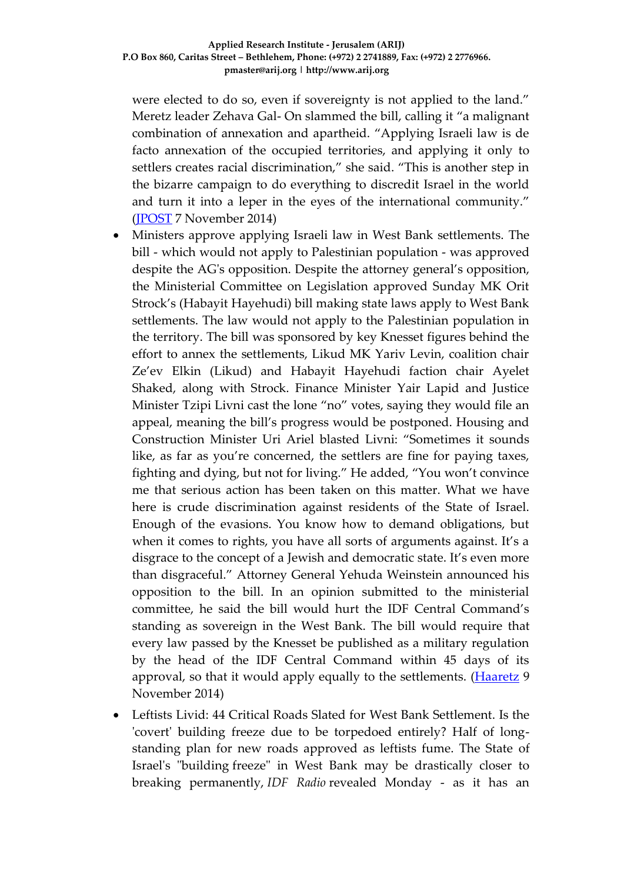were elected to do so, even if sovereignty is not applied to the land." Meretz leader Zehava Gal- On slammed the bill, calling it "a malignant combination of annexation and apartheid. "Applying Israeli law is de facto annexation of the occupied territories, and applying it only to settlers creates racial discrimination," she said. "This is another step in the bizarre campaign to do everything to discredit Israel in the world and turn it into a leper in the eyes of the international community." (JPOST 7 November 2014)

- Ministers approve applying Israeli law in West Bank settlements. The bill - which would not apply to Palestinian population - was approved despite the AG's opposition. Despite the attorney general's opposition, the Ministerial Committee on Legislation approved Sunday MK Orit Strock's (Habayit Hayehudi) bill making state laws apply to West Bank settlements. The law would not apply to the Palestinian population in the territory. The bill was sponsored by key Knesset figures behind the effort to annex the settlements, Likud MK Yariv Levin, coalition chair Ze'ev Elkin (Likud) and Habayit Hayehudi faction chair Ayelet Shaked, along with Strock. Finance Minister Yair Lapid and Justice Minister Tzipi Livni cast the lone "no" votes, saying they would file an appeal, meaning the bill's progress would be postponed. Housing and Construction Minister Uri Ariel blasted Livni: "Sometimes it sounds like, as far as you're concerned, the settlers are fine for paying taxes, fighting and dying, but not for living." He added, "You won't convince me that serious action has been taken on this matter. What we have here is crude discrimination against residents of the State of Israel. Enough of the evasions. You know how to demand obligations, but when it comes to rights, you have all sorts of arguments against. It's a disgrace to the concept of a Jewish and democratic state. It's even more than disgraceful." Attorney General Yehuda Weinstein announced his opposition to the bill. In an opinion submitted to the ministerial committee, he said the bill would hurt the IDF Central Command's standing as sovereign in the West Bank. The bill would require that every law passed by the Knesset be published as a military regulation by the head of the IDF Central Command within 45 days of its approval, so that it would apply equally to the settlements. (Haaretz 9 November 2014)
- Leftists Livid: 44 Critical Roads Slated for West Bank Settlement. Is the 'covert' building freeze due to be torpedoed entirely? Half of long-standing plan for new roads approved as leftists fume. The State of Israel's "building freeze" in West Bank may be drastically closer to breaking permanently, *IDF Radio* revealed Monday - as it has an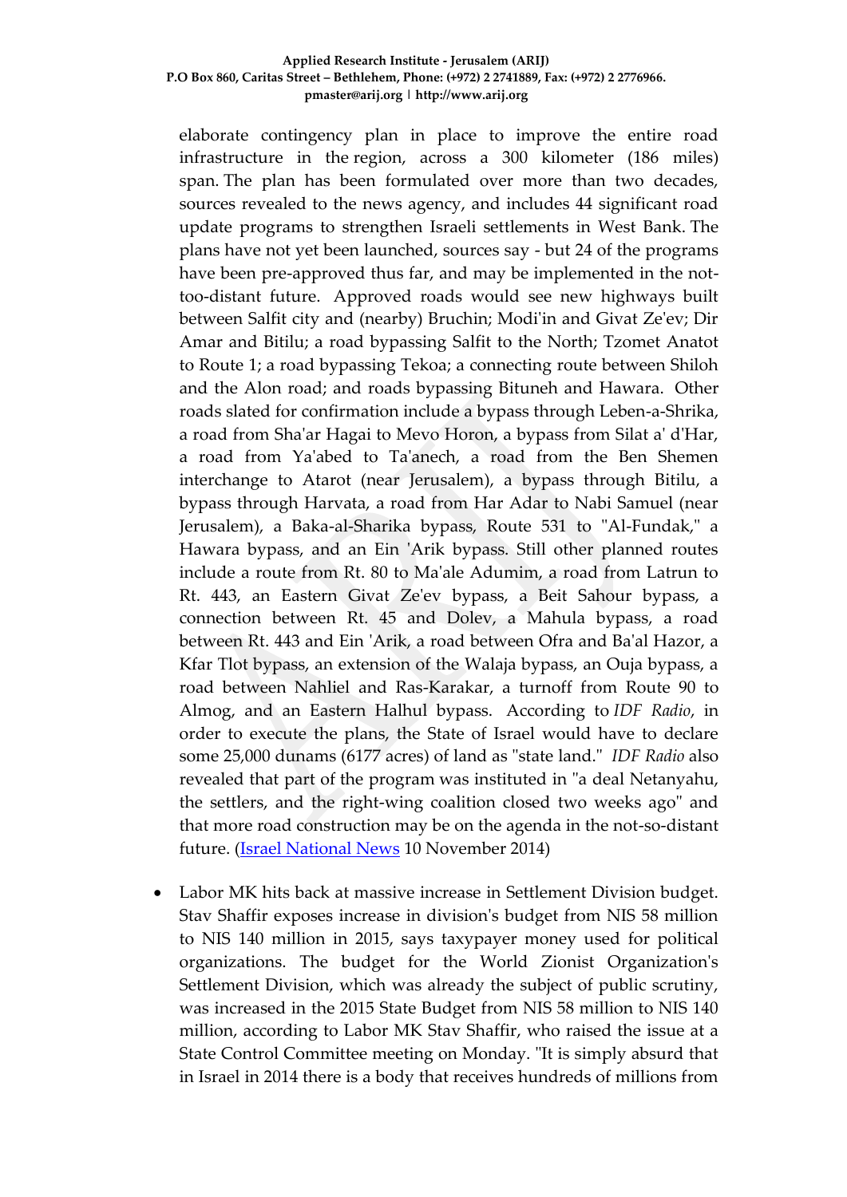elaborate contingency plan in place to improve the entire road infrastructure in the region, across a 300 kilometer (186 miles) span. The plan has been formulated over more than two decades, sources revealed to the news agency, and includes 44 significant road update programs to strengthen Israeli settlements in West Bank. The plans have not yet been launched, sources say - but 24 of the programs have been pre-approved thus far, and may be implemented in the not-too-distant future. Approved roads would see new highways built between Salfit city and (nearby) Bruchin; Modi'in and Givat Ze'ev; Dir Amar and Bitilu; a road bypassing Salfit to the North; Tzomet Anatot to Route 1; a road bypassing Tekoa; a connecting route between Shiloh and the Alon road; and roads bypassing Bituneh and Hawara. Other roads slated for confirmation include a bypass through Leben-a-Shrika, a road from Sha'ar Hagai to Mevo Horon, a bypass from Silat a' d'Har, a road from Ya'abed to Ta'anech, a road from the Ben Shemen interchange to Atarot (near Jerusalem), a bypass through Bitilu, a bypass through Harvata, a road from Har Adar to Nabi Samuel (near Jerusalem), a Baka-al-Sharika bypass, Route 531 to "Al-Fundak," a Hawara bypass, and an Ein 'Arik bypass. Still other planned routes include a route from Rt. 80 to Ma'ale Adumim, a road from Latrun to Rt. 443, an Eastern Givat Ze'ev bypass, a Beit Sahour bypass, a connection between Rt. 45 and Dolev, a Mahula bypass, a road between Rt. 443 and Ein 'Arik, a road between Ofra and Ba'al Hazor, a Kfar Tlot bypass, an extension of the Walaja bypass, an Ouja bypass, a road between Nahliel and Ras-Karakar, a turnoff from Route 90 to Almog, and an Eastern Halhul bypass. According to *IDF Radio*, in order to execute the plans, the State of Israel would have to declare some 25,000 dunams (6177 acres) of land as "state land." *IDF Radio* also revealed that part of the program was instituted in "a deal Netanyahu, the settlers, and the right-wing coalition closed two weeks ago" and that more road construction may be on the agenda in the not-so-distant future. (Israel National News 10 November 2014)

- Labor MK hits back at massive increase in Settlement Division budget. Stav Shaffir exposes increase in division's budget from NIS 58 million to NIS 140 million in 2015, says taxypayer money used for political organizations. The budget for the World Zionist Organization's Settlement Division, which was already the subject of public scrutiny, was increased in the 2015 State Budget from NIS 58 million to NIS 140 million, according to Labor MK Stav Shaffir, who raised the issue at a State Control Committee meeting on Monday. "It is simply absurd that in Israel in 2014 there is a body that receives hundreds of millions from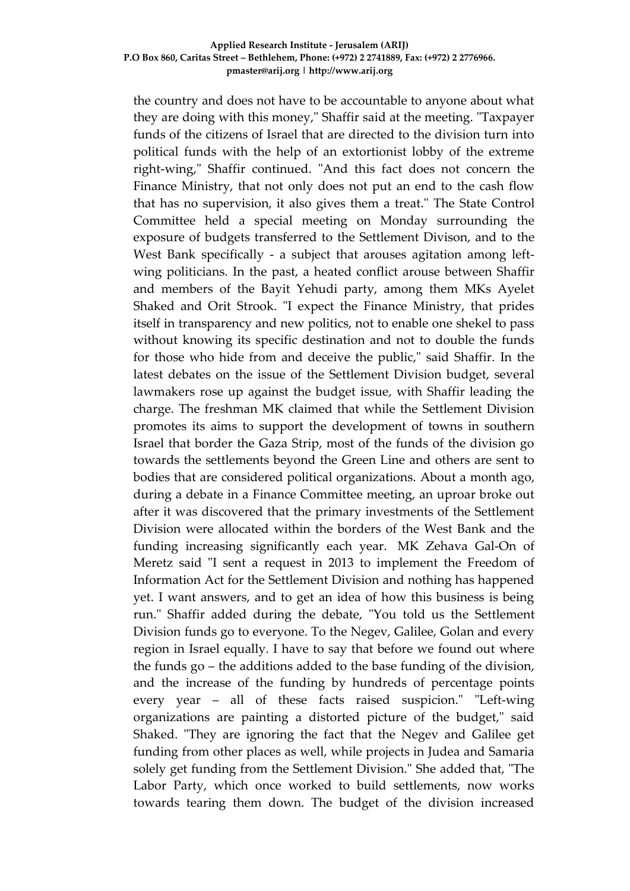the country and does not have to be accountable to anyone about what they are doing with this money," Shaffir said at the meeting. "Taxpayer funds of the citizens of Israel that are directed to the division turn into political funds with the help of an extortionist lobby of the extreme right-wing," Shaffir continued. "And this fact does not concern the Finance Ministry, that not only does not put an end to the cash flow that has no supervision, it also gives them a treat." The State Control Committee held a special meeting on Monday surrounding the exposure of budgets transferred to the Settlement Divison, and to the West Bank specifically - a subject that arouses agitation among left-wing politicians. In the past, a heated conflict arouse between Shaffir and members of the Bayit Yehudi party, among them MKs Ayelet Shaked and Orit Strook. "I expect the Finance Ministry, that prides itself in transparency and new politics, not to enable one shekel to pass without knowing its specific destination and not to double the funds for those who hide from and deceive the public," said Shaffir. In the latest debates on the issue of the Settlement Division budget, several lawmakers rose up against the budget issue, with Shaffir leading the charge. The freshman MK claimed that while the Settlement Division promotes its aims to support the development of towns in southern Israel that border the Gaza Strip, most of the funds of the division go towards the settlements beyond the Green Line and others are sent to bodies that are considered political organizations. About a month ago, during a debate in a Finance Committee meeting, an uproar broke out after it was discovered that the primary investments of the Settlement Division were allocated within the borders of the West Bank and the funding increasing significantly each year. MK Zehava Gal-On of Meretz said "I sent a request in 2013 to implement the Freedom of Information Act for the Settlement Division and nothing has happened yet. I want answers, and to get an idea of how this business is being run." Shaffir added during the debate, "You told us the Settlement Division funds go to everyone. To the Negev, Galilee, Golan and every region in Israel equally. I have to say that before we found out where the funds go – the additions added to the base funding of the division, and the increase of the funding by hundreds of percentage points every year – all of these facts raised suspicion." "Left-wing organizations are painting a distorted picture of the budget," said Shaked. "They are ignoring the fact that the Negev and Galilee get funding from other places as well, while projects in Judea and Samaria solely get funding from the Settlement Division." She added that, "The Labor Party, which once worked to build settlements, now works towards tearing them down. The budget of the division increased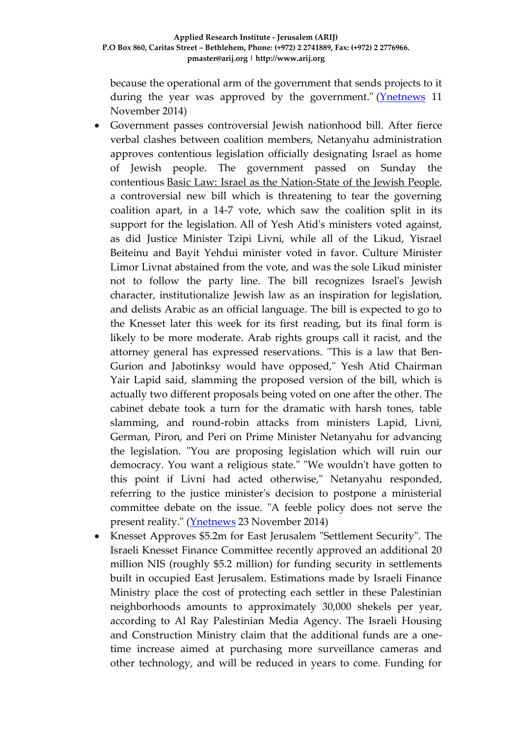because the operational arm of the government that sends projects to it during the year was approved by the government." (Ynetnews 11 November 2014)

- Government passes controversial Jewish nationhood bill. After fierce verbal clashes between coalition members, Netanyahu administration approves contentious legislation officially designating Israel as home of Jewish people. The government passed on Sunday the contentious Basic Law: Israel as the Nation-State of the Jewish People, a controversial new bill which is threatening to tear the governing coalition apart, in a 14-7 vote, which saw the coalition split in its support for the legislation. All of Yesh Atid's ministers voted against, as did Justice Minister Tzipi Livni, while all of the Likud, Yisrael Beiteinu and Bayit Yehdui minister voted in favor. Culture Minister Limor Livnat abstained from the vote, and was the sole Likud minister not to follow the party line. The bill recognizes Israel's Jewish character, institutionalize Jewish law as an inspiration for legislation, and delists Arabic as an official language. The bill is expected to go to the Knesset later this week for its first reading, but its final form is likely to be more moderate. Arab rights groups call it racist, and the attorney general has expressed reservations. "This is a law that Ben-Gurion and Jabotinksy would have opposed," Yesh Atid Chairman Yair Lapid said, slamming the proposed version of the bill, which is actually two different proposals being voted on one after the other. The cabinet debate took a turn for the dramatic with harsh tones, table slamming, and round-robin attacks from ministers Lapid, Livni, German, Piron, and Peri on Prime Minister Netanyahu for advancing the legislation. "You are proposing legislation which will ruin our democracy. You want a religious state." "We wouldn't have gotten to this point if Livni had acted otherwise," Netanyahu responded, referring to the justice minister's decision to postpone a ministerial committee debate on the issue. "A feeble policy does not serve the present reality." (Ynetnews 23 November 2014)
- Knesset Approves $5.2m for East Jerusalem "Settlement Security". The Israeli Knesset Finance Committee recently approved an additional 20 million NIS (roughly $5.2 million) for funding security in settlements built in occupied East Jerusalem. Estimations made by Israeli Finance Ministry place the cost of protecting each settler in these Palestinian neighborhoods amounts to approximately 30,000 shekels per year, according to Al Ray Palestinian Media Agency. The Israeli Housing and Construction Ministry claim that the additional funds are a one-time increase aimed at purchasing more surveillance cameras and other technology, and will be reduced in years to come. Funding for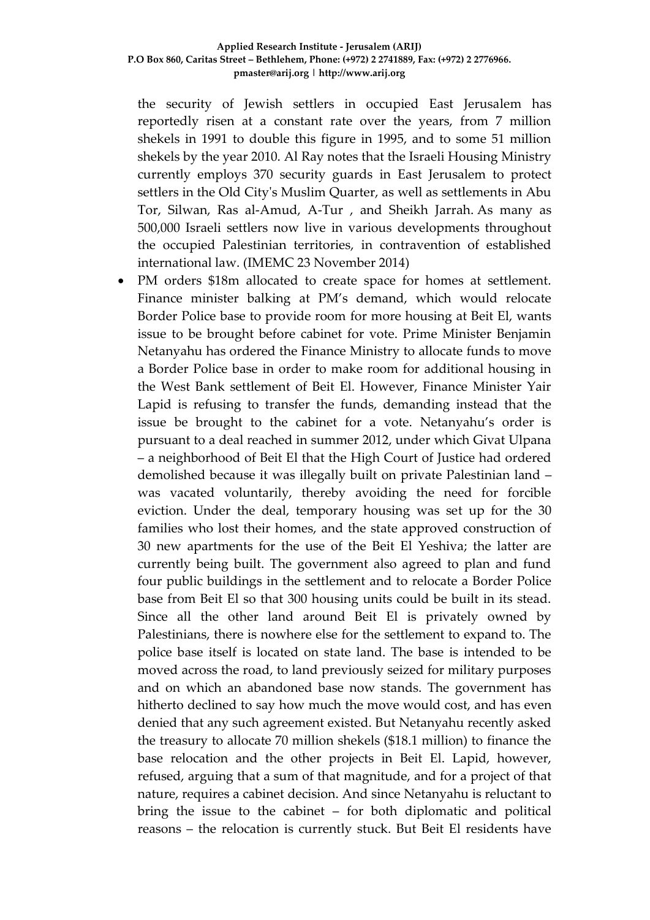the security of Jewish settlers in occupied East Jerusalem has reportedly risen at a constant rate over the years, from 7 million shekels in 1991 to double this figure in 1995, and to some 51 million shekels by the year 2010. Al Ray notes that the Israeli Housing Ministry currently employs 370 security guards in East Jerusalem to protect settlers in the Old City's Muslim Quarter, as well as settlements in Abu Tor, Silwan, Ras al-Amud, A-Tur , and Sheikh Jarrah. As many as 500,000 Israeli settlers now live in various developments throughout the occupied Palestinian territories, in contravention of established international law. (IMEMC 23 November 2014)

- PM orders $18m allocated to create space for homes at settlement. Finance minister balking at PM's demand, which would relocate Border Police base to provide room for more housing at Beit El, wants issue to be brought before cabinet for vote. Prime Minister Benjamin Netanyahu has ordered the Finance Ministry to allocate funds to move a Border Police base in order to make room for additional housing in the West Bank settlement of Beit El. However, Finance Minister Yair Lapid is refusing to transfer the funds, demanding instead that the issue be brought to the cabinet for a vote. Netanyahu's order is pursuant to a deal reached in summer 2012, under which Givat Ulpana – a neighborhood of Beit El that the High Court of Justice had ordered demolished because it was illegally built on private Palestinian land – was vacated voluntarily, thereby avoiding the need for forcible eviction. Under the deal, temporary housing was set up for the 30 families who lost their homes, and the state approved construction of 30 new apartments for the use of the Beit El Yeshiva; the latter are currently being built. The government also agreed to plan and fund four public buildings in the settlement and to relocate a Border Police base from Beit El so that 300 housing units could be built in its stead. Since all the other land around Beit El is privately owned by Palestinians, there is nowhere else for the settlement to expand to. The police base itself is located on state land. The base is intended to be moved across the road, to land previously seized for military purposes and on which an abandoned base now stands. The government has hitherto declined to say how much the move would cost, and has even denied that any such agreement existed. But Netanyahu recently asked the treasury to allocate 70 million shekels ($18.1 million) to finance the base relocation and the other projects in Beit El. Lapid, however, refused, arguing that a sum of that magnitude, and for a project of that nature, requires a cabinet decision. And since Netanyahu is reluctant to bring the issue to the cabinet – for both diplomatic and political reasons – the relocation is currently stuck. But Beit El residents have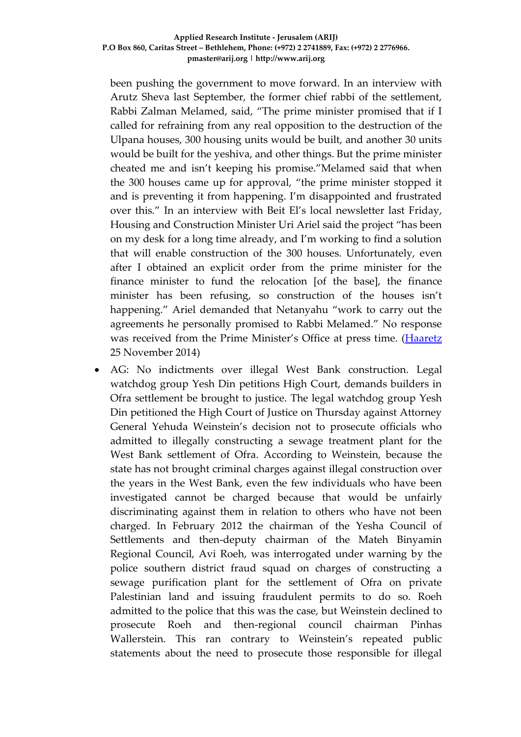been pushing the government to move forward. In an interview with Arutz Sheva last September, the former chief rabbi of the settlement, Rabbi Zalman Melamed, said, "The prime minister promised that if I called for refraining from any real opposition to the destruction of the Ulpana houses, 300 housing units would be built, and another 30 units would be built for the yeshiva, and other things. But the prime minister cheated me and isn't keeping his promise."Melamed said that when the 300 houses came up for approval, "the prime minister stopped it and is preventing it from happening. I'm disappointed and frustrated over this." In an interview with Beit El's local newsletter last Friday, Housing and Construction Minister Uri Ariel said the project "has been on my desk for a long time already, and I'm working to find a solution that will enable construction of the 300 houses. Unfortunately, even after I obtained an explicit order from the prime minister for the finance minister to fund the relocation [of the base], the finance minister has been refusing, so construction of the houses isn't happening." Ariel demanded that Netanyahu "work to carry out the agreements he personally promised to Rabbi Melamed." No response was received from the Prime Minister's Office at press time. (Haaretz 25 November 2014)

- AG: No indictments over illegal West Bank construction. Legal watchdog group Yesh Din petitions High Court, demands builders in Ofra settlement be brought to justice. The legal watchdog group Yesh Din petitioned the High Court of Justice on Thursday against Attorney General Yehuda Weinstein's decision not to prosecute officials who admitted to illegally constructing a sewage treatment plant for the West Bank settlement of Ofra. According to Weinstein, because the state has not brought criminal charges against illegal construction over the years in the West Bank, even the few individuals who have been investigated cannot be charged because that would be unfairly discriminating against them in relation to others who have not been charged. In February 2012 the chairman of the Yesha Council of Settlements and then-deputy chairman of the Mateh Binyamin Regional Council, Avi Roeh, was interrogated under warning by the police southern district fraud squad on charges of constructing a sewage purification plant for the settlement of Ofra on private Palestinian land and issuing fraudulent permits to do so. Roeh admitted to the police that this was the case, but Weinstein declined to prosecute Roeh and then-regional council chairman Pinhas Wallerstein. This ran contrary to Weinstein's repeated public statements about the need to prosecute those responsible for illegal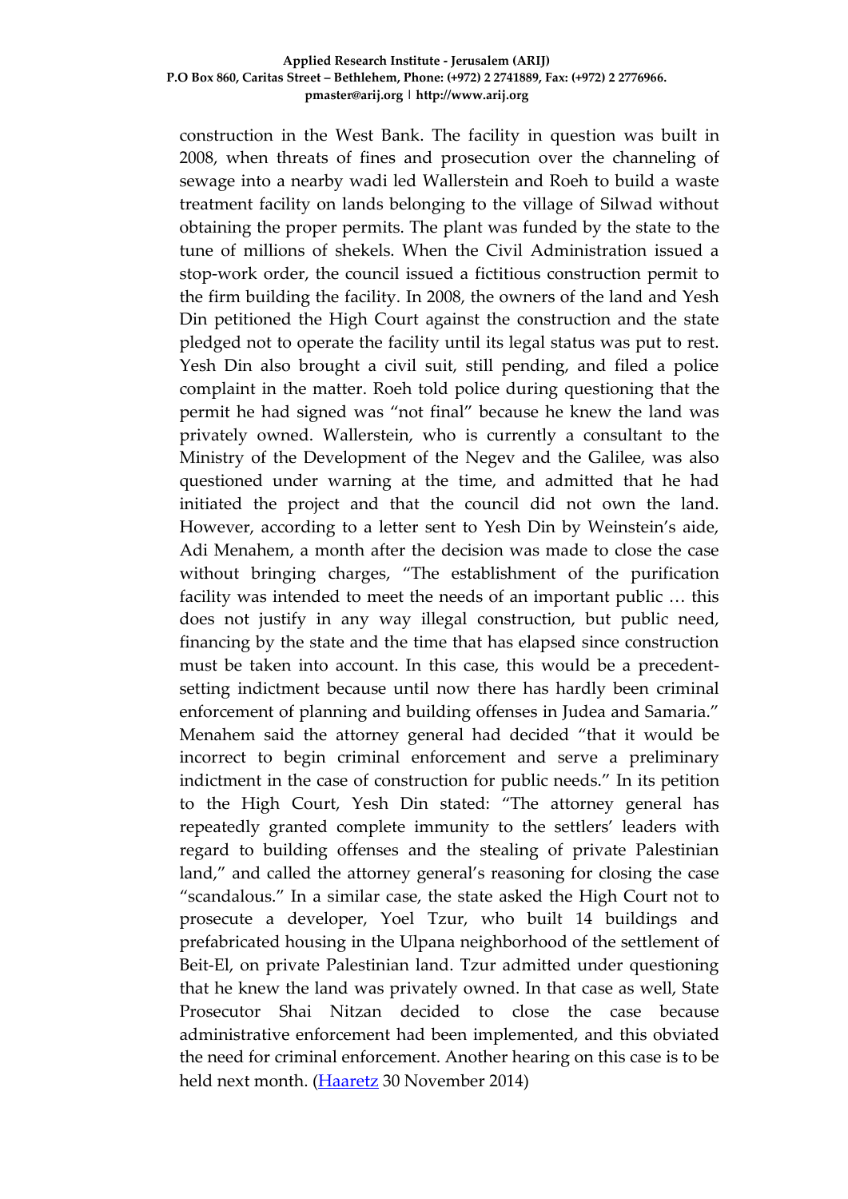construction in the West Bank. The facility in question was built in 2008, when threats of fines and prosecution over the channeling of sewage into a nearby wadi led Wallerstein and Roeh to build a waste treatment facility on lands belonging to the village of Silwad without obtaining the proper permits. The plant was funded by the state to the tune of millions of shekels. When the Civil Administration issued a stop-work order, the council issued a fictitious construction permit to the firm building the facility. In 2008, the owners of the land and Yesh Din petitioned the High Court against the construction and the state pledged not to operate the facility until its legal status was put to rest. Yesh Din also brought a civil suit, still pending, and filed a police complaint in the matter. Roeh told police during questioning that the permit he had signed was "not final" because he knew the land was privately owned. Wallerstein, who is currently a consultant to the Ministry of the Development of the Negev and the Galilee, was also questioned under warning at the time, and admitted that he had initiated the project and that the council did not own the land. However, according to a letter sent to Yesh Din by Weinstein's aide, Adi Menahem, a month after the decision was made to close the case without bringing charges, "The establishment of the purification facility was intended to meet the needs of an important public … this does not justify in any way illegal construction, but public need, financing by the state and the time that has elapsed since construction must be taken into account. In this case, this would be a precedent-setting indictment because until now there has hardly been criminal enforcement of planning and building offenses in Judea and Samaria." Menahem said the attorney general had decided "that it would be incorrect to begin criminal enforcement and serve a preliminary indictment in the case of construction for public needs." In its petition to the High Court, Yesh Din stated: "The attorney general has repeatedly granted complete immunity to the settlers' leaders with regard to building offenses and the stealing of private Palestinian land," and called the attorney general's reasoning for closing the case "scandalous." In a similar case, the state asked the High Court not to prosecute a developer, Yoel Tzur, who built 14 buildings and prefabricated housing in the Ulpana neighborhood of the settlement of Beit-El, on private Palestinian land. Tzur admitted under questioning that he knew the land was privately owned. In that case as well, State Prosecutor Shai Nitzan decided to close the case because administrative enforcement had been implemented, and this obviated the need for criminal enforcement. Another hearing on this case is to be held next month. (Haaretz 30 November 2014)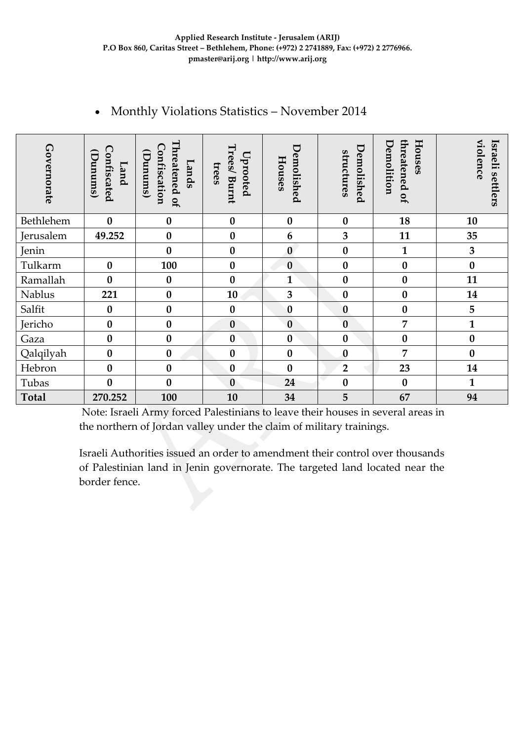- Monthly Violations Statistics – November 2014

| Governorate | Land Confiscated (Dunums) | Lands Threatened of Confiscation (Dunums) | Uprooted Trees/ Burnt trees | Demolished Houses | Demolished structures | Houses threatened of Demolition | Israeli settlers violence |
|---|---|---|---|---|---|---|---|
| Bethlehem | **0** | **0** | **0** | **0** | **0** | **18** | **10** |
| Jerusalem | **49.252** | **0** | **0** | **6** | **3** | **11** | **35** |
| Jenin | | **0** | **0** | **0** | **0** | **1** | **3** |
| Tulkarm | **0** | **100** | **0** | **0** | **0** | **0** | **0** |
| Ramallah | **0** | **0** | **0** | **1** | **0** | **0** | **11** |
| Nablus | **221** | **0** | **10** | **3** | **0** | **0** | **14** |
| Salfit | **0** | **0** | **0** | **0** | **0** | **0** | **5** |
| Jericho | **0** | **0** | **0** | **0** | **0** | **7** | **1** |
| Gaza | **0** | **0** | **0** | **0** | **0** | **0** | **0** |
| Qalqilyah | **0** | **0** | **0** | **0** | **0** | **7** | **0** |
| Hebron | **0** | **0** | **0** | **0** | **2** | **23** | **14** |
| Tubas | **0** | **0** | **0** | **24** | **0** | **0** | **1** |
| **Total** | **270.252** | **100** | **10** | **34** | **5** | **67** | **94** |

Note: Israeli Army forced Palestinians to leave their houses in several areas in the northern of Jordan valley under the claim of military trainings.

Israeli Authorities issued an order to amendment their control over thousands of Palestinian land in Jenin governorate. The targeted land located near the border fence.